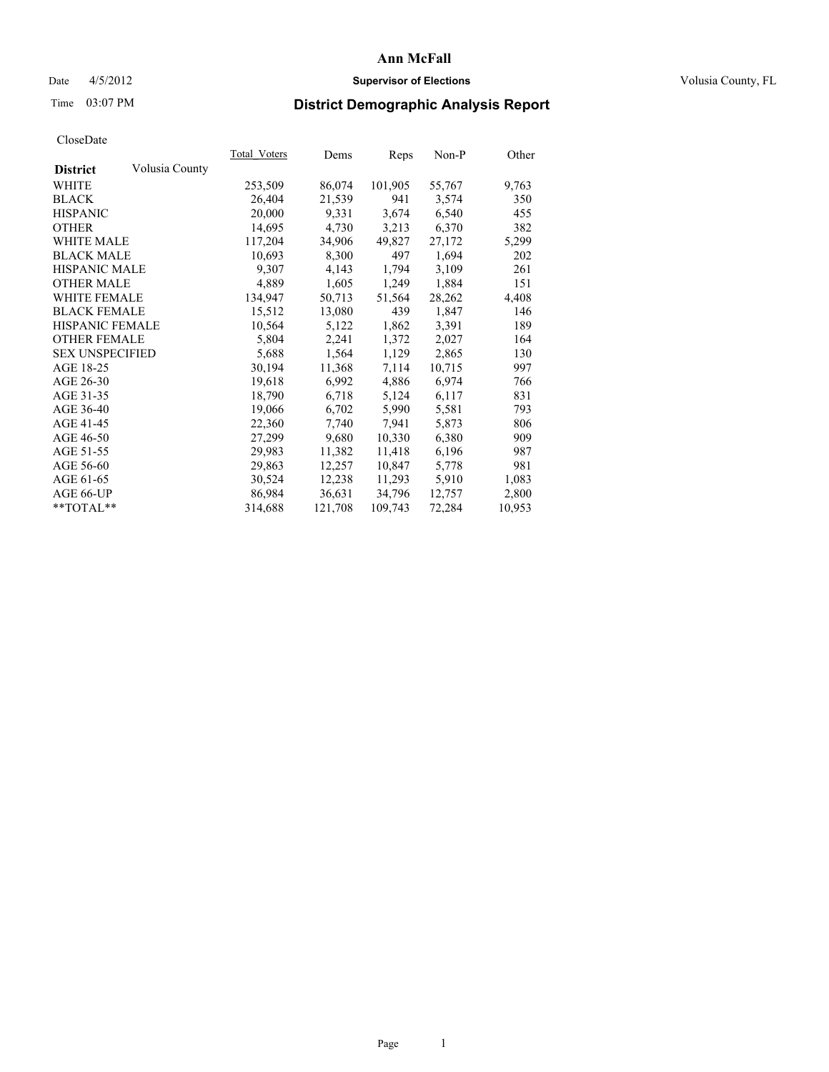# Ann McFall

Date 4/5/2012 **Supervisor of Elections** Volusia County, FL

Time 03:07 PM

## District Demographic Analysis Report

CloseDate

| **District** Volusia County | Total_Voters | Dems | Reps | Non-P | Other |
|---|---|---|---|---|---|
| WHITE | 253,509 | 86,074 | 101,905 | 55,767 | 9,763 |
| BLACK | 26,404 | 21,539 | 941 | 3,574 | 350 |
| HISPANIC | 20,000 | 9,331 | 3,674 | 6,540 | 455 |
| OTHER | 14,695 | 4,730 | 3,213 | 6,370 | 382 |
| WHITE MALE | 117,204 | 34,906 | 49,827 | 27,172 | 5,299 |
| BLACK MALE | 10,693 | 8,300 | 497 | 1,694 | 202 |
| HISPANIC MALE | 9,307 | 4,143 | 1,794 | 3,109 | 261 |
| OTHER MALE | 4,889 | 1,605 | 1,249 | 1,884 | 151 |
| WHITE FEMALE | 134,947 | 50,713 | 51,564 | 28,262 | 4,408 |
| BLACK FEMALE | 15,512 | 13,080 | 439 | 1,847 | 146 |
| HISPANIC FEMALE | 10,564 | 5,122 | 1,862 | 3,391 | 189 |
| OTHER FEMALE | 5,804 | 2,241 | 1,372 | 2,027 | 164 |
| SEX UNSPECIFIED | 5,688 | 1,564 | 1,129 | 2,865 | 130 |
| AGE 18-25 | 30,194 | 11,368 | 7,114 | 10,715 | 997 |
| AGE 26-30 | 19,618 | 6,992 | 4,886 | 6,974 | 766 |
| AGE 31-35 | 18,790 | 6,718 | 5,124 | 6,117 | 831 |
| AGE 36-40 | 19,066 | 6,702 | 5,990 | 5,581 | 793 |
| AGE 41-45 | 22,360 | 7,740 | 7,941 | 5,873 | 806 |
| AGE 46-50 | 27,299 | 9,680 | 10,330 | 6,380 | 909 |
| AGE 51-55 | 29,983 | 11,382 | 11,418 | 6,196 | 987 |
| AGE 56-60 | 29,863 | 12,257 | 10,847 | 5,778 | 981 |
| AGE 61-65 | 30,524 | 12,238 | 11,293 | 5,910 | 1,083 |
| AGE 66-UP | 86,984 | 36,631 | 34,796 | 12,757 | 2,800 |
| **TOTAL** | 314,688 | 121,708 | 109,743 | 72,284 | 10,953 |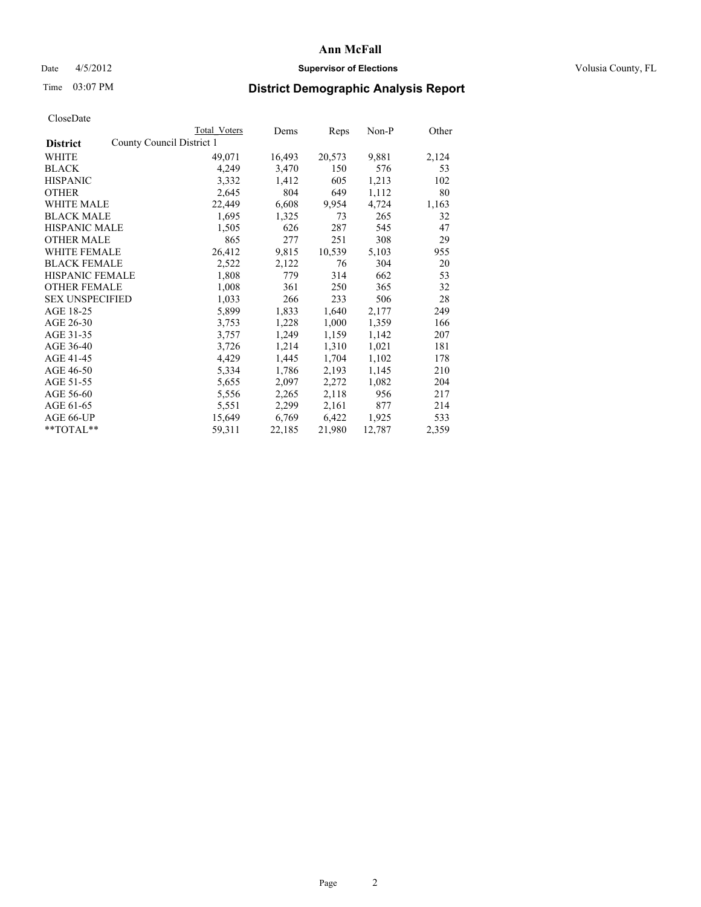# Ann McFall

Date 4/5/2012 **Supervisor of Elections** Volusia County, FL

Time 03:07 PM

## District Demographic Analysis Report

CloseDate

| District | County Council District 1 Total Voters | Dems | Reps | Non-P | Other |
|---|---|---|---|---|---|
| WHITE | 49,071 | 16,493 | 20,573 | 9,881 | 2,124 |
| BLACK | 4,249 | 3,470 | 150 | 576 | 53 |
| HISPANIC | 3,332 | 1,412 | 605 | 1,213 | 102 |
| OTHER | 2,645 | 804 | 649 | 1,112 | 80 |
| WHITE MALE | 22,449 | 6,608 | 9,954 | 4,724 | 1,163 |
| BLACK MALE | 1,695 | 1,325 | 73 | 265 | 32 |
| HISPANIC MALE | 1,505 | 626 | 287 | 545 | 47 |
| OTHER MALE | 865 | 277 | 251 | 308 | 29 |
| WHITE FEMALE | 26,412 | 9,815 | 10,539 | 5,103 | 955 |
| BLACK FEMALE | 2,522 | 2,122 | 76 | 304 | 20 |
| HISPANIC FEMALE | 1,808 | 779 | 314 | 662 | 53 |
| OTHER FEMALE | 1,008 | 361 | 250 | 365 | 32 |
| SEX UNSPECIFIED | 1,033 | 266 | 233 | 506 | 28 |
| AGE 18-25 | 5,899 | 1,833 | 1,640 | 2,177 | 249 |
| AGE 26-30 | 3,753 | 1,228 | 1,000 | 1,359 | 166 |
| AGE 31-35 | 3,757 | 1,249 | 1,159 | 1,142 | 207 |
| AGE 36-40 | 3,726 | 1,214 | 1,310 | 1,021 | 181 |
| AGE 41-45 | 4,429 | 1,445 | 1,704 | 1,102 | 178 |
| AGE 46-50 | 5,334 | 1,786 | 2,193 | 1,145 | 210 |
| AGE 51-55 | 5,655 | 2,097 | 2,272 | 1,082 | 204 |
| AGE 56-60 | 5,556 | 2,265 | 2,118 | 956 | 217 |
| AGE 61-65 | 5,551 | 2,299 | 2,161 | 877 | 214 |
| AGE 66-UP | 15,649 | 6,769 | 6,422 | 1,925 | 533 |
| **TOTAL** | 59,311 | 22,185 | 21,980 | 12,787 | 2,359 |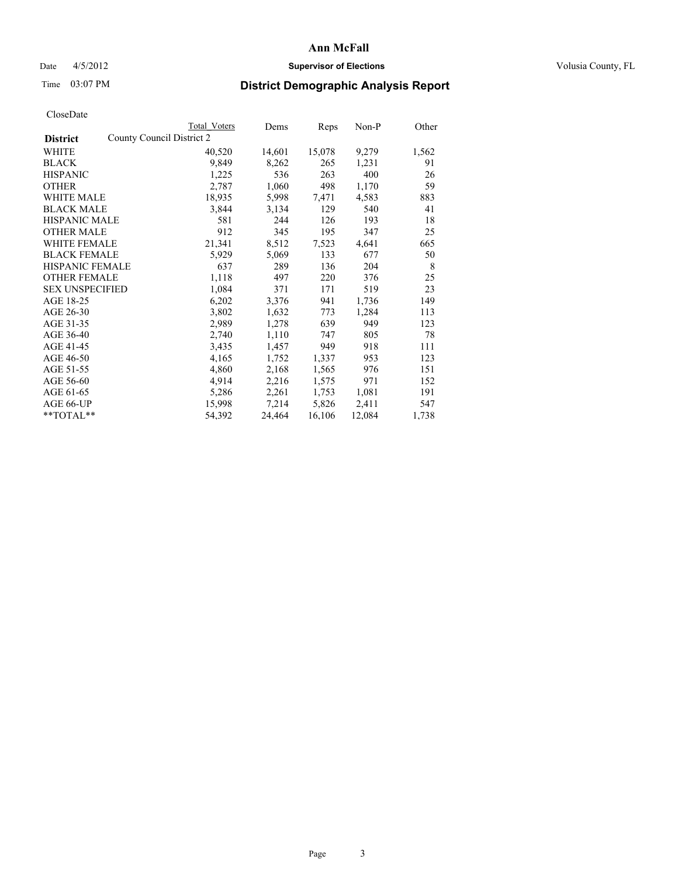# Ann McFall

Date 4/5/2012 **Supervisor of Elections** Volusia County, FL

Time 03:07 PM **District Demographic Analysis Report**

CloseDate

| District | County Council District 2 Total Voters | Dems | Reps | Non-P | Other |
|---|---|---|---|---|---|
| WHITE | 40,520 | 14,601 | 15,078 | 9,279 | 1,562 |
| BLACK | 9,849 | 8,262 | 265 | 1,231 | 91 |
| HISPANIC | 1,225 | 536 | 263 | 400 | 26 |
| OTHER | 2,787 | 1,060 | 498 | 1,170 | 59 |
| WHITE MALE | 18,935 | 5,998 | 7,471 | 4,583 | 883 |
| BLACK MALE | 3,844 | 3,134 | 129 | 540 | 41 |
| HISPANIC MALE | 581 | 244 | 126 | 193 | 18 |
| OTHER MALE | 912 | 345 | 195 | 347 | 25 |
| WHITE FEMALE | 21,341 | 8,512 | 7,523 | 4,641 | 665 |
| BLACK FEMALE | 5,929 | 5,069 | 133 | 677 | 50 |
| HISPANIC FEMALE | 637 | 289 | 136 | 204 | 8 |
| OTHER FEMALE | 1,118 | 497 | 220 | 376 | 25 |
| SEX UNSPECIFIED | 1,084 | 371 | 171 | 519 | 23 |
| AGE 18-25 | 6,202 | 3,376 | 941 | 1,736 | 149 |
| AGE 26-30 | 3,802 | 1,632 | 773 | 1,284 | 113 |
| AGE 31-35 | 2,989 | 1,278 | 639 | 949 | 123 |
| AGE 36-40 | 2,740 | 1,110 | 747 | 805 | 78 |
| AGE 41-45 | 3,435 | 1,457 | 949 | 918 | 111 |
| AGE 46-50 | 4,165 | 1,752 | 1,337 | 953 | 123 |
| AGE 51-55 | 4,860 | 2,168 | 1,565 | 976 | 151 |
| AGE 56-60 | 4,914 | 2,216 | 1,575 | 971 | 152 |
| AGE 61-65 | 5,286 | 2,261 | 1,753 | 1,081 | 191 |
| AGE 66-UP | 15,998 | 7,214 | 5,826 | 2,411 | 547 |
| **TOTAL** | 54,392 | 24,464 | 16,106 | 12,084 | 1,738 |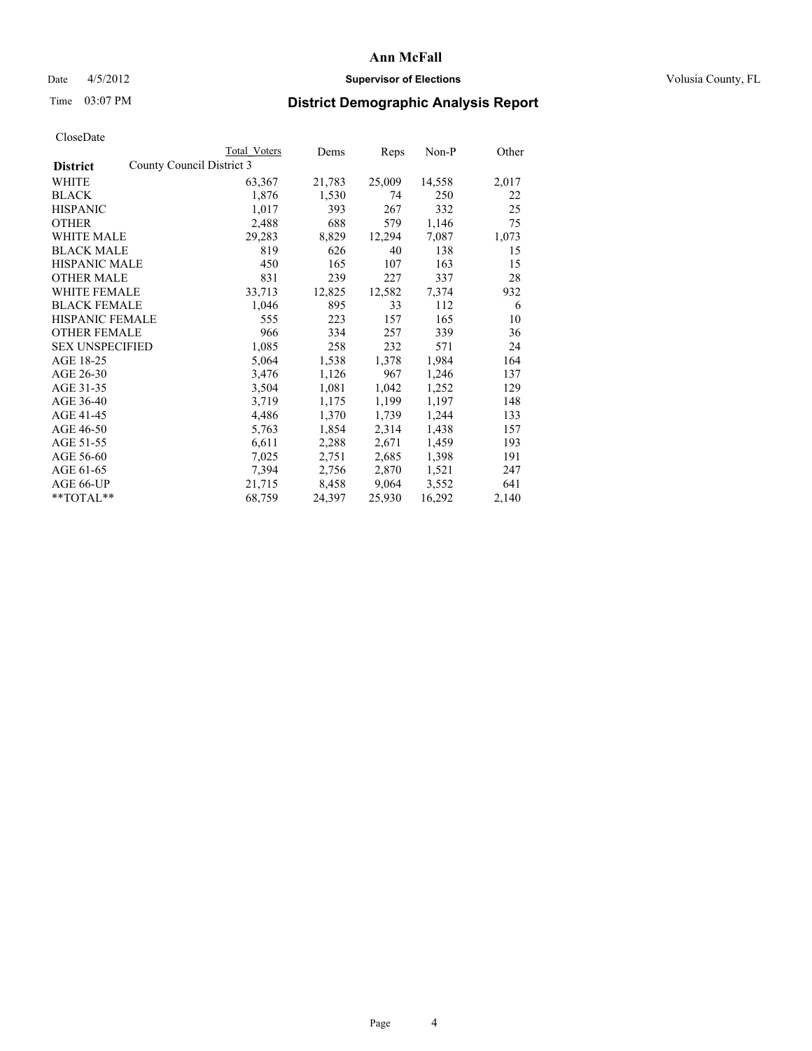# Ann McFall

Date 4/5/2012 **Supervisor of Elections** Volusia County, FL

Time 03:07 PM **District Demographic Analysis Report**

CloseDate

| | Total Voters | Dems | Reps | Non-P | Other |
|---|---|---|---|---|---|
| **District** County Council District 3 | | | | | |
| WHITE | 63,367 | 21,783 | 25,009 | 14,558 | 2,017 |
| BLACK | 1,876 | 1,530 | 74 | 250 | 22 |
| HISPANIC | 1,017 | 393 | 267 | 332 | 25 |
| OTHER | 2,488 | 688 | 579 | 1,146 | 75 |
| WHITE MALE | 29,283 | 8,829 | 12,294 | 7,087 | 1,073 |
| BLACK MALE | 819 | 626 | 40 | 138 | 15 |
| HISPANIC MALE | 450 | 165 | 107 | 163 | 15 |
| OTHER MALE | 831 | 239 | 227 | 337 | 28 |
| WHITE FEMALE | 33,713 | 12,825 | 12,582 | 7,374 | 932 |
| BLACK FEMALE | 1,046 | 895 | 33 | 112 | 6 |
| HISPANIC FEMALE | 555 | 223 | 157 | 165 | 10 |
| OTHER FEMALE | 966 | 334 | 257 | 339 | 36 |
| SEX UNSPECIFIED | 1,085 | 258 | 232 | 571 | 24 |
| AGE 18-25 | 5,064 | 1,538 | 1,378 | 1,984 | 164 |
| AGE 26-30 | 3,476 | 1,126 | 967 | 1,246 | 137 |
| AGE 31-35 | 3,504 | 1,081 | 1,042 | 1,252 | 129 |
| AGE 36-40 | 3,719 | 1,175 | 1,199 | 1,197 | 148 |
| AGE 41-45 | 4,486 | 1,370 | 1,739 | 1,244 | 133 |
| AGE 46-50 | 5,763 | 1,854 | 2,314 | 1,438 | 157 |
| AGE 51-55 | 6,611 | 2,288 | 2,671 | 1,459 | 193 |
| AGE 56-60 | 7,025 | 2,751 | 2,685 | 1,398 | 191 |
| AGE 61-65 | 7,394 | 2,756 | 2,870 | 1,521 | 247 |
| AGE 66-UP | 21,715 | 8,458 | 9,064 | 3,552 | 641 |
| **TOTAL** | 68,759 | 24,397 | 25,930 | 16,292 | 2,140 |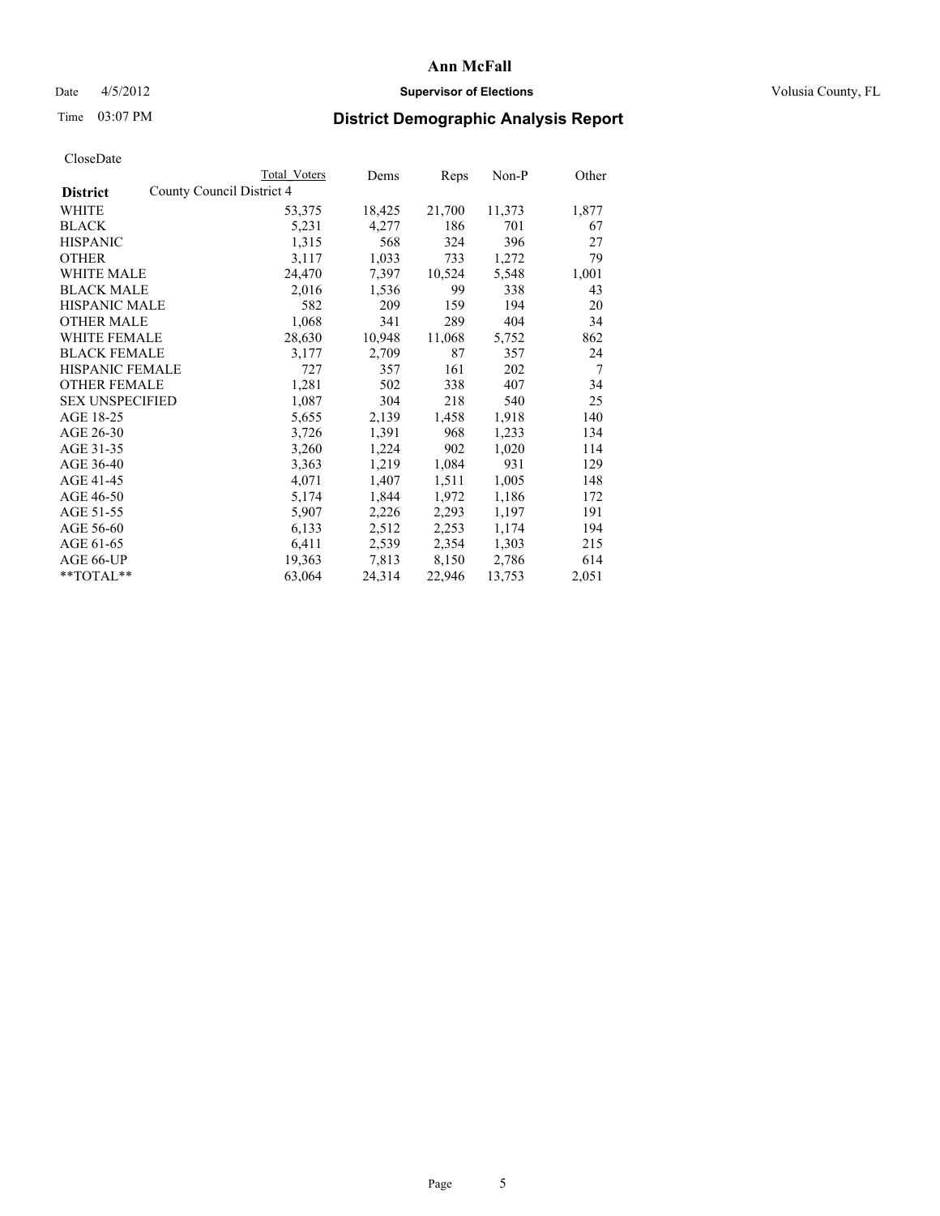**Ann McFall**

Date 4/5/2012 **Supervisor of Elections** Volusia County, FL

Time 03:07 PM

## District Demographic Analysis Report

CloseDate

| | Total Voters | Dems | Reps | Non-P | Other |
|---|---|---|---|---|---|
| **District** County Council District 4 | | | | | |
| WHITE | 53,375 | 18,425 | 21,700 | 11,373 | 1,877 |
| BLACK | 5,231 | 4,277 | 186 | 701 | 67 |
| HISPANIC | 1,315 | 568 | 324 | 396 | 27 |
| OTHER | 3,117 | 1,033 | 733 | 1,272 | 79 |
| WHITE MALE | 24,470 | 7,397 | 10,524 | 5,548 | 1,001 |
| BLACK MALE | 2,016 | 1,536 | 99 | 338 | 43 |
| HISPANIC MALE | 582 | 209 | 159 | 194 | 20 |
| OTHER MALE | 1,068 | 341 | 289 | 404 | 34 |
| WHITE FEMALE | 28,630 | 10,948 | 11,068 | 5,752 | 862 |
| BLACK FEMALE | 3,177 | 2,709 | 87 | 357 | 24 |
| HISPANIC FEMALE | 727 | 357 | 161 | 202 | 7 |
| OTHER FEMALE | 1,281 | 502 | 338 | 407 | 34 |
| SEX UNSPECIFIED | 1,087 | 304 | 218 | 540 | 25 |
| AGE 18-25 | 5,655 | 2,139 | 1,458 | 1,918 | 140 |
| AGE 26-30 | 3,726 | 1,391 | 968 | 1,233 | 134 |
| AGE 31-35 | 3,260 | 1,224 | 902 | 1,020 | 114 |
| AGE 36-40 | 3,363 | 1,219 | 1,084 | 931 | 129 |
| AGE 41-45 | 4,071 | 1,407 | 1,511 | 1,005 | 148 |
| AGE 46-50 | 5,174 | 1,844 | 1,972 | 1,186 | 172 |
| AGE 51-55 | 5,907 | 2,226 | 2,293 | 1,197 | 191 |
| AGE 56-60 | 6,133 | 2,512 | 2,253 | 1,174 | 194 |
| AGE 61-65 | 6,411 | 2,539 | 2,354 | 1,303 | 215 |
| AGE 66-UP | 19,363 | 7,813 | 8,150 | 2,786 | 614 |
| **TOTAL** | 63,064 | 24,314 | 22,946 | 13,753 | 2,051 |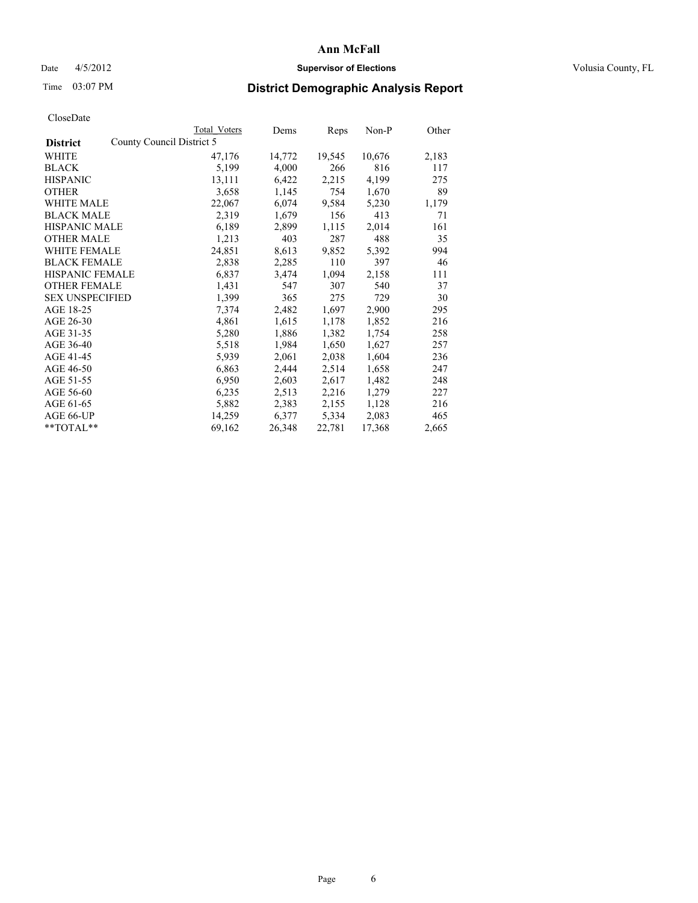# Ann McFall

Date 4/5/2012 **Supervisor of Elections** Volusia County, FL

Time 03:07 PM

## District Demographic Analysis Report

CloseDate

| District | Total Voters | Dems | Reps | Non-P | Other |
|---|---|---|---|---|---|
| County Council District 5 | | | | | |
| WHITE | 47,176 | 14,772 | 19,545 | 10,676 | 2,183 |
| BLACK | 5,199 | 4,000 | 266 | 816 | 117 |
| HISPANIC | 13,111 | 6,422 | 2,215 | 4,199 | 275 |
| OTHER | 3,658 | 1,145 | 754 | 1,670 | 89 |
| WHITE MALE | 22,067 | 6,074 | 9,584 | 5,230 | 1,179 |
| BLACK MALE | 2,319 | 1,679 | 156 | 413 | 71 |
| HISPANIC MALE | 6,189 | 2,899 | 1,115 | 2,014 | 161 |
| OTHER MALE | 1,213 | 403 | 287 | 488 | 35 |
| WHITE FEMALE | 24,851 | 8,613 | 9,852 | 5,392 | 994 |
| BLACK FEMALE | 2,838 | 2,285 | 110 | 397 | 46 |
| HISPANIC FEMALE | 6,837 | 3,474 | 1,094 | 2,158 | 111 |
| OTHER FEMALE | 1,431 | 547 | 307 | 540 | 37 |
| SEX UNSPECIFIED | 1,399 | 365 | 275 | 729 | 30 |
| AGE 18-25 | 7,374 | 2,482 | 1,697 | 2,900 | 295 |
| AGE 26-30 | 4,861 | 1,615 | 1,178 | 1,852 | 216 |
| AGE 31-35 | 5,280 | 1,886 | 1,382 | 1,754 | 258 |
| AGE 36-40 | 5,518 | 1,984 | 1,650 | 1,627 | 257 |
| AGE 41-45 | 5,939 | 2,061 | 2,038 | 1,604 | 236 |
| AGE 46-50 | 6,863 | 2,444 | 2,514 | 1,658 | 247 |
| AGE 51-55 | 6,950 | 2,603 | 2,617 | 1,482 | 248 |
| AGE 56-60 | 6,235 | 2,513 | 2,216 | 1,279 | 227 |
| AGE 61-65 | 5,882 | 2,383 | 2,155 | 1,128 | 216 |
| AGE 66-UP | 14,259 | 6,377 | 5,334 | 2,083 | 465 |
| **TOTAL** | 69,162 | 26,348 | 22,781 | 17,368 | 2,665 |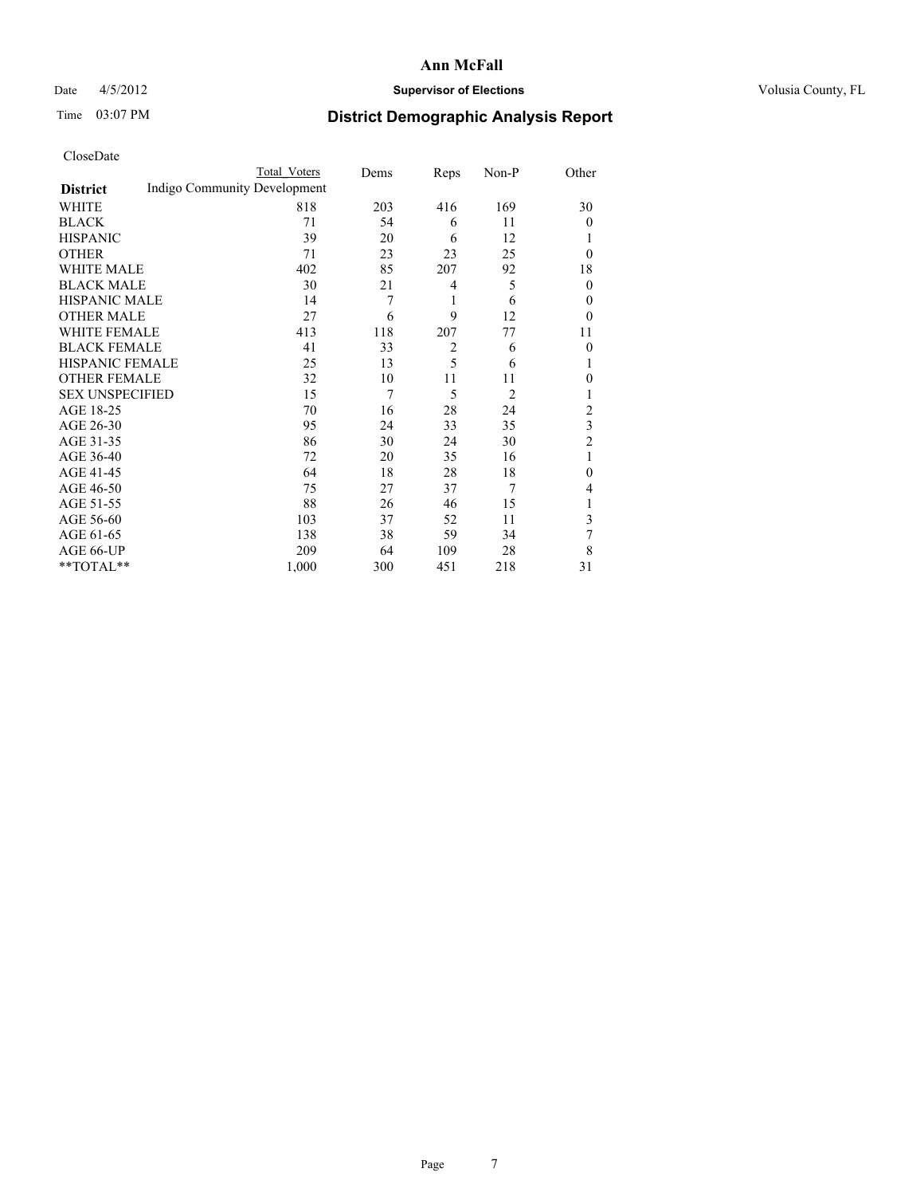# Ann McFall

Date 4/5/2012 **Supervisor of Elections** Volusia County, FL

Time 03:07 PM

## District Demographic Analysis Report

CloseDate

| **District** | Total Voters | Dems | Reps | Non-P | Other |
|---|---|---|---|---|---|
| Indigo Community Development | | | | | |
| WHITE | 818 | 203 | 416 | 169 | 30 |
| BLACK | 71 | 54 | 6 | 11 | 0 |
| HISPANIC | 39 | 20 | 6 | 12 | 1 |
| OTHER | 71 | 23 | 23 | 25 | 0 |
| WHITE MALE | 402 | 85 | 207 | 92 | 18 |
| BLACK MALE | 30 | 21 | 4 | 5 | 0 |
| HISPANIC MALE | 14 | 7 | 1 | 6 | 0 |
| OTHER MALE | 27 | 6 | 9 | 12 | 0 |
| WHITE FEMALE | 413 | 118 | 207 | 77 | 11 |
| BLACK FEMALE | 41 | 33 | 2 | 6 | 0 |
| HISPANIC FEMALE | 25 | 13 | 5 | 6 | 1 |
| OTHER FEMALE | 32 | 10 | 11 | 11 | 0 |
| SEX UNSPECIFIED | 15 | 7 | 5 | 2 | 1 |
| AGE 18-25 | 70 | 16 | 28 | 24 | 2 |
| AGE 26-30 | 95 | 24 | 33 | 35 | 3 |
| AGE 31-35 | 86 | 30 | 24 | 30 | 2 |
| AGE 36-40 | 72 | 20 | 35 | 16 | 1 |
| AGE 41-45 | 64 | 18 | 28 | 18 | 0 |
| AGE 46-50 | 75 | 27 | 37 | 7 | 4 |
| AGE 51-55 | 88 | 26 | 46 | 15 | 1 |
| AGE 56-60 | 103 | 37 | 52 | 11 | 3 |
| AGE 61-65 | 138 | 38 | 59 | 34 | 7 |
| AGE 66-UP | 209 | 64 | 109 | 28 | 8 |
| **TOTAL** | 1,000 | 300 | 451 | 218 | 31 |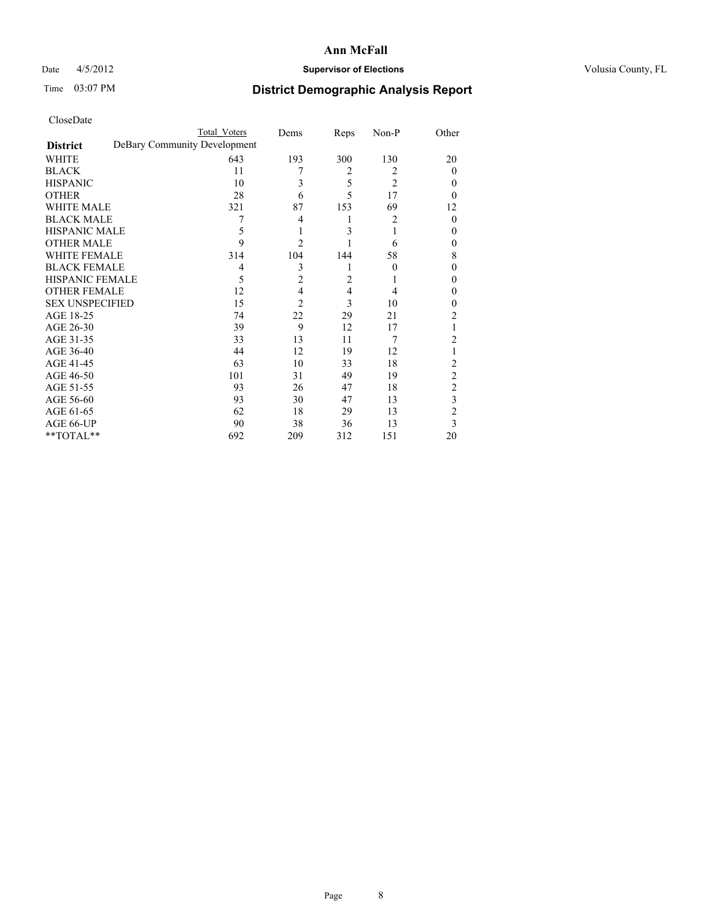# Ann McFall

Date 4/5/2012 **Supervisor of Elections** Volusia County, FL

Time 03:07 PM **District Demographic Analysis Report**

CloseDate

| | Total Voters | Dems | Reps | Non-P | Other |
|---|---|---|---|---|---|
| **District** | DeBary Community Development | | | | |
| WHITE | 643 | 193 | 300 | 130 | 20 |
| BLACK | 11 | 7 | 2 | 2 | 0 |
| HISPANIC | 10 | 3 | 5 | 2 | 0 |
| OTHER | 28 | 6 | 5 | 17 | 0 |
| WHITE MALE | 321 | 87 | 153 | 69 | 12 |
| BLACK MALE | 7 | 4 | 1 | 2 | 0 |
| HISPANIC MALE | 5 | 1 | 3 | 1 | 0 |
| OTHER MALE | 9 | 2 | 1 | 6 | 0 |
| WHITE FEMALE | 314 | 104 | 144 | 58 | 8 |
| BLACK FEMALE | 4 | 3 | 1 | 0 | 0 |
| HISPANIC FEMALE | 5 | 2 | 2 | 1 | 0 |
| OTHER FEMALE | 12 | 4 | 4 | 4 | 0 |
| SEX UNSPECIFIED | 15 | 2 | 3 | 10 | 0 |
| AGE 18-25 | 74 | 22 | 29 | 21 | 2 |
| AGE 26-30 | 39 | 9 | 12 | 17 | 1 |
| AGE 31-35 | 33 | 13 | 11 | 7 | 2 |
| AGE 36-40 | 44 | 12 | 19 | 12 | 1 |
| AGE 41-45 | 63 | 10 | 33 | 18 | 2 |
| AGE 46-50 | 101 | 31 | 49 | 19 | 2 |
| AGE 51-55 | 93 | 26 | 47 | 18 | 2 |
| AGE 56-60 | 93 | 30 | 47 | 13 | 3 |
| AGE 61-65 | 62 | 18 | 29 | 13 | 2 |
| AGE 66-UP | 90 | 38 | 36 | 13 | 3 |
| **TOTAL** | 692 | 209 | 312 | 151 | 20 |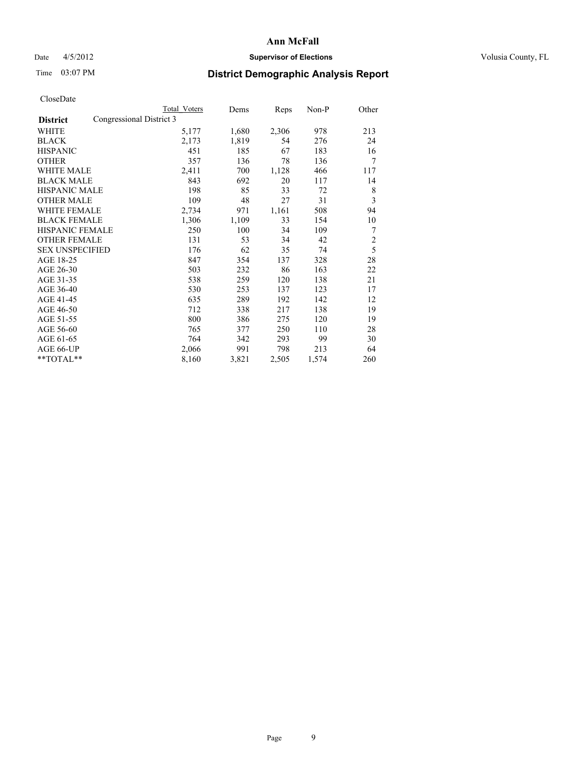# Ann McFall

Date 4/5/2012 **Supervisor of Elections** Volusia County, FL

Time 03:07 PM **District Demographic Analysis Report**

CloseDate

| **District** | Congressional District 3 | Total Voters | Dems | Reps | Non-P | Other |
|---|---|---|---|---|---|---|
| WHITE | | 5,177 | 1,680 | 2,306 | 978 | 213 |
| BLACK | | 2,173 | 1,819 | 54 | 276 | 24 |
| HISPANIC | | 451 | 185 | 67 | 183 | 16 |
| OTHER | | 357 | 136 | 78 | 136 | 7 |
| WHITE MALE | | 2,411 | 700 | 1,128 | 466 | 117 |
| BLACK MALE | | 843 | 692 | 20 | 117 | 14 |
| HISPANIC MALE | | 198 | 85 | 33 | 72 | 8 |
| OTHER MALE | | 109 | 48 | 27 | 31 | 3 |
| WHITE FEMALE | | 2,734 | 971 | 1,161 | 508 | 94 |
| BLACK FEMALE | | 1,306 | 1,109 | 33 | 154 | 10 |
| HISPANIC FEMALE | | 250 | 100 | 34 | 109 | 7 |
| OTHER FEMALE | | 131 | 53 | 34 | 42 | 2 |
| SEX UNSPECIFIED | | 176 | 62 | 35 | 74 | 5 |
| AGE 18-25 | | 847 | 354 | 137 | 328 | 28 |
| AGE 26-30 | | 503 | 232 | 86 | 163 | 22 |
| AGE 31-35 | | 538 | 259 | 120 | 138 | 21 |
| AGE 36-40 | | 530 | 253 | 137 | 123 | 17 |
| AGE 41-45 | | 635 | 289 | 192 | 142 | 12 |
| AGE 46-50 | | 712 | 338 | 217 | 138 | 19 |
| AGE 51-55 | | 800 | 386 | 275 | 120 | 19 |
| AGE 56-60 | | 765 | 377 | 250 | 110 | 28 |
| AGE 61-65 | | 764 | 342 | 293 | 99 | 30 |
| AGE 66-UP | | 2,066 | 991 | 798 | 213 | 64 |
| **TOTAL** | | 8,160 | 3,821 | 2,505 | 1,574 | 260 |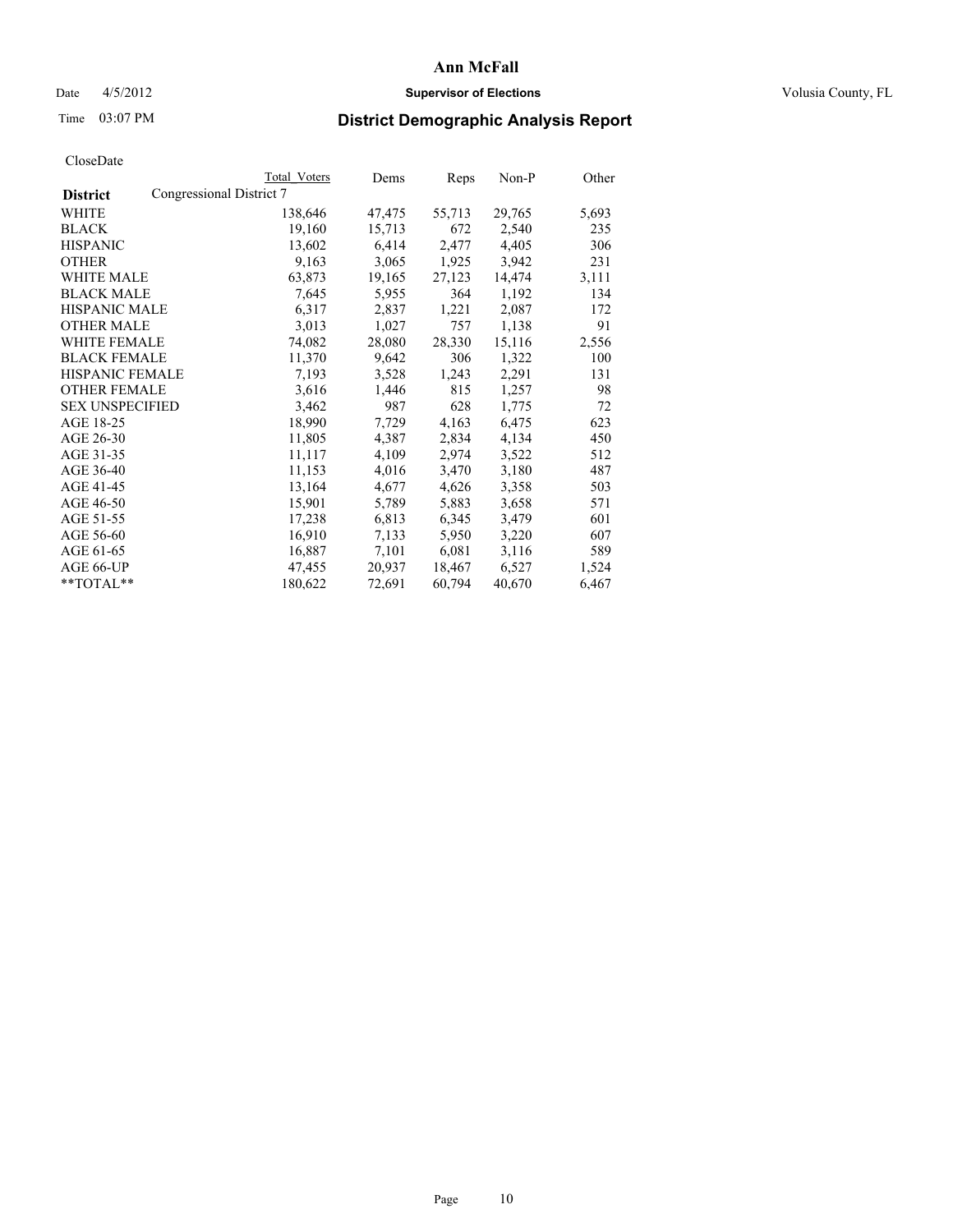# Ann McFall

Date 4/5/2012 **Supervisor of Elections** Volusia County, FL

Time 03:07 PM

## District Demographic Analysis Report

CloseDate

| District | Congressional District 7 | Total Voters | Dems | Reps | Non-P | Other |
|---|---|---|---|---|---|---|
| WHITE | | 138,646 | 47,475 | 55,713 | 29,765 | 5,693 |
| BLACK | | 19,160 | 15,713 | 672 | 2,540 | 235 |
| HISPANIC | | 13,602 | 6,414 | 2,477 | 4,405 | 306 |
| OTHER | | 9,163 | 3,065 | 1,925 | 3,942 | 231 |
| WHITE MALE | | 63,873 | 19,165 | 27,123 | 14,474 | 3,111 |
| BLACK MALE | | 7,645 | 5,955 | 364 | 1,192 | 134 |
| HISPANIC MALE | | 6,317 | 2,837 | 1,221 | 2,087 | 172 |
| OTHER MALE | | 3,013 | 1,027 | 757 | 1,138 | 91 |
| WHITE FEMALE | | 74,082 | 28,080 | 28,330 | 15,116 | 2,556 |
| BLACK FEMALE | | 11,370 | 9,642 | 306 | 1,322 | 100 |
| HISPANIC FEMALE | | 7,193 | 3,528 | 1,243 | 2,291 | 131 |
| OTHER FEMALE | | 3,616 | 1,446 | 815 | 1,257 | 98 |
| SEX UNSPECIFIED | | 3,462 | 987 | 628 | 1,775 | 72 |
| AGE 18-25 | | 18,990 | 7,729 | 4,163 | 6,475 | 623 |
| AGE 26-30 | | 11,805 | 4,387 | 2,834 | 4,134 | 450 |
| AGE 31-35 | | 11,117 | 4,109 | 2,974 | 3,522 | 512 |
| AGE 36-40 | | 11,153 | 4,016 | 3,470 | 3,180 | 487 |
| AGE 41-45 | | 13,164 | 4,677 | 4,626 | 3,358 | 503 |
| AGE 46-50 | | 15,901 | 5,789 | 5,883 | 3,658 | 571 |
| AGE 51-55 | | 17,238 | 6,813 | 6,345 | 3,479 | 601 |
| AGE 56-60 | | 16,910 | 7,133 | 5,950 | 3,220 | 607 |
| AGE 61-65 | | 16,887 | 7,101 | 6,081 | 3,116 | 589 |
| AGE 66-UP | | 47,455 | 20,937 | 18,467 | 6,527 | 1,524 |
| **TOTAL** | | 180,622 | 72,691 | 60,794 | 40,670 | 6,467 |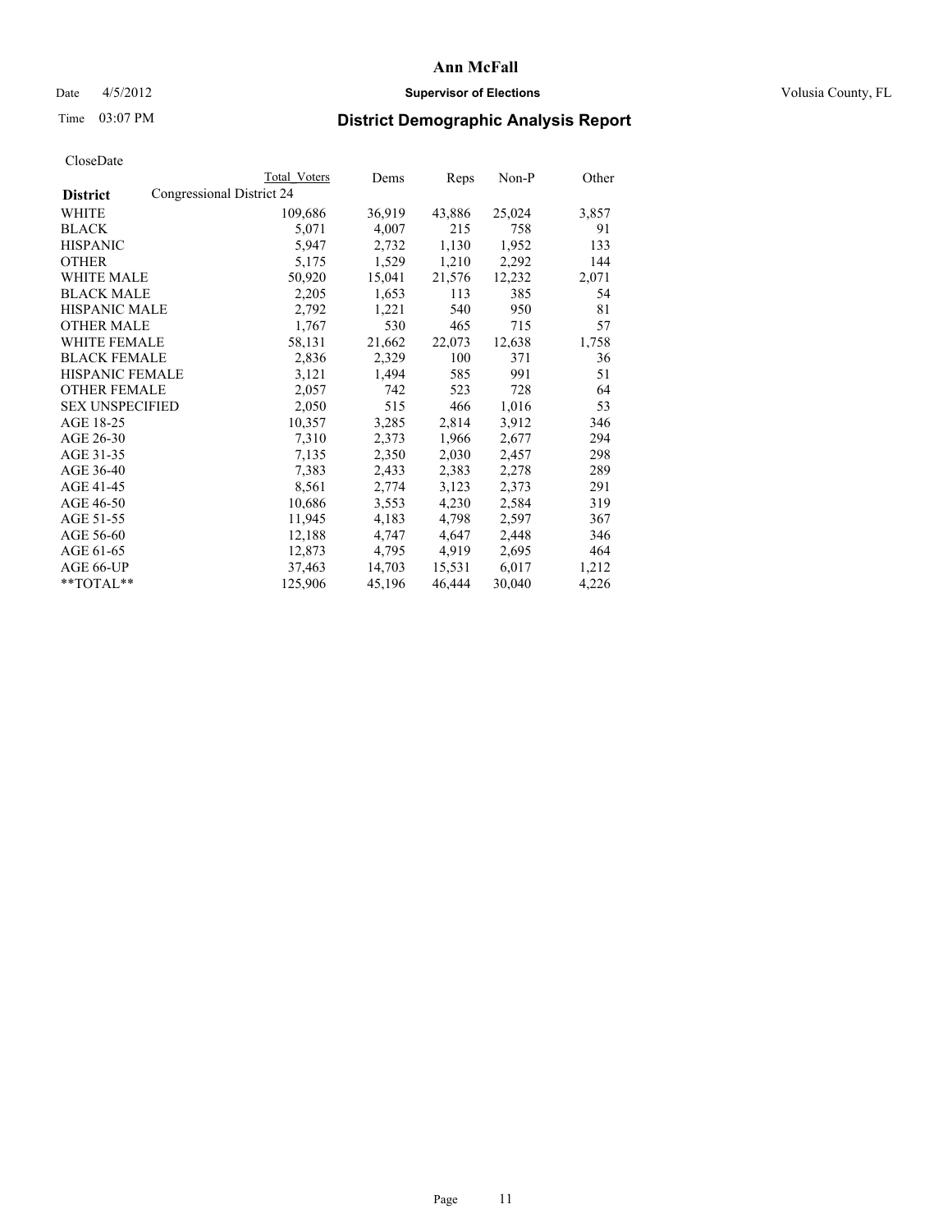**Ann McFall**

Date 4/5/2012 **Supervisor of Elections** Volusia County, FL

Time 03:07 PM **District Demographic Analysis Report**

CloseDate

| District | Total Voters | Dems | Reps | Non-P | Other |
|---|---|---|---|---|---|
| Congressional District 24 | | | | | |
| WHITE | 109,686 | 36,919 | 43,886 | 25,024 | 3,857 |
| BLACK | 5,071 | 4,007 | 215 | 758 | 91 |
| HISPANIC | 5,947 | 2,732 | 1,130 | 1,952 | 133 |
| OTHER | 5,175 | 1,529 | 1,210 | 2,292 | 144 |
| WHITE MALE | 50,920 | 15,041 | 21,576 | 12,232 | 2,071 |
| BLACK MALE | 2,205 | 1,653 | 113 | 385 | 54 |
| HISPANIC MALE | 2,792 | 1,221 | 540 | 950 | 81 |
| OTHER MALE | 1,767 | 530 | 465 | 715 | 57 |
| WHITE FEMALE | 58,131 | 21,662 | 22,073 | 12,638 | 1,758 |
| BLACK FEMALE | 2,836 | 2,329 | 100 | 371 | 36 |
| HISPANIC FEMALE | 3,121 | 1,494 | 585 | 991 | 51 |
| OTHER FEMALE | 2,057 | 742 | 523 | 728 | 64 |
| SEX UNSPECIFIED | 2,050 | 515 | 466 | 1,016 | 53 |
| AGE 18-25 | 10,357 | 3,285 | 2,814 | 3,912 | 346 |
| AGE 26-30 | 7,310 | 2,373 | 1,966 | 2,677 | 294 |
| AGE 31-35 | 7,135 | 2,350 | 2,030 | 2,457 | 298 |
| AGE 36-40 | 7,383 | 2,433 | 2,383 | 2,278 | 289 |
| AGE 41-45 | 8,561 | 2,774 | 3,123 | 2,373 | 291 |
| AGE 46-50 | 10,686 | 3,553 | 4,230 | 2,584 | 319 |
| AGE 51-55 | 11,945 | 4,183 | 4,798 | 2,597 | 367 |
| AGE 56-60 | 12,188 | 4,747 | 4,647 | 2,448 | 346 |
| AGE 61-65 | 12,873 | 4,795 | 4,919 | 2,695 | 464 |
| AGE 66-UP | 37,463 | 14,703 | 15,531 | 6,017 | 1,212 |
| **TOTAL** | 125,906 | 45,196 | 46,444 | 30,040 | 4,226 |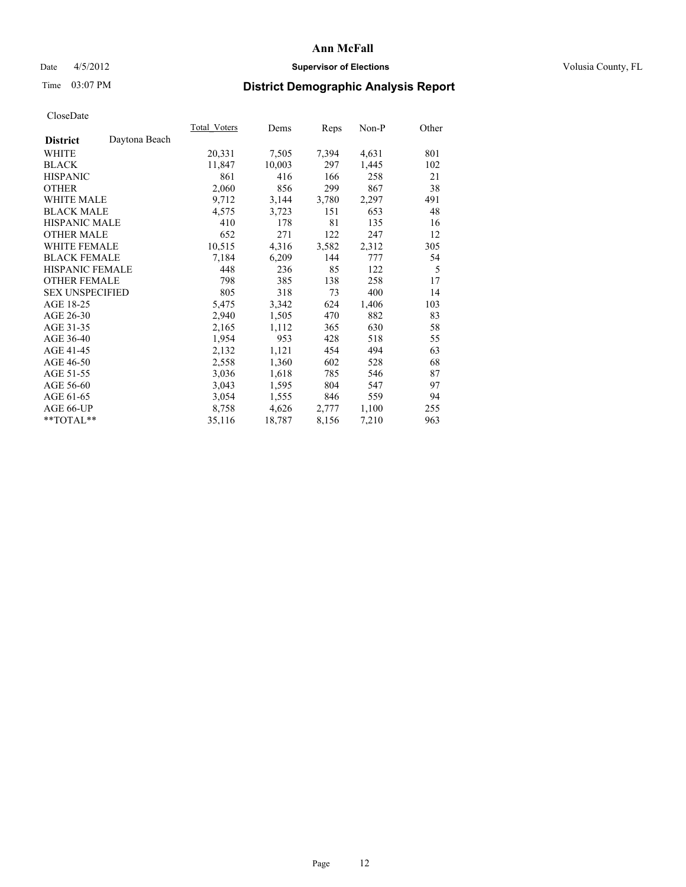# Ann McFall

Date 4/5/2012 **Supervisor of Elections** Volusia County, FL

Time 03:07 PM

## District Demographic Analysis Report

CloseDate

| **District** Daytona Beach | Total_Voters | Dems | Reps | Non-P | Other |
|---|---|---|---|---|---|
| WHITE | 20,331 | 7,505 | 7,394 | 4,631 | 801 |
| BLACK | 11,847 | 10,003 | 297 | 1,445 | 102 |
| HISPANIC | 861 | 416 | 166 | 258 | 21 |
| OTHER | 2,060 | 856 | 299 | 867 | 38 |
| WHITE MALE | 9,712 | 3,144 | 3,780 | 2,297 | 491 |
| BLACK MALE | 4,575 | 3,723 | 151 | 653 | 48 |
| HISPANIC MALE | 410 | 178 | 81 | 135 | 16 |
| OTHER MALE | 652 | 271 | 122 | 247 | 12 |
| WHITE FEMALE | 10,515 | 4,316 | 3,582 | 2,312 | 305 |
| BLACK FEMALE | 7,184 | 6,209 | 144 | 777 | 54 |
| HISPANIC FEMALE | 448 | 236 | 85 | 122 | 5 |
| OTHER FEMALE | 798 | 385 | 138 | 258 | 17 |
| SEX UNSPECIFIED | 805 | 318 | 73 | 400 | 14 |
| AGE 18-25 | 5,475 | 3,342 | 624 | 1,406 | 103 |
| AGE 26-30 | 2,940 | 1,505 | 470 | 882 | 83 |
| AGE 31-35 | 2,165 | 1,112 | 365 | 630 | 58 |
| AGE 36-40 | 1,954 | 953 | 428 | 518 | 55 |
| AGE 41-45 | 2,132 | 1,121 | 454 | 494 | 63 |
| AGE 46-50 | 2,558 | 1,360 | 602 | 528 | 68 |
| AGE 51-55 | 3,036 | 1,618 | 785 | 546 | 87 |
| AGE 56-60 | 3,043 | 1,595 | 804 | 547 | 97 |
| AGE 61-65 | 3,054 | 1,555 | 846 | 559 | 94 |
| AGE 66-UP | 8,758 | 4,626 | 2,777 | 1,100 | 255 |
| **TOTAL** | 35,116 | 18,787 | 8,156 | 7,210 | 963 |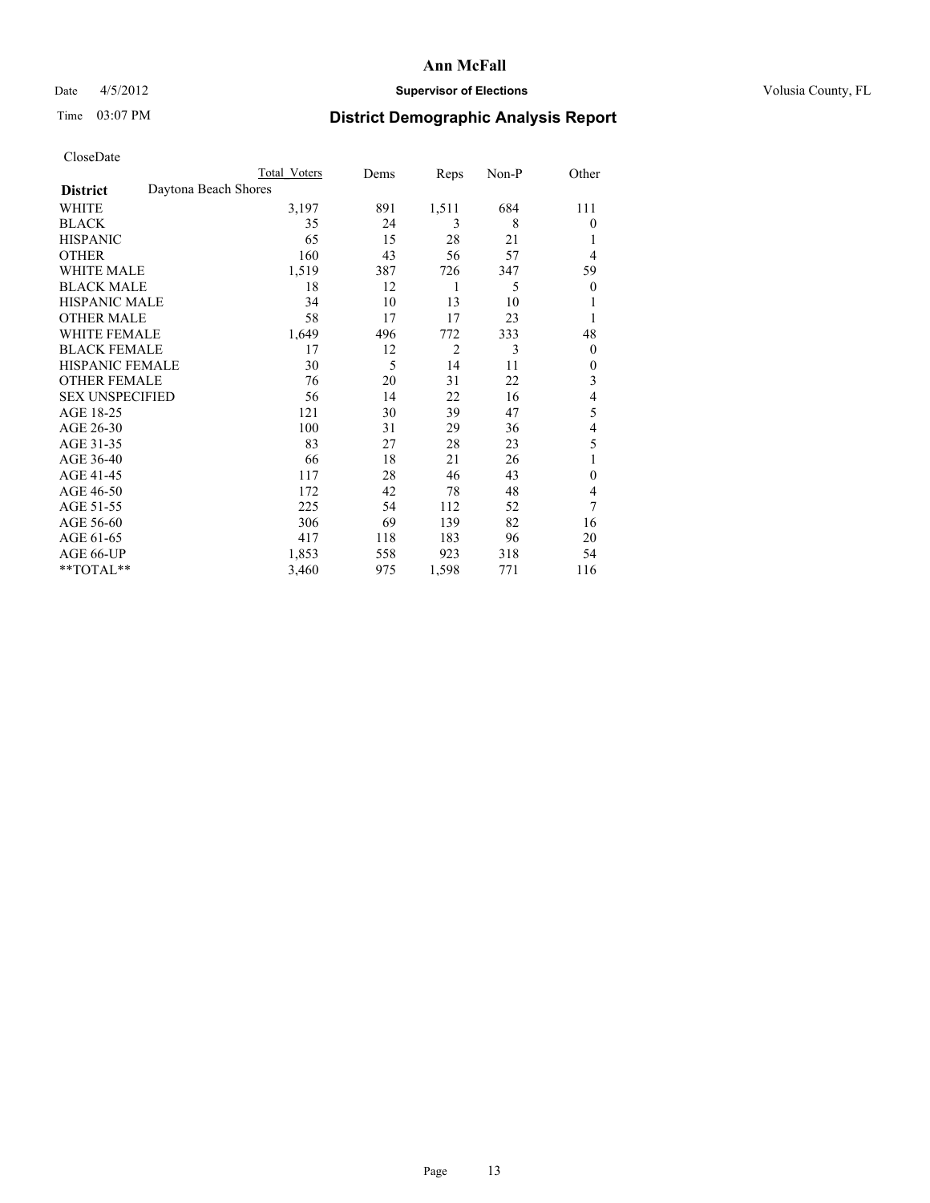# Ann McFall

Date 4/5/2012 **Supervisor of Elections** Volusia County, FL

Time 03:07 PM

## District Demographic Analysis Report

CloseDate

| | Total Voters | Dems | Reps | Non-P | Other |
|---|---|---|---|---|---|
| **District** Daytona Beach Shores | | | | | |
| WHITE | 3,197 | 891 | 1,511 | 684 | 111 |
| BLACK | 35 | 24 | 3 | 8 | 0 |
| HISPANIC | 65 | 15 | 28 | 21 | 1 |
| OTHER | 160 | 43 | 56 | 57 | 4 |
| WHITE MALE | 1,519 | 387 | 726 | 347 | 59 |
| BLACK MALE | 18 | 12 | 1 | 5 | 0 |
| HISPANIC MALE | 34 | 10 | 13 | 10 | 1 |
| OTHER MALE | 58 | 17 | 17 | 23 | 1 |
| WHITE FEMALE | 1,649 | 496 | 772 | 333 | 48 |
| BLACK FEMALE | 17 | 12 | 2 | 3 | 0 |
| HISPANIC FEMALE | 30 | 5 | 14 | 11 | 0 |
| OTHER FEMALE | 76 | 20 | 31 | 22 | 3 |
| SEX UNSPECIFIED | 56 | 14 | 22 | 16 | 4 |
| AGE 18-25 | 121 | 30 | 39 | 47 | 5 |
| AGE 26-30 | 100 | 31 | 29 | 36 | 4 |
| AGE 31-35 | 83 | 27 | 28 | 23 | 5 |
| AGE 36-40 | 66 | 18 | 21 | 26 | 1 |
| AGE 41-45 | 117 | 28 | 46 | 43 | 0 |
| AGE 46-50 | 172 | 42 | 78 | 48 | 4 |
| AGE 51-55 | 225 | 54 | 112 | 52 | 7 |
| AGE 56-60 | 306 | 69 | 139 | 82 | 16 |
| AGE 61-65 | 417 | 118 | 183 | 96 | 20 |
| AGE 66-UP | 1,853 | 558 | 923 | 318 | 54 |
| **TOTAL** | 3,460 | 975 | 1,598 | 771 | 116 |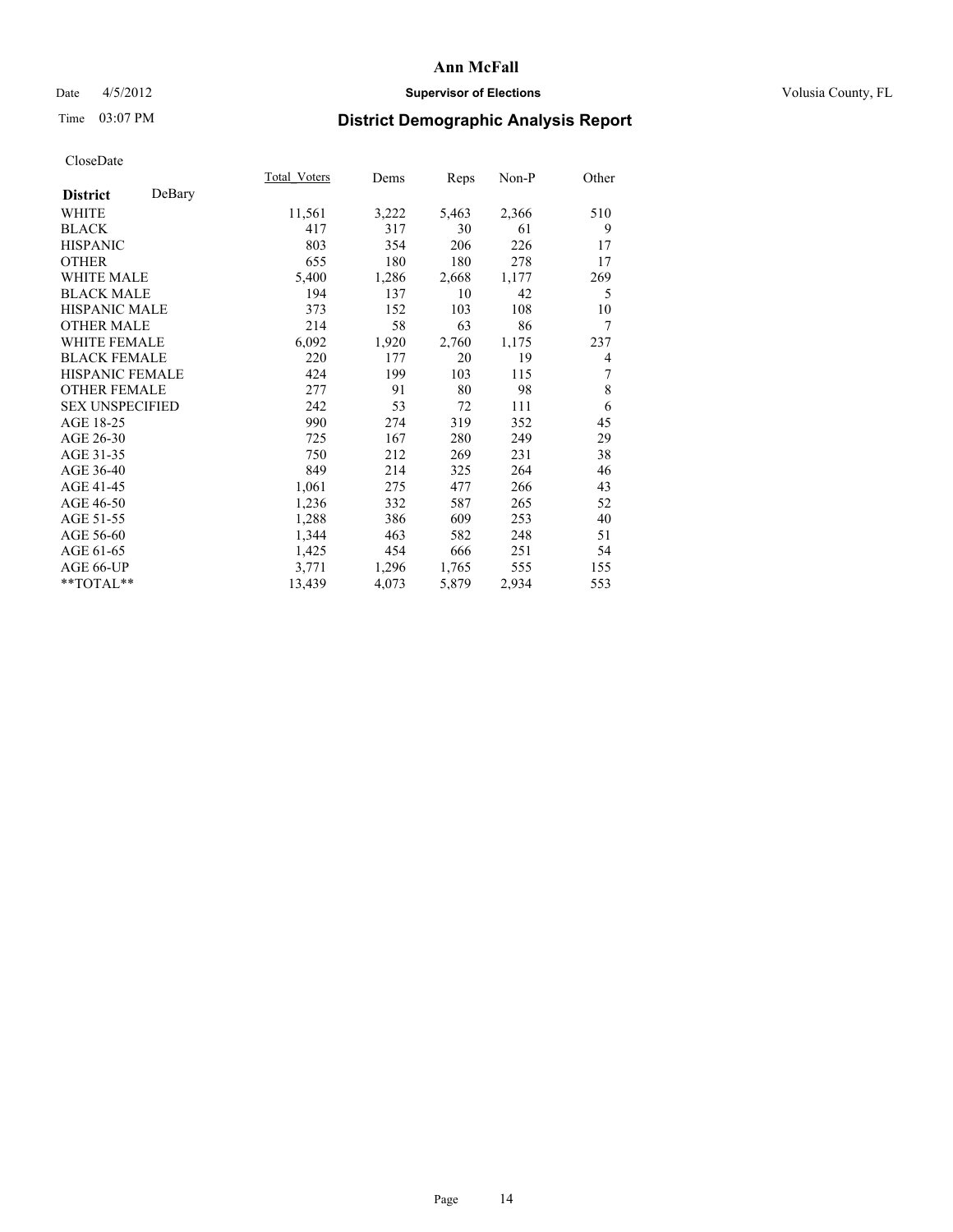**Ann McFall**

Date 4/5/2012 **Supervisor of Elections** Volusia County, FL

Time 03:07 PM

## District Demographic Analysis Report

CloseDate

| **District** DeBary | Total_Voters | Dems | Reps | Non-P | Other |
|---|---|---|---|---|---|
| WHITE | 11,561 | 3,222 | 5,463 | 2,366 | 510 |
| BLACK | 417 | 317 | 30 | 61 | 9 |
| HISPANIC | 803 | 354 | 206 | 226 | 17 |
| OTHER | 655 | 180 | 180 | 278 | 17 |
| WHITE MALE | 5,400 | 1,286 | 2,668 | 1,177 | 269 |
| BLACK MALE | 194 | 137 | 10 | 42 | 5 |
| HISPANIC MALE | 373 | 152 | 103 | 108 | 10 |
| OTHER MALE | 214 | 58 | 63 | 86 | 7 |
| WHITE FEMALE | 6,092 | 1,920 | 2,760 | 1,175 | 237 |
| BLACK FEMALE | 220 | 177 | 20 | 19 | 4 |
| HISPANIC FEMALE | 424 | 199 | 103 | 115 | 7 |
| OTHER FEMALE | 277 | 91 | 80 | 98 | 8 |
| SEX UNSPECIFIED | 242 | 53 | 72 | 111 | 6 |
| AGE 18-25 | 990 | 274 | 319 | 352 | 45 |
| AGE 26-30 | 725 | 167 | 280 | 249 | 29 |
| AGE 31-35 | 750 | 212 | 269 | 231 | 38 |
| AGE 36-40 | 849 | 214 | 325 | 264 | 46 |
| AGE 41-45 | 1,061 | 275 | 477 | 266 | 43 |
| AGE 46-50 | 1,236 | 332 | 587 | 265 | 52 |
| AGE 51-55 | 1,288 | 386 | 609 | 253 | 40 |
| AGE 56-60 | 1,344 | 463 | 582 | 248 | 51 |
| AGE 61-65 | 1,425 | 454 | 666 | 251 | 54 |
| AGE 66-UP | 3,771 | 1,296 | 1,765 | 555 | 155 |
| **TOTAL** | 13,439 | 4,073 | 5,879 | 2,934 | 553 |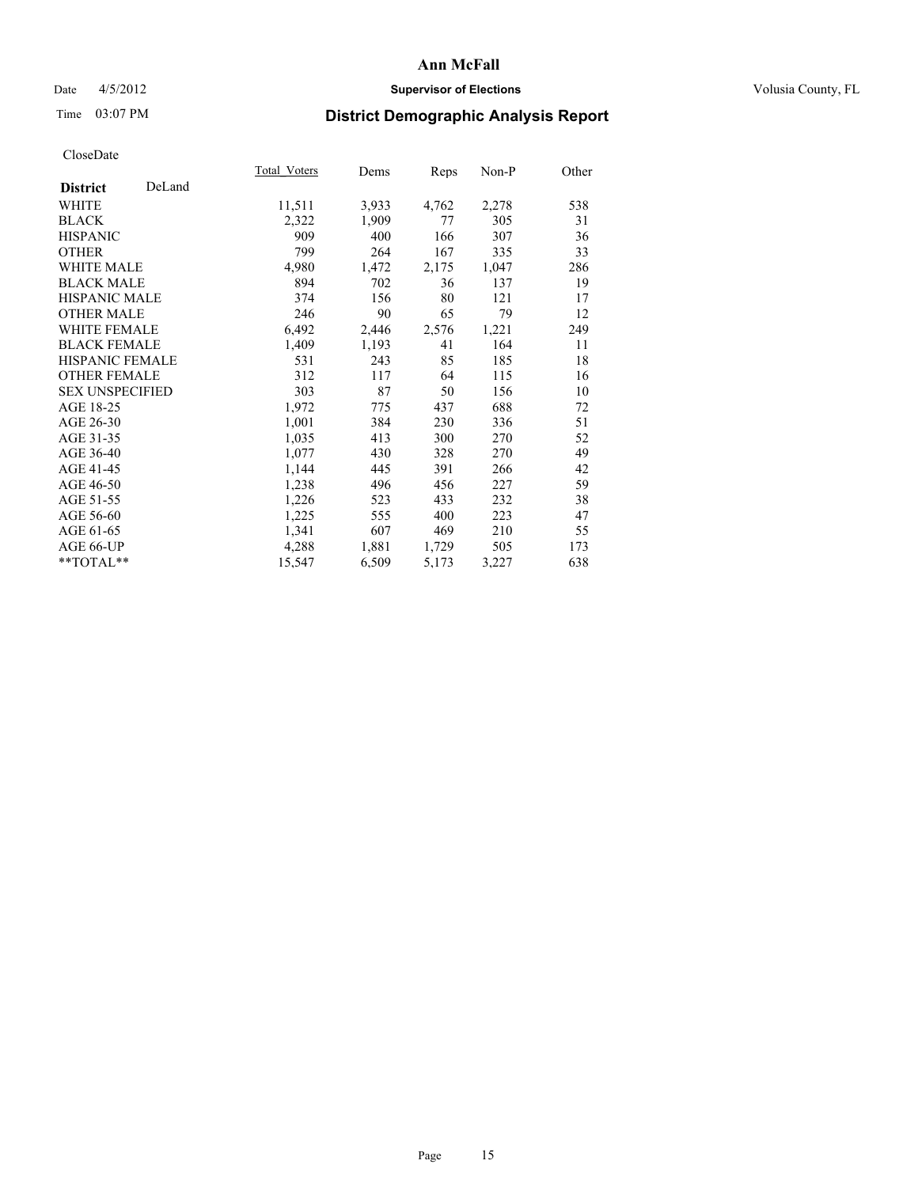# Ann McFall

Date 4/5/2012 **Supervisor of Elections** Volusia County, FL

Time 03:07 PM

## District Demographic Analysis Report

CloseDate

| **District** DeLand | Total_Voters | Dems | Reps | Non-P | Other |
|---|---|---|---|---|---|
| WHITE | 11,511 | 3,933 | 4,762 | 2,278 | 538 |
| BLACK | 2,322 | 1,909 | 77 | 305 | 31 |
| HISPANIC | 909 | 400 | 166 | 307 | 36 |
| OTHER | 799 | 264 | 167 | 335 | 33 |
| WHITE MALE | 4,980 | 1,472 | 2,175 | 1,047 | 286 |
| BLACK MALE | 894 | 702 | 36 | 137 | 19 |
| HISPANIC MALE | 374 | 156 | 80 | 121 | 17 |
| OTHER MALE | 246 | 90 | 65 | 79 | 12 |
| WHITE FEMALE | 6,492 | 2,446 | 2,576 | 1,221 | 249 |
| BLACK FEMALE | 1,409 | 1,193 | 41 | 164 | 11 |
| HISPANIC FEMALE | 531 | 243 | 85 | 185 | 18 |
| OTHER FEMALE | 312 | 117 | 64 | 115 | 16 |
| SEX UNSPECIFIED | 303 | 87 | 50 | 156 | 10 |
| AGE 18-25 | 1,972 | 775 | 437 | 688 | 72 |
| AGE 26-30 | 1,001 | 384 | 230 | 336 | 51 |
| AGE 31-35 | 1,035 | 413 | 300 | 270 | 52 |
| AGE 36-40 | 1,077 | 430 | 328 | 270 | 49 |
| AGE 41-45 | 1,144 | 445 | 391 | 266 | 42 |
| AGE 46-50 | 1,238 | 496 | 456 | 227 | 59 |
| AGE 51-55 | 1,226 | 523 | 433 | 232 | 38 |
| AGE 56-60 | 1,225 | 555 | 400 | 223 | 47 |
| AGE 61-65 | 1,341 | 607 | 469 | 210 | 55 |
| AGE 66-UP | 4,288 | 1,881 | 1,729 | 505 | 173 |
| **TOTAL** | 15,547 | 6,509 | 5,173 | 3,227 | 638 |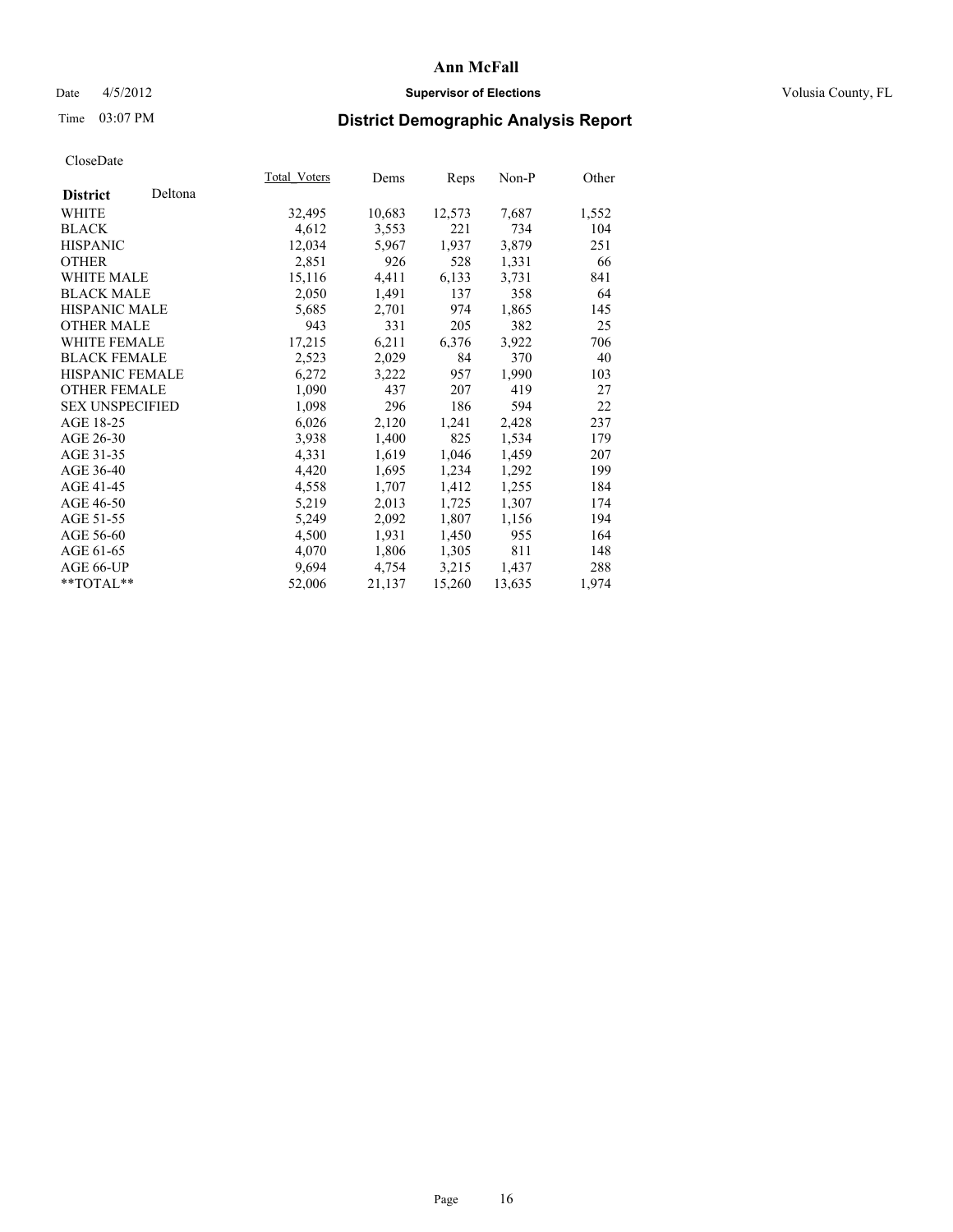**Ann McFall**

Date 4/5/2012 **Supervisor of Elections** Volusia County, FL

Time 03:07 PM

## District Demographic Analysis Report

CloseDate

| District Deltona | Total_Voters | Dems | Reps | Non-P | Other |
|---|---|---|---|---|---|
| WHITE | 32,495 | 10,683 | 12,573 | 7,687 | 1,552 |
| BLACK | 4,612 | 3,553 | 221 | 734 | 104 |
| HISPANIC | 12,034 | 5,967 | 1,937 | 3,879 | 251 |
| OTHER | 2,851 | 926 | 528 | 1,331 | 66 |
| WHITE MALE | 15,116 | 4,411 | 6,133 | 3,731 | 841 |
| BLACK MALE | 2,050 | 1,491 | 137 | 358 | 64 |
| HISPANIC MALE | 5,685 | 2,701 | 974 | 1,865 | 145 |
| OTHER MALE | 943 | 331 | 205 | 382 | 25 |
| WHITE FEMALE | 17,215 | 6,211 | 6,376 | 3,922 | 706 |
| BLACK FEMALE | 2,523 | 2,029 | 84 | 370 | 40 |
| HISPANIC FEMALE | 6,272 | 3,222 | 957 | 1,990 | 103 |
| OTHER FEMALE | 1,090 | 437 | 207 | 419 | 27 |
| SEX UNSPECIFIED | 1,098 | 296 | 186 | 594 | 22 |
| AGE 18-25 | 6,026 | 2,120 | 1,241 | 2,428 | 237 |
| AGE 26-30 | 3,938 | 1,400 | 825 | 1,534 | 179 |
| AGE 31-35 | 4,331 | 1,619 | 1,046 | 1,459 | 207 |
| AGE 36-40 | 4,420 | 1,695 | 1,234 | 1,292 | 199 |
| AGE 41-45 | 4,558 | 1,707 | 1,412 | 1,255 | 184 |
| AGE 46-50 | 5,219 | 2,013 | 1,725 | 1,307 | 174 |
| AGE 51-55 | 5,249 | 2,092 | 1,807 | 1,156 | 194 |
| AGE 56-60 | 4,500 | 1,931 | 1,450 | 955 | 164 |
| AGE 61-65 | 4,070 | 1,806 | 1,305 | 811 | 148 |
| AGE 66-UP | 9,694 | 4,754 | 3,215 | 1,437 | 288 |
| **TOTAL** | 52,006 | 21,137 | 15,260 | 13,635 | 1,974 |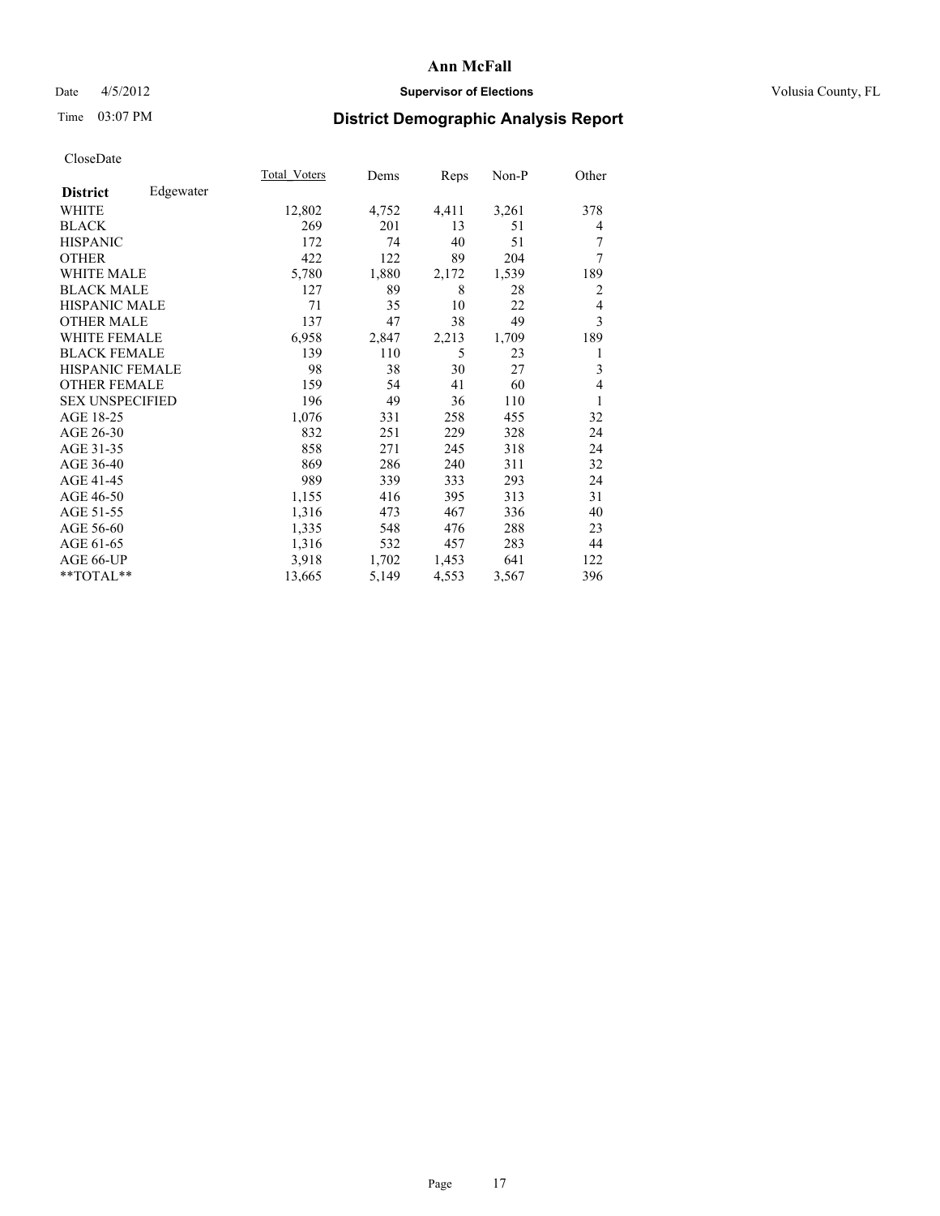# Ann McFall

Date 4/5/2012 **Supervisor of Elections** Volusia County, FL

Time 03:07 PM **District Demographic Analysis Report**

CloseDate

| **District** Edgewater | Total Voters | Dems | Reps | Non-P | Other |
|---|---|---|---|---|---|
| WHITE | 12,802 | 4,752 | 4,411 | 3,261 | 378 |
| BLACK | 269 | 201 | 13 | 51 | 4 |
| HISPANIC | 172 | 74 | 40 | 51 | 7 |
| OTHER | 422 | 122 | 89 | 204 | 7 |
| WHITE MALE | 5,780 | 1,880 | 2,172 | 1,539 | 189 |
| BLACK MALE | 127 | 89 | 8 | 28 | 2 |
| HISPANIC MALE | 71 | 35 | 10 | 22 | 4 |
| OTHER MALE | 137 | 47 | 38 | 49 | 3 |
| WHITE FEMALE | 6,958 | 2,847 | 2,213 | 1,709 | 189 |
| BLACK FEMALE | 139 | 110 | 5 | 23 | 1 |
| HISPANIC FEMALE | 98 | 38 | 30 | 27 | 3 |
| OTHER FEMALE | 159 | 54 | 41 | 60 | 4 |
| SEX UNSPECIFIED | 196 | 49 | 36 | 110 | 1 |
| AGE 18-25 | 1,076 | 331 | 258 | 455 | 32 |
| AGE 26-30 | 832 | 251 | 229 | 328 | 24 |
| AGE 31-35 | 858 | 271 | 245 | 318 | 24 |
| AGE 36-40 | 869 | 286 | 240 | 311 | 32 |
| AGE 41-45 | 989 | 339 | 333 | 293 | 24 |
| AGE 46-50 | 1,155 | 416 | 395 | 313 | 31 |
| AGE 51-55 | 1,316 | 473 | 467 | 336 | 40 |
| AGE 56-60 | 1,335 | 548 | 476 | 288 | 23 |
| AGE 61-65 | 1,316 | 532 | 457 | 283 | 44 |
| AGE 66-UP | 3,918 | 1,702 | 1,453 | 641 | 122 |
| **TOTAL** | 13,665 | 5,149 | 4,553 | 3,567 | 396 |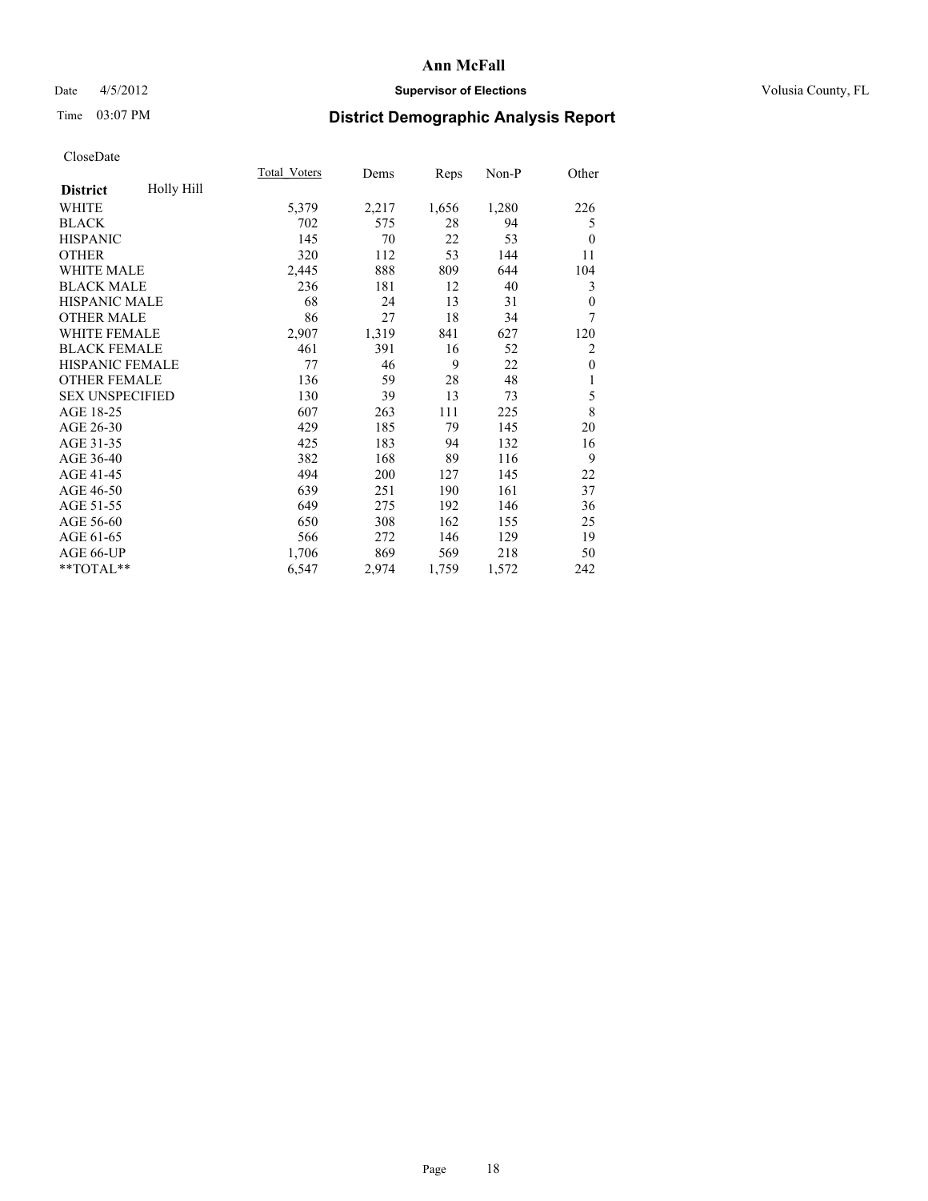# Ann McFall

Date 4/5/2012 **Supervisor of Elections** Volusia County, FL

Time 03:07 PM **District Demographic Analysis Report**

CloseDate

| **District** Holly Hill | Total_Voters | Dems | Reps | Non-P | Other |
|---|---|---|---|---|---|
| WHITE | 5,379 | 2,217 | 1,656 | 1,280 | 226 |
| BLACK | 702 | 575 | 28 | 94 | 5 |
| HISPANIC | 145 | 70 | 22 | 53 | 0 |
| OTHER | 320 | 112 | 53 | 144 | 11 |
| WHITE MALE | 2,445 | 888 | 809 | 644 | 104 |
| BLACK MALE | 236 | 181 | 12 | 40 | 3 |
| HISPANIC MALE | 68 | 24 | 13 | 31 | 0 |
| OTHER MALE | 86 | 27 | 18 | 34 | 7 |
| WHITE FEMALE | 2,907 | 1,319 | 841 | 627 | 120 |
| BLACK FEMALE | 461 | 391 | 16 | 52 | 2 |
| HISPANIC FEMALE | 77 | 46 | 9 | 22 | 0 |
| OTHER FEMALE | 136 | 59 | 28 | 48 | 1 |
| SEX UNSPECIFIED | 130 | 39 | 13 | 73 | 5 |
| AGE 18-25 | 607 | 263 | 111 | 225 | 8 |
| AGE 26-30 | 429 | 185 | 79 | 145 | 20 |
| AGE 31-35 | 425 | 183 | 94 | 132 | 16 |
| AGE 36-40 | 382 | 168 | 89 | 116 | 9 |
| AGE 41-45 | 494 | 200 | 127 | 145 | 22 |
| AGE 46-50 | 639 | 251 | 190 | 161 | 37 |
| AGE 51-55 | 649 | 275 | 192 | 146 | 36 |
| AGE 56-60 | 650 | 308 | 162 | 155 | 25 |
| AGE 61-65 | 566 | 272 | 146 | 129 | 19 |
| AGE 66-UP | 1,706 | 869 | 569 | 218 | 50 |
| **TOTAL** | 6,547 | 2,974 | 1,759 | 1,572 | 242 |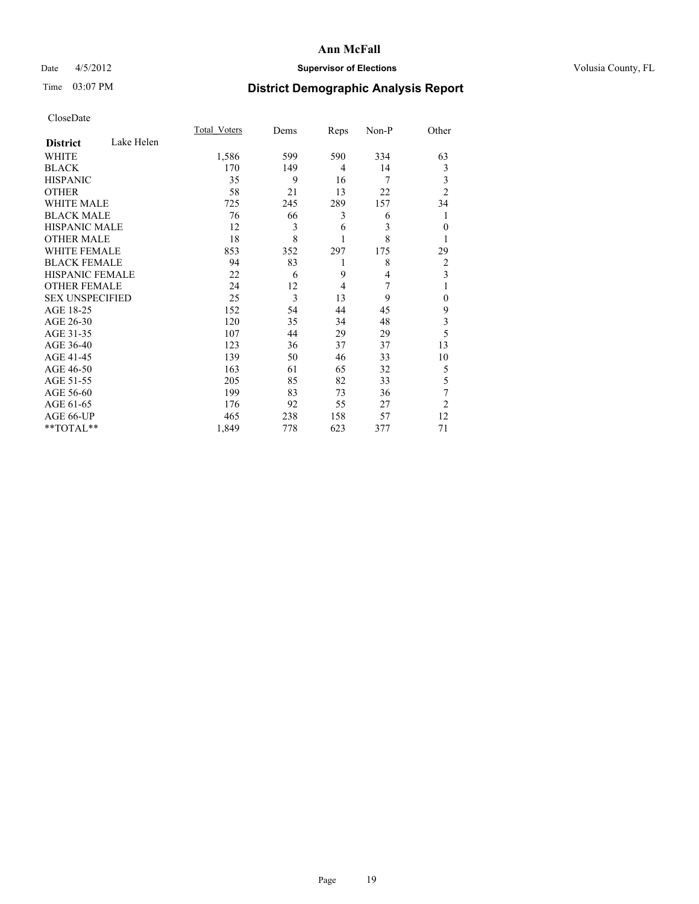# Ann McFall

Date 4/5/2012 **Supervisor of Elections** Volusia County, FL

Time 03:07 PM **District Demographic Analysis Report**

CloseDate

| **District** Lake Helen | Total_Voters | Dems | Reps | Non-P | Other |
|---|---|---|---|---|---|
| WHITE | 1,586 | 599 | 590 | 334 | 63 |
| BLACK | 170 | 149 | 4 | 14 | 3 |
| HISPANIC | 35 | 9 | 16 | 7 | 3 |
| OTHER | 58 | 21 | 13 | 22 | 2 |
| WHITE MALE | 725 | 245 | 289 | 157 | 34 |
| BLACK MALE | 76 | 66 | 3 | 6 | 1 |
| HISPANIC MALE | 12 | 3 | 6 | 3 | 0 |
| OTHER MALE | 18 | 8 | 1 | 8 | 1 |
| WHITE FEMALE | 853 | 352 | 297 | 175 | 29 |
| BLACK FEMALE | 94 | 83 | 1 | 8 | 2 |
| HISPANIC FEMALE | 22 | 6 | 9 | 4 | 3 |
| OTHER FEMALE | 24 | 12 | 4 | 7 | 1 |
| SEX UNSPECIFIED | 25 | 3 | 13 | 9 | 0 |
| AGE 18-25 | 152 | 54 | 44 | 45 | 9 |
| AGE 26-30 | 120 | 35 | 34 | 48 | 3 |
| AGE 31-35 | 107 | 44 | 29 | 29 | 5 |
| AGE 36-40 | 123 | 36 | 37 | 37 | 13 |
| AGE 41-45 | 139 | 50 | 46 | 33 | 10 |
| AGE 46-50 | 163 | 61 | 65 | 32 | 5 |
| AGE 51-55 | 205 | 85 | 82 | 33 | 5 |
| AGE 56-60 | 199 | 83 | 73 | 36 | 7 |
| AGE 61-65 | 176 | 92 | 55 | 27 | 2 |
| AGE 66-UP | 465 | 238 | 158 | 57 | 12 |
| **TOTAL** | 1,849 | 778 | 623 | 377 | 71 |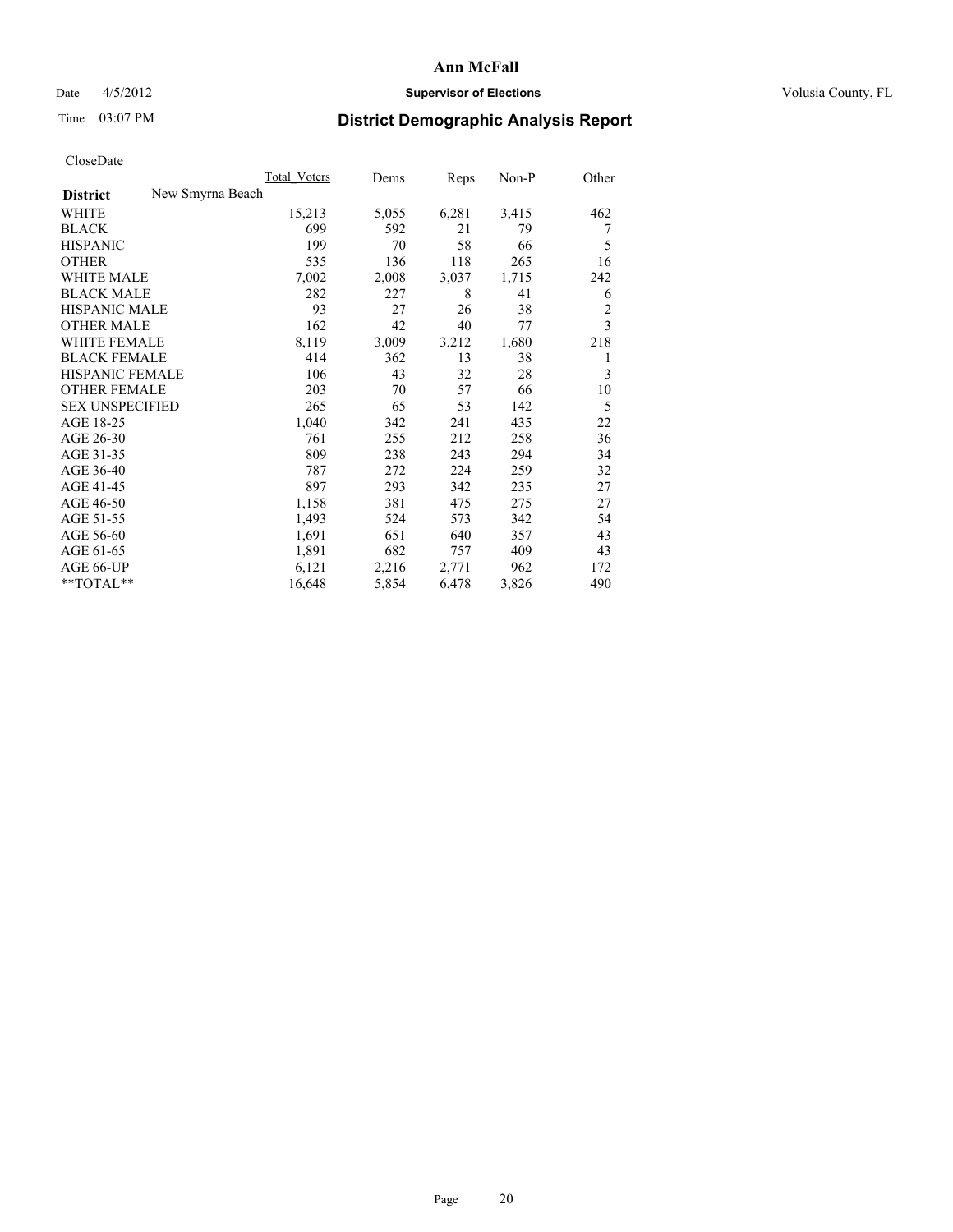# Ann McFall

Date 4/5/2012 **Supervisor of Elections** Volusia County, FL

Time 03:07 PM **District Demographic Analysis Report**

CloseDate

| | Total_Voters | Dems | Reps | Non-P | Other |
|---|---|---|---|---|---|
| **District** New Smyrna Beach | | | | | |
| WHITE | 15,213 | 5,055 | 6,281 | 3,415 | 462 |
| BLACK | 699 | 592 | 21 | 79 | 7 |
| HISPANIC | 199 | 70 | 58 | 66 | 5 |
| OTHER | 535 | 136 | 118 | 265 | 16 |
| WHITE MALE | 7,002 | 2,008 | 3,037 | 1,715 | 242 |
| BLACK MALE | 282 | 227 | 8 | 41 | 6 |
| HISPANIC MALE | 93 | 27 | 26 | 38 | 2 |
| OTHER MALE | 162 | 42 | 40 | 77 | 3 |
| WHITE FEMALE | 8,119 | 3,009 | 3,212 | 1,680 | 218 |
| BLACK FEMALE | 414 | 362 | 13 | 38 | 1 |
| HISPANIC FEMALE | 106 | 43 | 32 | 28 | 3 |
| OTHER FEMALE | 203 | 70 | 57 | 66 | 10 |
| SEX UNSPECIFIED | 265 | 65 | 53 | 142 | 5 |
| AGE 18-25 | 1,040 | 342 | 241 | 435 | 22 |
| AGE 26-30 | 761 | 255 | 212 | 258 | 36 |
| AGE 31-35 | 809 | 238 | 243 | 294 | 34 |
| AGE 36-40 | 787 | 272 | 224 | 259 | 32 |
| AGE 41-45 | 897 | 293 | 342 | 235 | 27 |
| AGE 46-50 | 1,158 | 381 | 475 | 275 | 27 |
| AGE 51-55 | 1,493 | 524 | 573 | 342 | 54 |
| AGE 56-60 | 1,691 | 651 | 640 | 357 | 43 |
| AGE 61-65 | 1,891 | 682 | 757 | 409 | 43 |
| AGE 66-UP | 6,121 | 2,216 | 2,771 | 962 | 172 |
| **TOTAL** | 16,648 | 5,854 | 6,478 | 3,826 | 490 |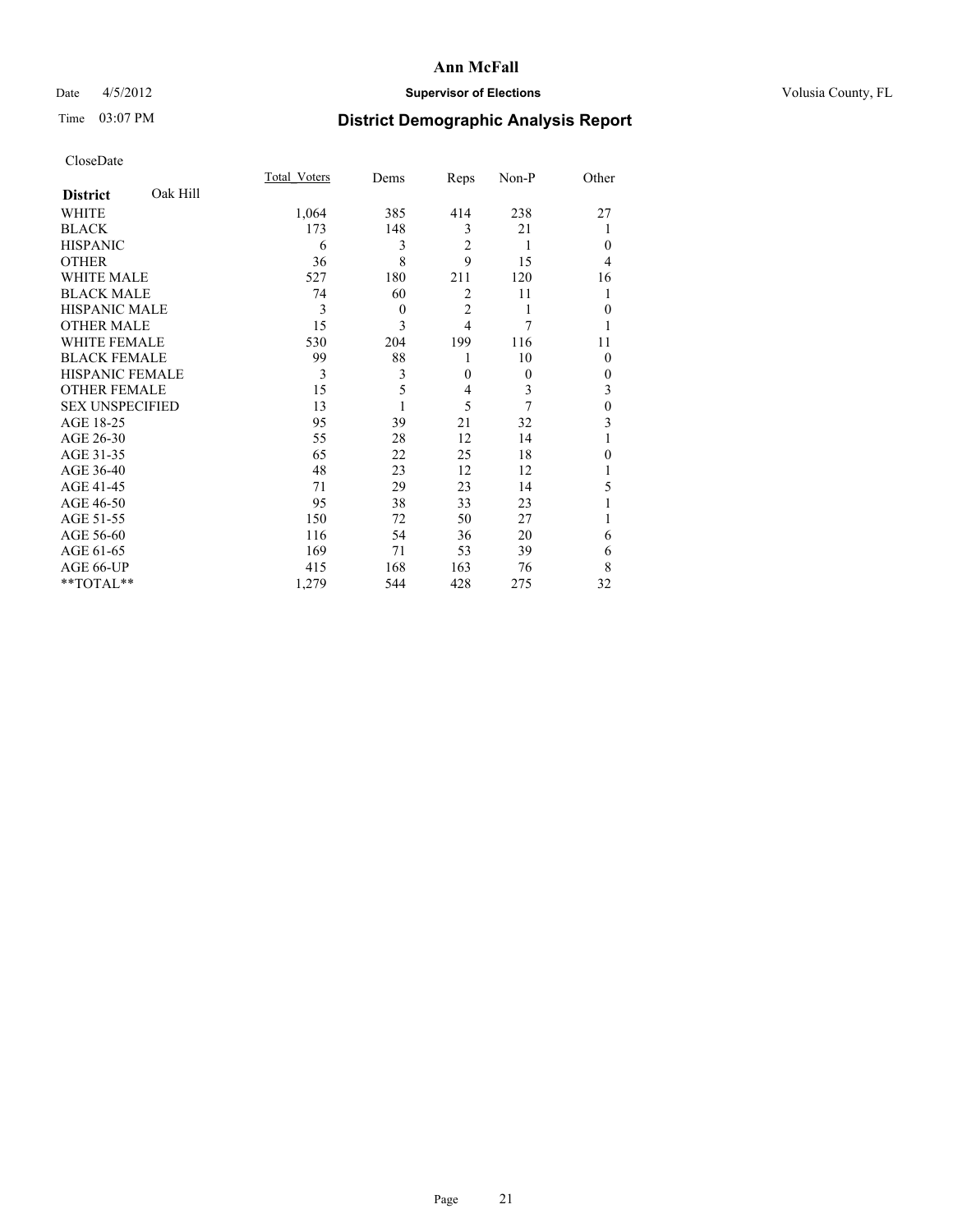**Ann McFall**

Date 4/5/2012 **Supervisor of Elections** Volusia County, FL

Time 03:07 PM

## District Demographic Analysis Report

CloseDate

| District Oak Hill | Total_Voters | Dems | Reps | Non-P | Other |
|---|---|---|---|---|---|
| WHITE | 1,064 | 385 | 414 | 238 | 27 |
| BLACK | 173 | 148 | 3 | 21 | 1 |
| HISPANIC | 6 | 3 | 2 | 1 | 0 |
| OTHER | 36 | 8 | 9 | 15 | 4 |
| WHITE MALE | 527 | 180 | 211 | 120 | 16 |
| BLACK MALE | 74 | 60 | 2 | 11 | 1 |
| HISPANIC MALE | 3 | 0 | 2 | 1 | 0 |
| OTHER MALE | 15 | 3 | 4 | 7 | 1 |
| WHITE FEMALE | 530 | 204 | 199 | 116 | 11 |
| BLACK FEMALE | 99 | 88 | 1 | 10 | 0 |
| HISPANIC FEMALE | 3 | 3 | 0 | 0 | 0 |
| OTHER FEMALE | 15 | 5 | 4 | 3 | 3 |
| SEX UNSPECIFIED | 13 | 1 | 5 | 7 | 0 |
| AGE 18-25 | 95 | 39 | 21 | 32 | 3 |
| AGE 26-30 | 55 | 28 | 12 | 14 | 1 |
| AGE 31-35 | 65 | 22 | 25 | 18 | 0 |
| AGE 36-40 | 48 | 23 | 12 | 12 | 1 |
| AGE 41-45 | 71 | 29 | 23 | 14 | 5 |
| AGE 46-50 | 95 | 38 | 33 | 23 | 1 |
| AGE 51-55 | 150 | 72 | 50 | 27 | 1 |
| AGE 56-60 | 116 | 54 | 36 | 20 | 6 |
| AGE 61-65 | 169 | 71 | 53 | 39 | 6 |
| AGE 66-UP | 415 | 168 | 163 | 76 | 8 |
| **TOTAL** | 1,279 | 544 | 428 | 275 | 32 |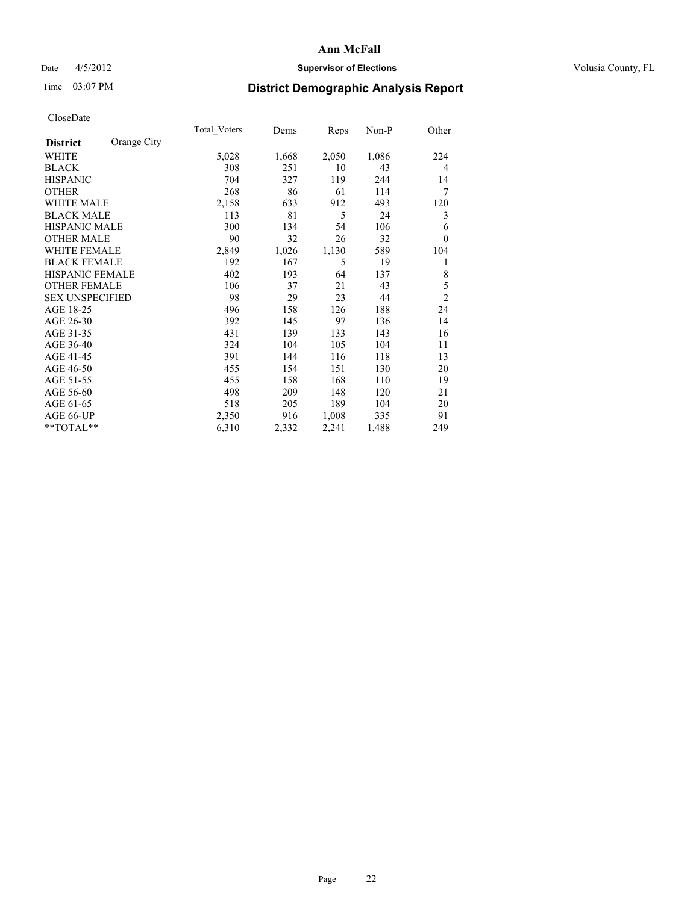# Ann McFall

Date 4/5/2012 **Supervisor of Elections** Volusia County, FL

Time 03:07 PM **District Demographic Analysis Report**

CloseDate

| **District** Orange City | Total_Voters | Dems | Reps | Non-P | Other |
|---|---|---|---|---|---|
| WHITE | 5,028 | 1,668 | 2,050 | 1,086 | 224 |
| BLACK | 308 | 251 | 10 | 43 | 4 |
| HISPANIC | 704 | 327 | 119 | 244 | 14 |
| OTHER | 268 | 86 | 61 | 114 | 7 |
| WHITE MALE | 2,158 | 633 | 912 | 493 | 120 |
| BLACK MALE | 113 | 81 | 5 | 24 | 3 |
| HISPANIC MALE | 300 | 134 | 54 | 106 | 6 |
| OTHER MALE | 90 | 32 | 26 | 32 | 0 |
| WHITE FEMALE | 2,849 | 1,026 | 1,130 | 589 | 104 |
| BLACK FEMALE | 192 | 167 | 5 | 19 | 1 |
| HISPANIC FEMALE | 402 | 193 | 64 | 137 | 8 |
| OTHER FEMALE | 106 | 37 | 21 | 43 | 5 |
| SEX UNSPECIFIED | 98 | 29 | 23 | 44 | 2 |
| AGE 18-25 | 496 | 158 | 126 | 188 | 24 |
| AGE 26-30 | 392 | 145 | 97 | 136 | 14 |
| AGE 31-35 | 431 | 139 | 133 | 143 | 16 |
| AGE 36-40 | 324 | 104 | 105 | 104 | 11 |
| AGE 41-45 | 391 | 144 | 116 | 118 | 13 |
| AGE 46-50 | 455 | 154 | 151 | 130 | 20 |
| AGE 51-55 | 455 | 158 | 168 | 110 | 19 |
| AGE 56-60 | 498 | 209 | 148 | 120 | 21 |
| AGE 61-65 | 518 | 205 | 189 | 104 | 20 |
| AGE 66-UP | 2,350 | 916 | 1,008 | 335 | 91 |
| **TOTAL** | 6,310 | 2,332 | 2,241 | 1,488 | 249 |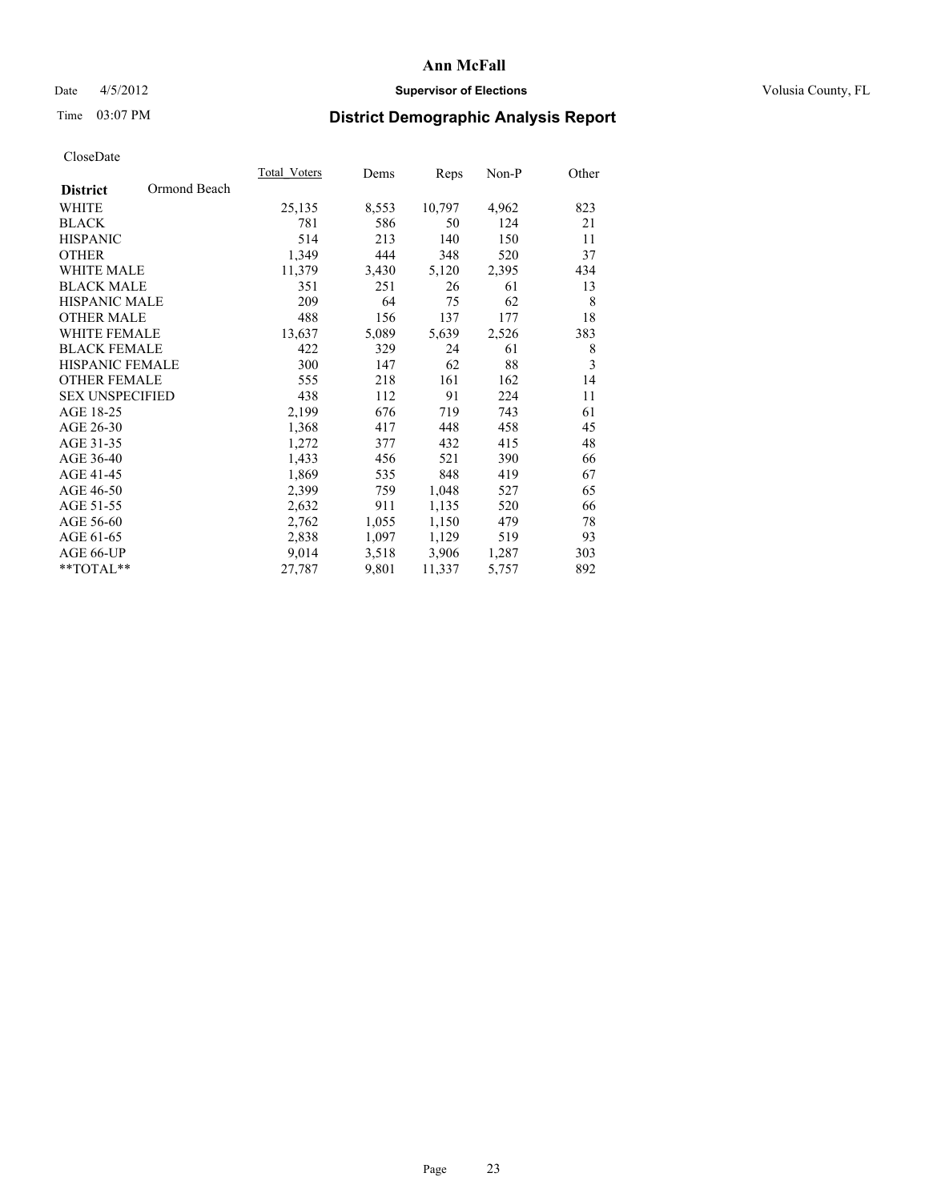# Ann McFall

Date 4/5/2012 **Supervisor of Elections** Volusia County, FL

Time 03:07 PM **District Demographic Analysis Report**

CloseDate

| **District** Ormond Beach | Total_Voters | Dems | Reps | Non-P | Other |
|---|---|---|---|---|---|
| WHITE | 25,135 | 8,553 | 10,797 | 4,962 | 823 |
| BLACK | 781 | 586 | 50 | 124 | 21 |
| HISPANIC | 514 | 213 | 140 | 150 | 11 |
| OTHER | 1,349 | 444 | 348 | 520 | 37 |
| WHITE MALE | 11,379 | 3,430 | 5,120 | 2,395 | 434 |
| BLACK MALE | 351 | 251 | 26 | 61 | 13 |
| HISPANIC MALE | 209 | 64 | 75 | 62 | 8 |
| OTHER MALE | 488 | 156 | 137 | 177 | 18 |
| WHITE FEMALE | 13,637 | 5,089 | 5,639 | 2,526 | 383 |
| BLACK FEMALE | 422 | 329 | 24 | 61 | 8 |
| HISPANIC FEMALE | 300 | 147 | 62 | 88 | 3 |
| OTHER FEMALE | 555 | 218 | 161 | 162 | 14 |
| SEX UNSPECIFIED | 438 | 112 | 91 | 224 | 11 |
| AGE 18-25 | 2,199 | 676 | 719 | 743 | 61 |
| AGE 26-30 | 1,368 | 417 | 448 | 458 | 45 |
| AGE 31-35 | 1,272 | 377 | 432 | 415 | 48 |
| AGE 36-40 | 1,433 | 456 | 521 | 390 | 66 |
| AGE 41-45 | 1,869 | 535 | 848 | 419 | 67 |
| AGE 46-50 | 2,399 | 759 | 1,048 | 527 | 65 |
| AGE 51-55 | 2,632 | 911 | 1,135 | 520 | 66 |
| AGE 56-60 | 2,762 | 1,055 | 1,150 | 479 | 78 |
| AGE 61-65 | 2,838 | 1,097 | 1,129 | 519 | 93 |
| AGE 66-UP | 9,014 | 3,518 | 3,906 | 1,287 | 303 |
| **TOTAL** | 27,787 | 9,801 | 11,337 | 5,757 | 892 |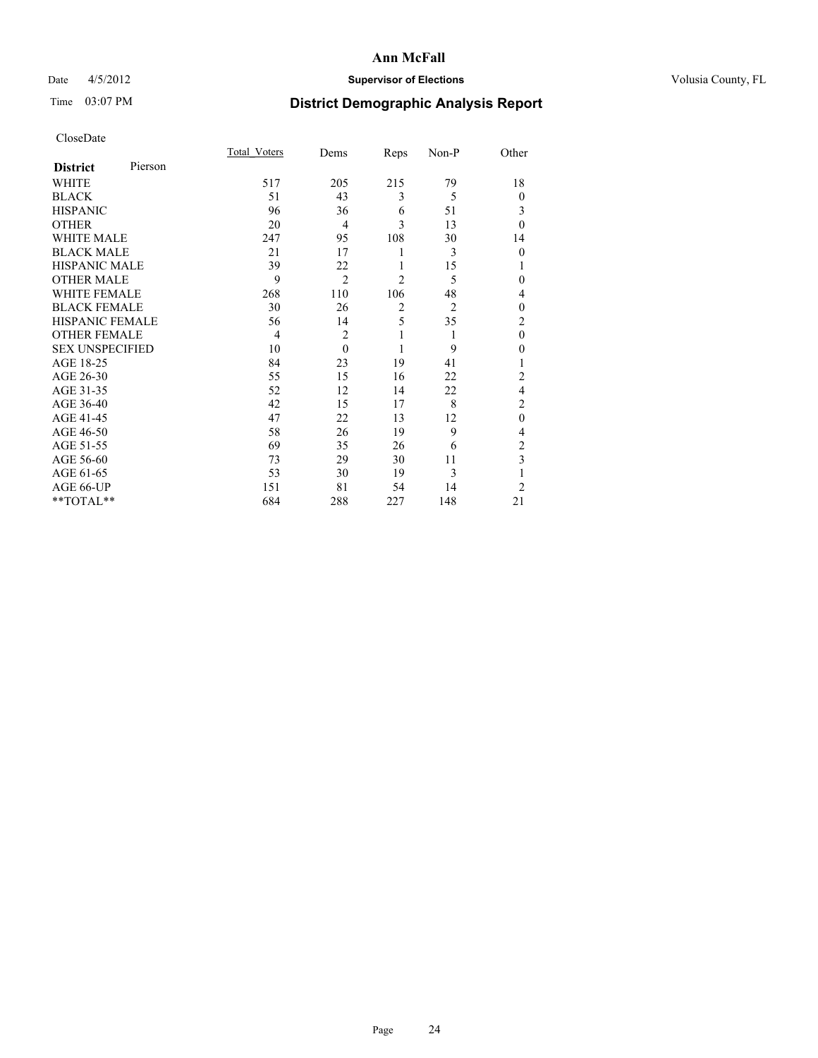# Ann McFall

Date 4/5/2012 **Supervisor of Elections** Volusia County, FL

Time 03:07 PM

## District Demographic Analysis Report

CloseDate

| | Total_Voters | Dems | Reps | Non-P | Other |
|---|---|---|---|---|---|
| **District** Pierson | | | | | |
| WHITE | 517 | 205 | 215 | 79 | 18 |
| BLACK | 51 | 43 | 3 | 5 | 0 |
| HISPANIC | 96 | 36 | 6 | 51 | 3 |
| OTHER | 20 | 4 | 3 | 13 | 0 |
| WHITE MALE | 247 | 95 | 108 | 30 | 14 |
| BLACK MALE | 21 | 17 | 1 | 3 | 0 |
| HISPANIC MALE | 39 | 22 | 1 | 15 | 1 |
| OTHER MALE | 9 | 2 | 2 | 5 | 0 |
| WHITE FEMALE | 268 | 110 | 106 | 48 | 4 |
| BLACK FEMALE | 30 | 26 | 2 | 2 | 0 |
| HISPANIC FEMALE | 56 | 14 | 5 | 35 | 2 |
| OTHER FEMALE | 4 | 2 | 1 | 1 | 0 |
| SEX UNSPECIFIED | 10 | 0 | 1 | 9 | 0 |
| AGE 18-25 | 84 | 23 | 19 | 41 | 1 |
| AGE 26-30 | 55 | 15 | 16 | 22 | 2 |
| AGE 31-35 | 52 | 12 | 14 | 22 | 4 |
| AGE 36-40 | 42 | 15 | 17 | 8 | 2 |
| AGE 41-45 | 47 | 22 | 13 | 12 | 0 |
| AGE 46-50 | 58 | 26 | 19 | 9 | 4 |
| AGE 51-55 | 69 | 35 | 26 | 6 | 2 |
| AGE 56-60 | 73 | 29 | 30 | 11 | 3 |
| AGE 61-65 | 53 | 30 | 19 | 3 | 1 |
| AGE 66-UP | 151 | 81 | 54 | 14 | 2 |
| **TOTAL** | 684 | 288 | 227 | 148 | 21 |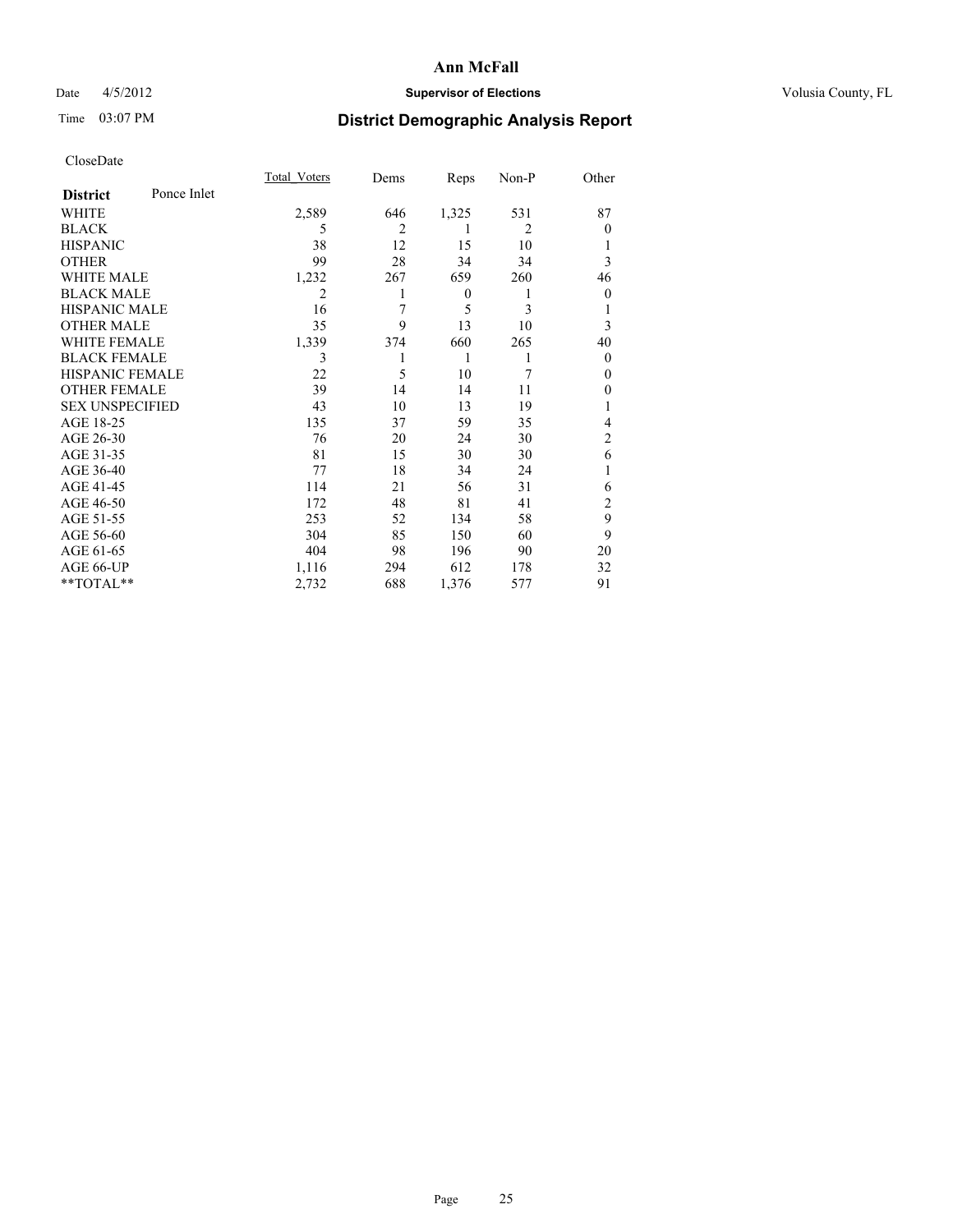# Ann McFall

Date 4/5/2012 **Supervisor of Elections** Volusia County, FL

Time 03:07 PM **District Demographic Analysis Report**

CloseDate

| **District** Ponce Inlet | Total_Voters | Dems | Reps | Non-P | Other |
|---|---|---|---|---|---|
| WHITE | 2,589 | 646 | 1,325 | 531 | 87 |
| BLACK | 5 | 2 | 1 | 2 | 0 |
| HISPANIC | 38 | 12 | 15 | 10 | 1 |
| OTHER | 99 | 28 | 34 | 34 | 3 |
| WHITE MALE | 1,232 | 267 | 659 | 260 | 46 |
| BLACK MALE | 2 | 1 | 0 | 1 | 0 |
| HISPANIC MALE | 16 | 7 | 5 | 3 | 1 |
| OTHER MALE | 35 | 9 | 13 | 10 | 3 |
| WHITE FEMALE | 1,339 | 374 | 660 | 265 | 40 |
| BLACK FEMALE | 3 | 1 | 1 | 1 | 0 |
| HISPANIC FEMALE | 22 | 5 | 10 | 7 | 0 |
| OTHER FEMALE | 39 | 14 | 14 | 11 | 0 |
| SEX UNSPECIFIED | 43 | 10 | 13 | 19 | 1 |
| AGE 18-25 | 135 | 37 | 59 | 35 | 4 |
| AGE 26-30 | 76 | 20 | 24 | 30 | 2 |
| AGE 31-35 | 81 | 15 | 30 | 30 | 6 |
| AGE 36-40 | 77 | 18 | 34 | 24 | 1 |
| AGE 41-45 | 114 | 21 | 56 | 31 | 6 |
| AGE 46-50 | 172 | 48 | 81 | 41 | 2 |
| AGE 51-55 | 253 | 52 | 134 | 58 | 9 |
| AGE 56-60 | 304 | 85 | 150 | 60 | 9 |
| AGE 61-65 | 404 | 98 | 196 | 90 | 20 |
| AGE 66-UP | 1,116 | 294 | 612 | 178 | 32 |
| **TOTAL** | 2,732 | 688 | 1,376 | 577 | 91 |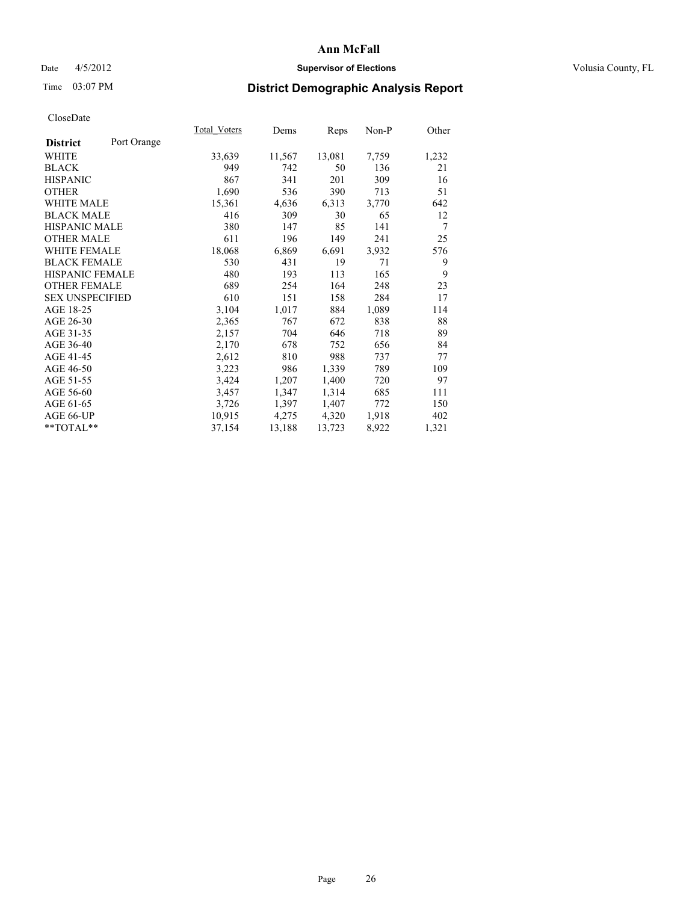**Ann McFall**

Date 4/5/2012 **Supervisor of Elections** Volusia County, FL

Time 03:07 PM **District Demographic Analysis Report**

CloseDate

| **District** Port Orange | Total_Voters | Dems | Reps | Non-P | Other |
|---|---|---|---|---|---|
| WHITE | 33,639 | 11,567 | 13,081 | 7,759 | 1,232 |
| BLACK | 949 | 742 | 50 | 136 | 21 |
| HISPANIC | 867 | 341 | 201 | 309 | 16 |
| OTHER | 1,690 | 536 | 390 | 713 | 51 |
| WHITE MALE | 15,361 | 4,636 | 6,313 | 3,770 | 642 |
| BLACK MALE | 416 | 309 | 30 | 65 | 12 |
| HISPANIC MALE | 380 | 147 | 85 | 141 | 7 |
| OTHER MALE | 611 | 196 | 149 | 241 | 25 |
| WHITE FEMALE | 18,068 | 6,869 | 6,691 | 3,932 | 576 |
| BLACK FEMALE | 530 | 431 | 19 | 71 | 9 |
| HISPANIC FEMALE | 480 | 193 | 113 | 165 | 9 |
| OTHER FEMALE | 689 | 254 | 164 | 248 | 23 |
| SEX UNSPECIFIED | 610 | 151 | 158 | 284 | 17 |
| AGE 18-25 | 3,104 | 1,017 | 884 | 1,089 | 114 |
| AGE 26-30 | 2,365 | 767 | 672 | 838 | 88 |
| AGE 31-35 | 2,157 | 704 | 646 | 718 | 89 |
| AGE 36-40 | 2,170 | 678 | 752 | 656 | 84 |
| AGE 41-45 | 2,612 | 810 | 988 | 737 | 77 |
| AGE 46-50 | 3,223 | 986 | 1,339 | 789 | 109 |
| AGE 51-55 | 3,424 | 1,207 | 1,400 | 720 | 97 |
| AGE 56-60 | 3,457 | 1,347 | 1,314 | 685 | 111 |
| AGE 61-65 | 3,726 | 1,397 | 1,407 | 772 | 150 |
| AGE 66-UP | 10,915 | 4,275 | 4,320 | 1,918 | 402 |
| **TOTAL** | 37,154 | 13,188 | 13,723 | 8,922 | 1,321 |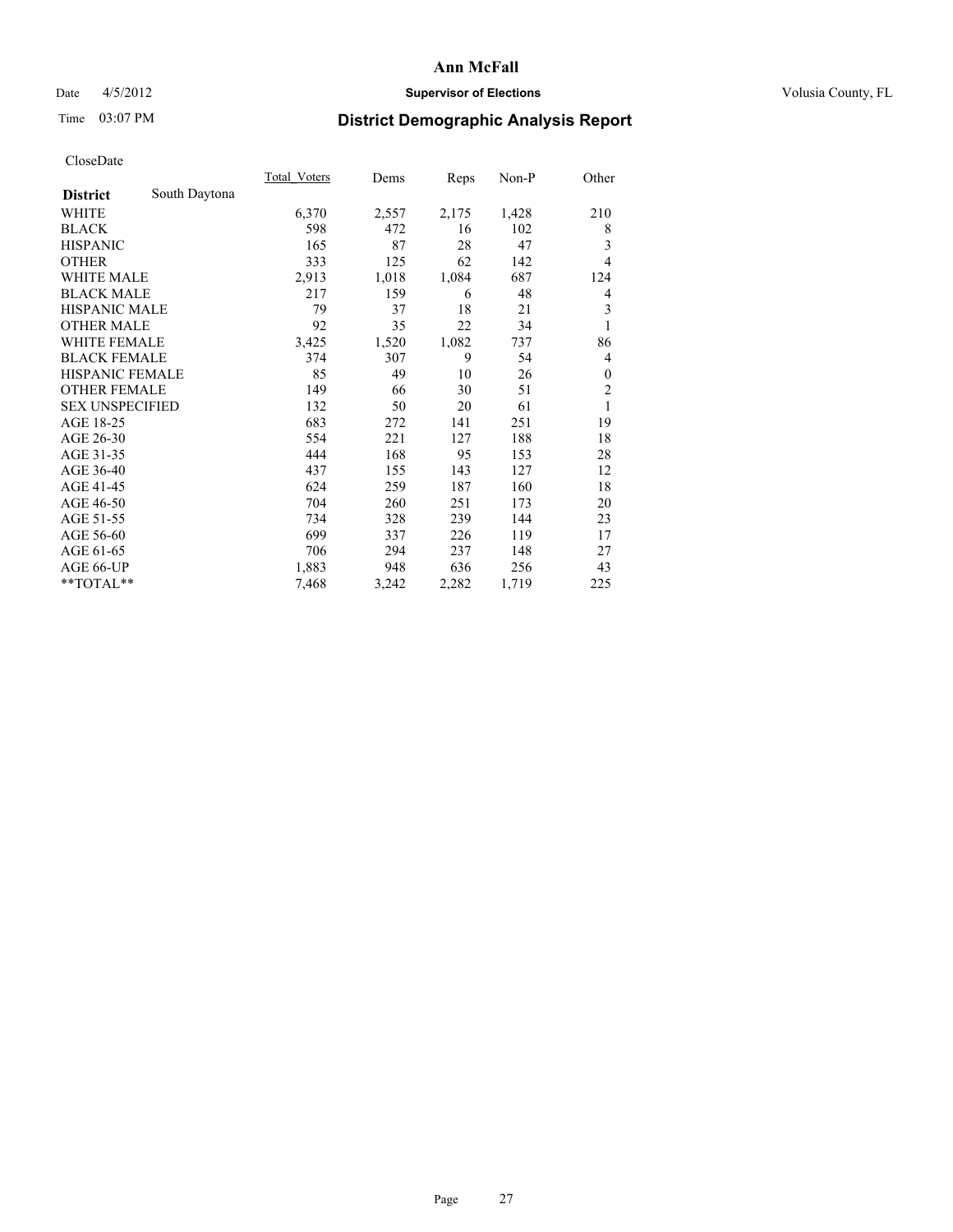# Ann McFall

Date 4/5/2012 **Supervisor of Elections** Volusia County, FL

Time 03:07 PM **District Demographic Analysis Report**

CloseDate

| **District** South Daytona | Total_Voters | Dems | Reps | Non-P | Other |
|---|---|---|---|---|---|
| WHITE | 6,370 | 2,557 | 2,175 | 1,428 | 210 |
| BLACK | 598 | 472 | 16 | 102 | 8 |
| HISPANIC | 165 | 87 | 28 | 47 | 3 |
| OTHER | 333 | 125 | 62 | 142 | 4 |
| WHITE MALE | 2,913 | 1,018 | 1,084 | 687 | 124 |
| BLACK MALE | 217 | 159 | 6 | 48 | 4 |
| HISPANIC MALE | 79 | 37 | 18 | 21 | 3 |
| OTHER MALE | 92 | 35 | 22 | 34 | 1 |
| WHITE FEMALE | 3,425 | 1,520 | 1,082 | 737 | 86 |
| BLACK FEMALE | 374 | 307 | 9 | 54 | 4 |
| HISPANIC FEMALE | 85 | 49 | 10 | 26 | 0 |
| OTHER FEMALE | 149 | 66 | 30 | 51 | 2 |
| SEX UNSPECIFIED | 132 | 50 | 20 | 61 | 1 |
| AGE 18-25 | 683 | 272 | 141 | 251 | 19 |
| AGE 26-30 | 554 | 221 | 127 | 188 | 18 |
| AGE 31-35 | 444 | 168 | 95 | 153 | 28 |
| AGE 36-40 | 437 | 155 | 143 | 127 | 12 |
| AGE 41-45 | 624 | 259 | 187 | 160 | 18 |
| AGE 46-50 | 704 | 260 | 251 | 173 | 20 |
| AGE 51-55 | 734 | 328 | 239 | 144 | 23 |
| AGE 56-60 | 699 | 337 | 226 | 119 | 17 |
| AGE 61-65 | 706 | 294 | 237 | 148 | 27 |
| AGE 66-UP | 1,883 | 948 | 636 | 256 | 43 |
| **TOTAL** | 7,468 | 3,242 | 2,282 | 1,719 | 225 |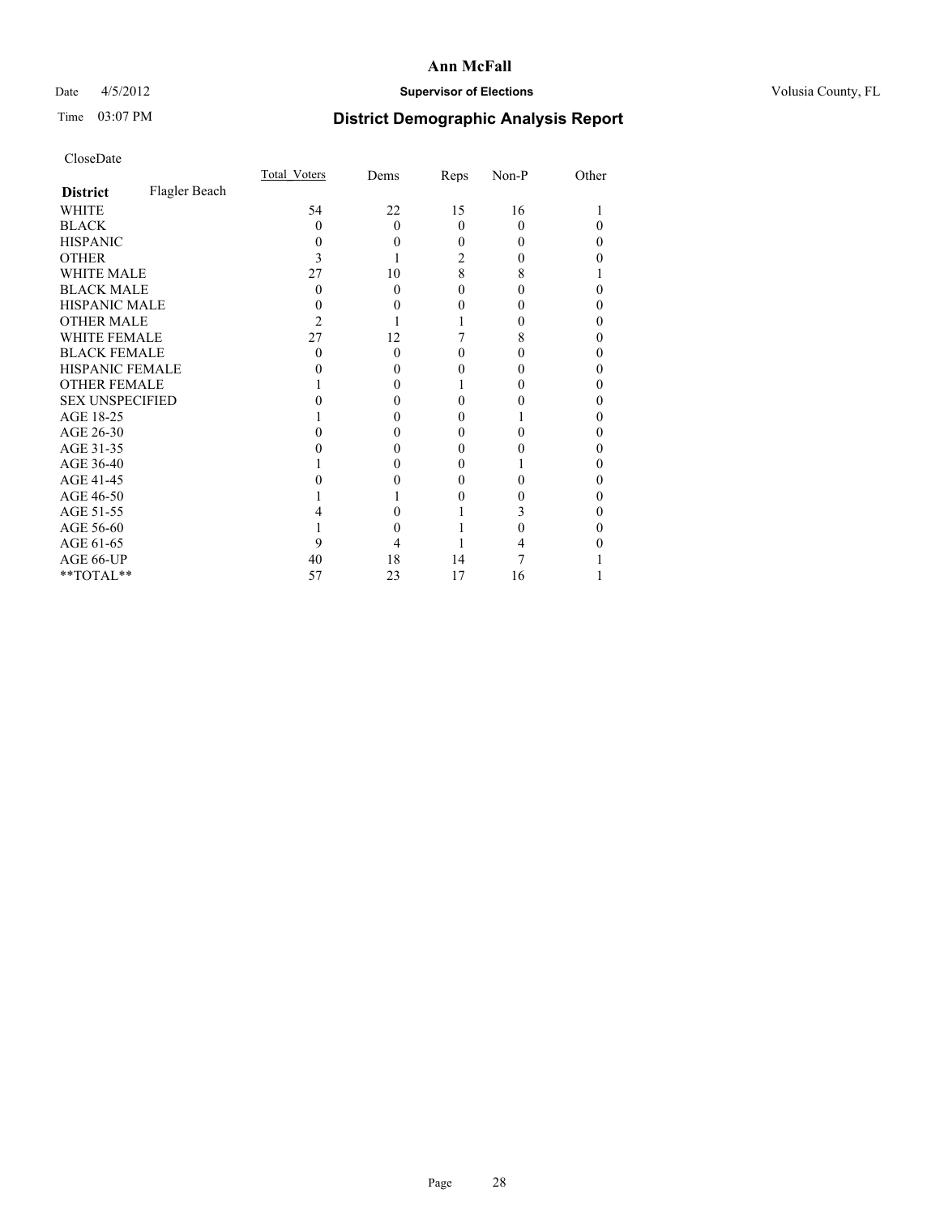# Ann McFall

Date 4/5/2012 **Supervisor of Elections** Volusia County, FL

Time 03:07 PM **District Demographic Analysis Report**

CloseDate

| **District** Flagler Beach | Total_Voters | Dems | Reps | Non-P | Other |
|---|---|---|---|---|---|
| WHITE | 54 | 22 | 15 | 16 | 1 |
| BLACK | 0 | 0 | 0 | 0 | 0 |
| HISPANIC | 0 | 0 | 0 | 0 | 0 |
| OTHER | 3 | 1 | 2 | 0 | 0 |
| WHITE MALE | 27 | 10 | 8 | 8 | 1 |
| BLACK MALE | 0 | 0 | 0 | 0 | 0 |
| HISPANIC MALE | 0 | 0 | 0 | 0 | 0 |
| OTHER MALE | 2 | 1 | 1 | 0 | 0 |
| WHITE FEMALE | 27 | 12 | 7 | 8 | 0 |
| BLACK FEMALE | 0 | 0 | 0 | 0 | 0 |
| HISPANIC FEMALE | 0 | 0 | 0 | 0 | 0 |
| OTHER FEMALE | 1 | 0 | 1 | 0 | 0 |
| SEX UNSPECIFIED | 0 | 0 | 0 | 0 | 0 |
| AGE 18-25 | 1 | 0 | 0 | 1 | 0 |
| AGE 26-30 | 0 | 0 | 0 | 0 | 0 |
| AGE 31-35 | 0 | 0 | 0 | 0 | 0 |
| AGE 36-40 | 1 | 0 | 0 | 1 | 0 |
| AGE 41-45 | 0 | 0 | 0 | 0 | 0 |
| AGE 46-50 | 1 | 1 | 0 | 0 | 0 |
| AGE 51-55 | 4 | 0 | 1 | 3 | 0 |
| AGE 56-60 | 1 | 0 | 1 | 0 | 0 |
| AGE 61-65 | 9 | 4 | 1 | 4 | 0 |
| AGE 66-UP | 40 | 18 | 14 | 7 | 1 |
| **TOTAL** | 57 | 23 | 17 | 16 | 1 |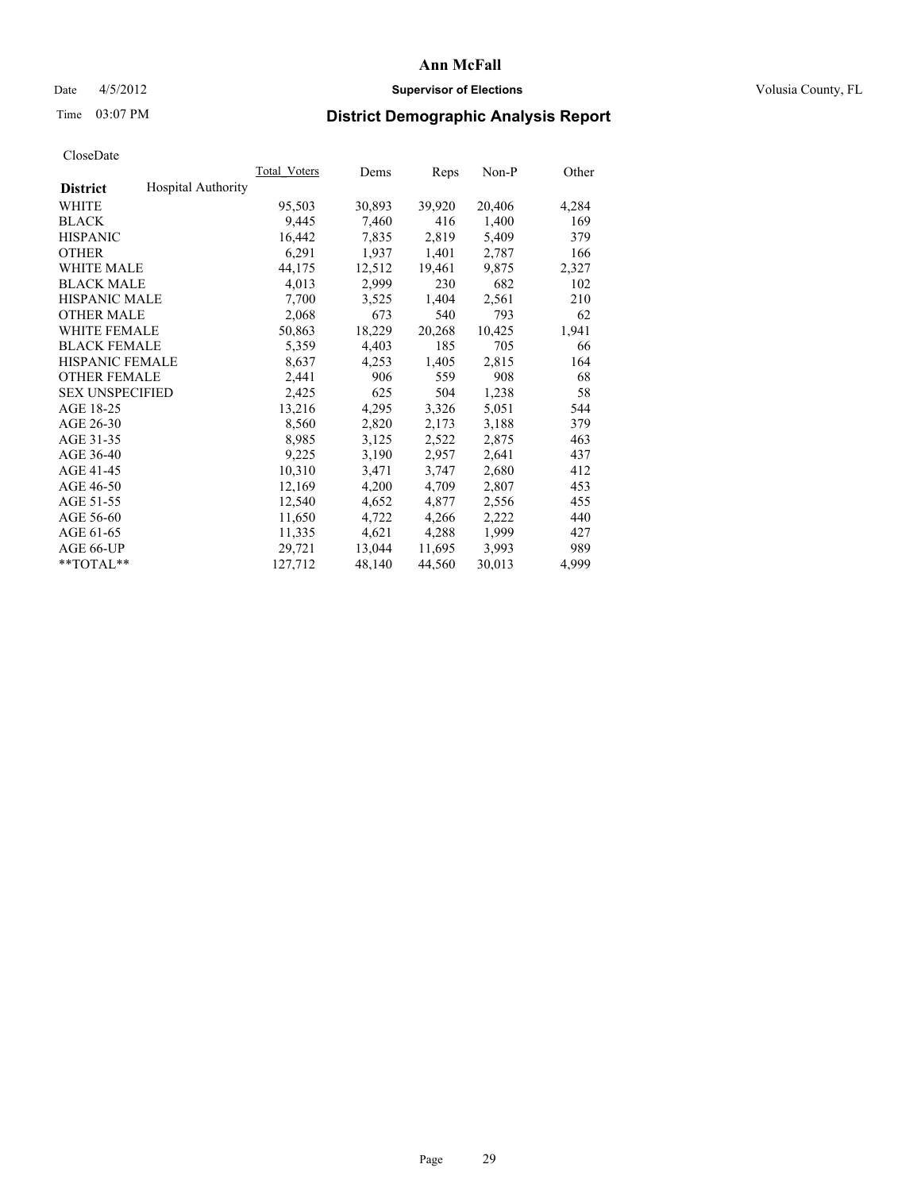# Ann McFall

Date 4/5/2012 **Supervisor of Elections** Volusia County, FL

Time 03:07 PM **District Demographic Analysis Report**

CloseDate

| **District** Hospital Authority | Total_Voters | Dems | Reps | Non-P | Other |
|---|---|---|---|---|---|
| WHITE | 95,503 | 30,893 | 39,920 | 20,406 | 4,284 |
| BLACK | 9,445 | 7,460 | 416 | 1,400 | 169 |
| HISPANIC | 16,442 | 7,835 | 2,819 | 5,409 | 379 |
| OTHER | 6,291 | 1,937 | 1,401 | 2,787 | 166 |
| WHITE MALE | 44,175 | 12,512 | 19,461 | 9,875 | 2,327 |
| BLACK MALE | 4,013 | 2,999 | 230 | 682 | 102 |
| HISPANIC MALE | 7,700 | 3,525 | 1,404 | 2,561 | 210 |
| OTHER MALE | 2,068 | 673 | 540 | 793 | 62 |
| WHITE FEMALE | 50,863 | 18,229 | 20,268 | 10,425 | 1,941 |
| BLACK FEMALE | 5,359 | 4,403 | 185 | 705 | 66 |
| HISPANIC FEMALE | 8,637 | 4,253 | 1,405 | 2,815 | 164 |
| OTHER FEMALE | 2,441 | 906 | 559 | 908 | 68 |
| SEX UNSPECIFIED | 2,425 | 625 | 504 | 1,238 | 58 |
| AGE 18-25 | 13,216 | 4,295 | 3,326 | 5,051 | 544 |
| AGE 26-30 | 8,560 | 2,820 | 2,173 | 3,188 | 379 |
| AGE 31-35 | 8,985 | 3,125 | 2,522 | 2,875 | 463 |
| AGE 36-40 | 9,225 | 3,190 | 2,957 | 2,641 | 437 |
| AGE 41-45 | 10,310 | 3,471 | 3,747 | 2,680 | 412 |
| AGE 46-50 | 12,169 | 4,200 | 4,709 | 2,807 | 453 |
| AGE 51-55 | 12,540 | 4,652 | 4,877 | 2,556 | 455 |
| AGE 56-60 | 11,650 | 4,722 | 4,266 | 2,222 | 440 |
| AGE 61-65 | 11,335 | 4,621 | 4,288 | 1,999 | 427 |
| AGE 66-UP | 29,721 | 13,044 | 11,695 | 3,993 | 989 |
| **TOTAL** | 127,712 | 48,140 | 44,560 | 30,013 | 4,999 |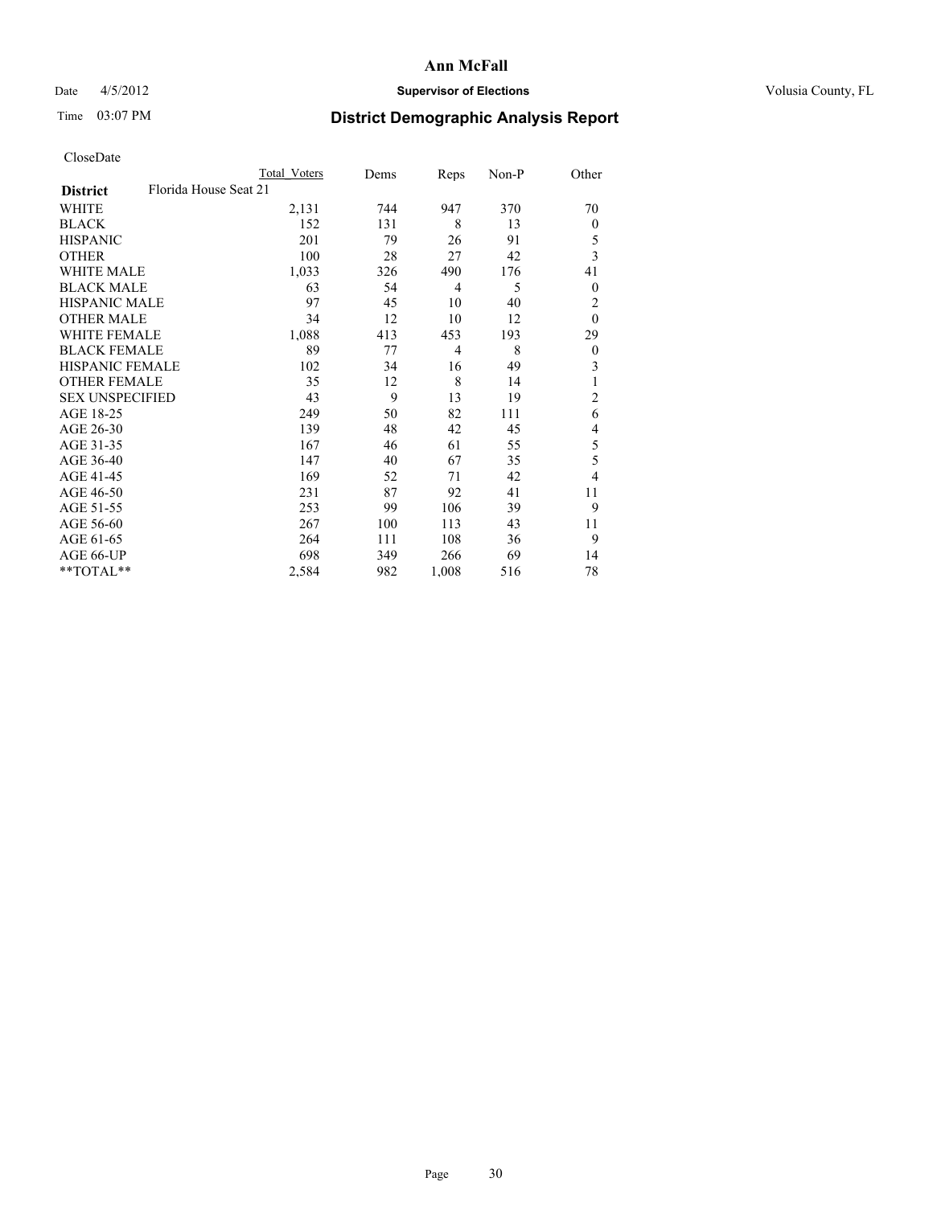CloseDate

| | Total Voters | Dems | Reps | Non-P | Other |
|---|---|---|---|---|---|
| **District** Florida House Seat 21 | | | | | |
| WHITE | 2,131 | 744 | 947 | 370 | 70 |
| BLACK | 152 | 131 | 8 | 13 | 0 |
| HISPANIC | 201 | 79 | 26 | 91 | 5 |
| OTHER | 100 | 28 | 27 | 42 | 3 |
| WHITE MALE | 1,033 | 326 | 490 | 176 | 41 |
| BLACK MALE | 63 | 54 | 4 | 5 | 0 |
| HISPANIC MALE | 97 | 45 | 10 | 40 | 2 |
| OTHER MALE | 34 | 12 | 10 | 12 | 0 |
| WHITE FEMALE | 1,088 | 413 | 453 | 193 | 29 |
| BLACK FEMALE | 89 | 77 | 4 | 8 | 0 |
| HISPANIC FEMALE | 102 | 34 | 16 | 49 | 3 |
| OTHER FEMALE | 35 | 12 | 8 | 14 | 1 |
| SEX UNSPECIFIED | 43 | 9 | 13 | 19 | 2 |
| AGE 18-25 | 249 | 50 | 82 | 111 | 6 |
| AGE 26-30 | 139 | 48 | 42 | 45 | 4 |
| AGE 31-35 | 167 | 46 | 61 | 55 | 5 |
| AGE 36-40 | 147 | 40 | 67 | 35 | 5 |
| AGE 41-45 | 169 | 52 | 71 | 42 | 4 |
| AGE 46-50 | 231 | 87 | 92 | 41 | 11 |
| AGE 51-55 | 253 | 99 | 106 | 39 | 9 |
| AGE 56-60 | 267 | 100 | 113 | 43 | 11 |
| AGE 61-65 | 264 | 111 | 108 | 36 | 9 |
| AGE 66-UP | 698 | 349 | 266 | 69 | 14 |
| **TOTAL** | 2,584 | 982 | 1,008 | 516 | 78 |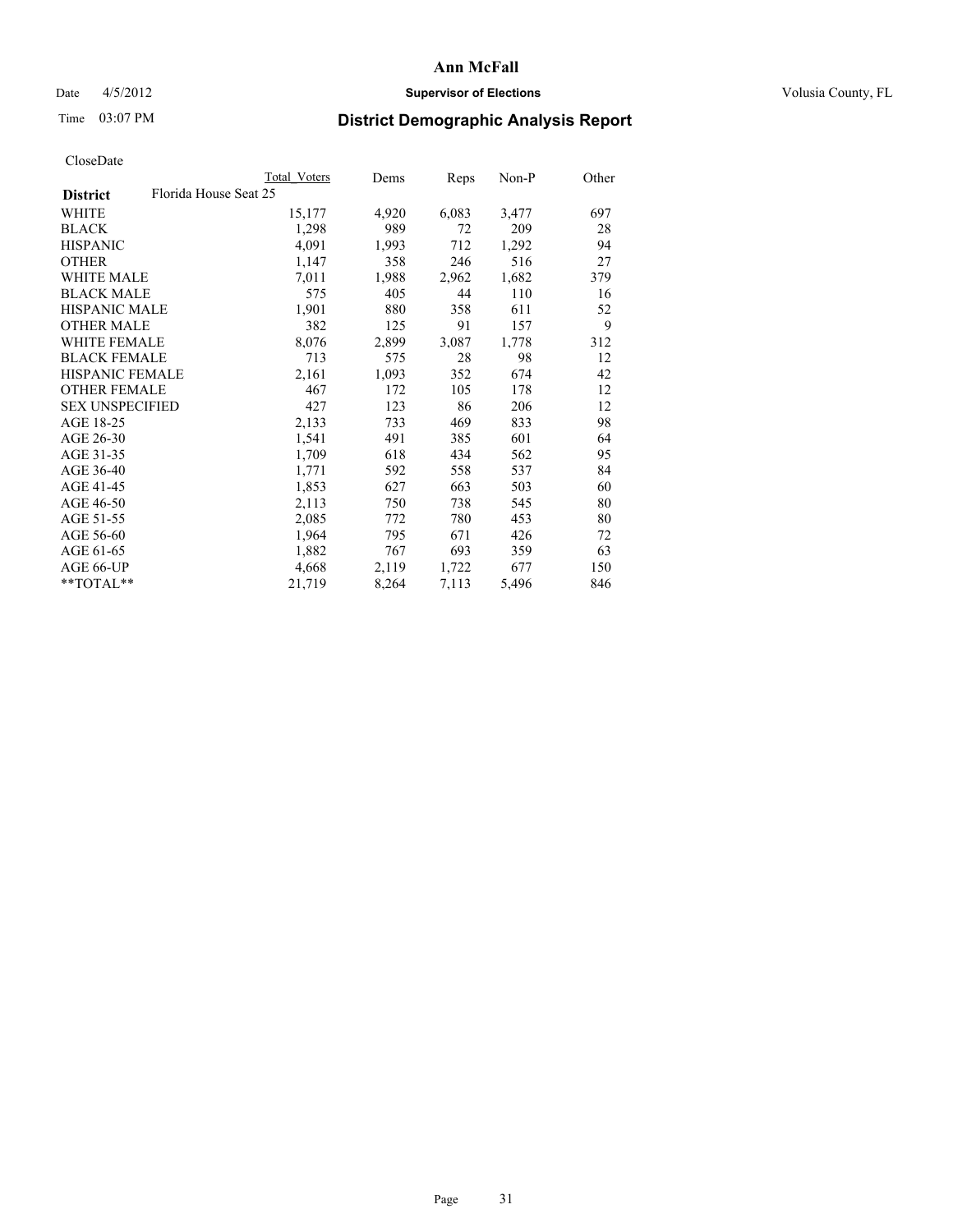# Ann McFall

Date 4/5/2012 **Supervisor of Elections** Volusia County, FL

Time 03:07 PM

## District Demographic Analysis Report

CloseDate

| | Total Voters | Dems | Reps | Non-P | Other |
|---|---|---|---|---|---|
| **District** Florida House Seat 25 | | | | | |
| WHITE | 15,177 | 4,920 | 6,083 | 3,477 | 697 |
| BLACK | 1,298 | 989 | 72 | 209 | 28 |
| HISPANIC | 4,091 | 1,993 | 712 | 1,292 | 94 |
| OTHER | 1,147 | 358 | 246 | 516 | 27 |
| WHITE MALE | 7,011 | 1,988 | 2,962 | 1,682 | 379 |
| BLACK MALE | 575 | 405 | 44 | 110 | 16 |
| HISPANIC MALE | 1,901 | 880 | 358 | 611 | 52 |
| OTHER MALE | 382 | 125 | 91 | 157 | 9 |
| WHITE FEMALE | 8,076 | 2,899 | 3,087 | 1,778 | 312 |
| BLACK FEMALE | 713 | 575 | 28 | 98 | 12 |
| HISPANIC FEMALE | 2,161 | 1,093 | 352 | 674 | 42 |
| OTHER FEMALE | 467 | 172 | 105 | 178 | 12 |
| SEX UNSPECIFIED | 427 | 123 | 86 | 206 | 12 |
| AGE 18-25 | 2,133 | 733 | 469 | 833 | 98 |
| AGE 26-30 | 1,541 | 491 | 385 | 601 | 64 |
| AGE 31-35 | 1,709 | 618 | 434 | 562 | 95 |
| AGE 36-40 | 1,771 | 592 | 558 | 537 | 84 |
| AGE 41-45 | 1,853 | 627 | 663 | 503 | 60 |
| AGE 46-50 | 2,113 | 750 | 738 | 545 | 80 |
| AGE 51-55 | 2,085 | 772 | 780 | 453 | 80 |
| AGE 56-60 | 1,964 | 795 | 671 | 426 | 72 |
| AGE 61-65 | 1,882 | 767 | 693 | 359 | 63 |
| AGE 66-UP | 4,668 | 2,119 | 1,722 | 677 | 150 |
| **TOTAL** | 21,719 | 8,264 | 7,113 | 5,496 | 846 |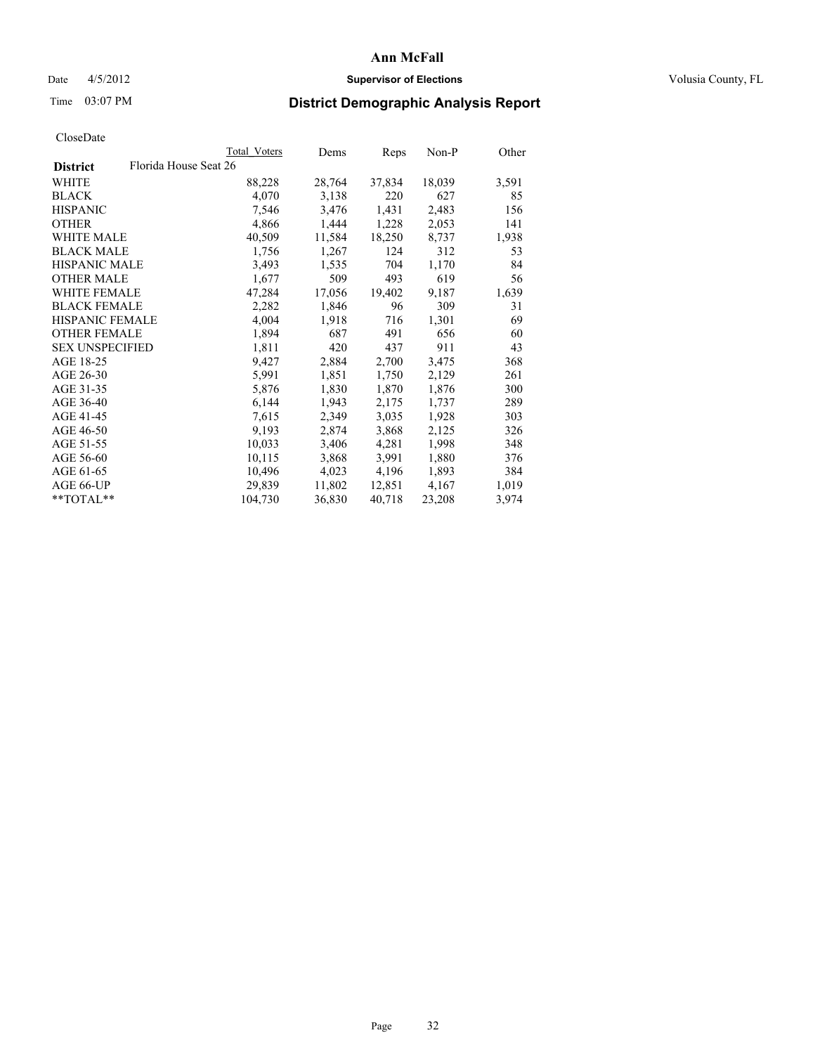# Ann McFall

Date 4/5/2012 **Supervisor of Elections** Volusia County, FL

Time 03:07 PM **District Demographic Analysis Report**

CloseDate

| | Total Voters | Dems | Reps | Non-P | Other |
|---|---|---|---|---|---|
| **District** Florida House Seat 26 | | | | | |
| WHITE | 88,228 | 28,764 | 37,834 | 18,039 | 3,591 |
| BLACK | 4,070 | 3,138 | 220 | 627 | 85 |
| HISPANIC | 7,546 | 3,476 | 1,431 | 2,483 | 156 |
| OTHER | 4,866 | 1,444 | 1,228 | 2,053 | 141 |
| WHITE MALE | 40,509 | 11,584 | 18,250 | 8,737 | 1,938 |
| BLACK MALE | 1,756 | 1,267 | 124 | 312 | 53 |
| HISPANIC MALE | 3,493 | 1,535 | 704 | 1,170 | 84 |
| OTHER MALE | 1,677 | 509 | 493 | 619 | 56 |
| WHITE FEMALE | 47,284 | 17,056 | 19,402 | 9,187 | 1,639 |
| BLACK FEMALE | 2,282 | 1,846 | 96 | 309 | 31 |
| HISPANIC FEMALE | 4,004 | 1,918 | 716 | 1,301 | 69 |
| OTHER FEMALE | 1,894 | 687 | 491 | 656 | 60 |
| SEX UNSPECIFIED | 1,811 | 420 | 437 | 911 | 43 |
| AGE 18-25 | 9,427 | 2,884 | 2,700 | 3,475 | 368 |
| AGE 26-30 | 5,991 | 1,851 | 1,750 | 2,129 | 261 |
| AGE 31-35 | 5,876 | 1,830 | 1,870 | 1,876 | 300 |
| AGE 36-40 | 6,144 | 1,943 | 2,175 | 1,737 | 289 |
| AGE 41-45 | 7,615 | 2,349 | 3,035 | 1,928 | 303 |
| AGE 46-50 | 9,193 | 2,874 | 3,868 | 2,125 | 326 |
| AGE 51-55 | 10,033 | 3,406 | 4,281 | 1,998 | 348 |
| AGE 56-60 | 10,115 | 3,868 | 3,991 | 1,880 | 376 |
| AGE 61-65 | 10,496 | 4,023 | 4,196 | 1,893 | 384 |
| AGE 66-UP | 29,839 | 11,802 | 12,851 | 4,167 | 1,019 |
| **TOTAL** | 104,730 | 36,830 | 40,718 | 23,208 | 3,974 |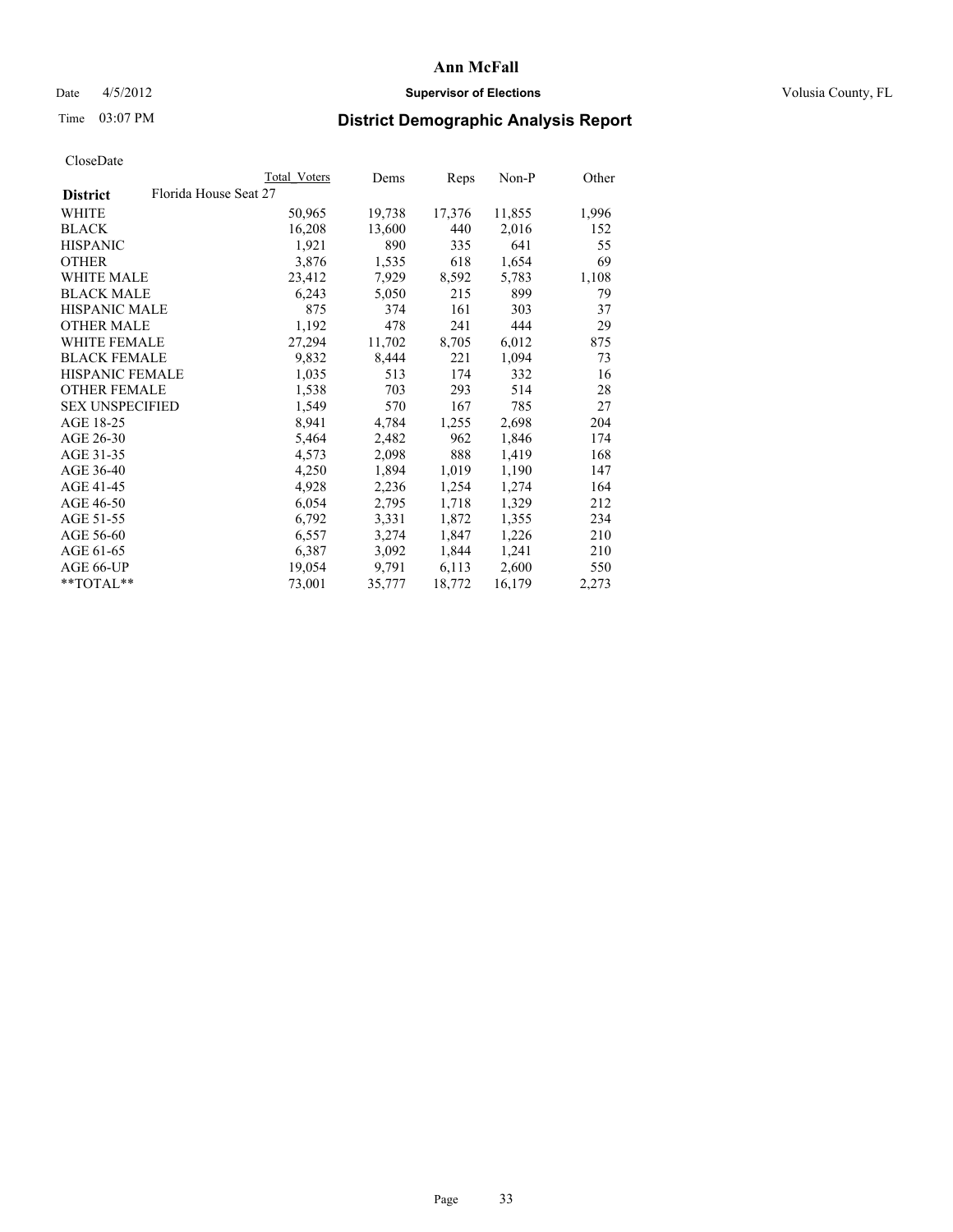# Ann McFall

Date 4/5/2012 **Supervisor of Elections** Volusia County, FL

Time 03:07 PM **District Demographic Analysis Report**

CloseDate

| | Total Voters | Dems | Reps | Non-P | Other |
|---|---|---|---|---|---|
| **District** Florida House Seat 27 | | | | | |
| WHITE | 50,965 | 19,738 | 17,376 | 11,855 | 1,996 |
| BLACK | 16,208 | 13,600 | 440 | 2,016 | 152 |
| HISPANIC | 1,921 | 890 | 335 | 641 | 55 |
| OTHER | 3,876 | 1,535 | 618 | 1,654 | 69 |
| WHITE MALE | 23,412 | 7,929 | 8,592 | 5,783 | 1,108 |
| BLACK MALE | 6,243 | 5,050 | 215 | 899 | 79 |
| HISPANIC MALE | 875 | 374 | 161 | 303 | 37 |
| OTHER MALE | 1,192 | 478 | 241 | 444 | 29 |
| WHITE FEMALE | 27,294 | 11,702 | 8,705 | 6,012 | 875 |
| BLACK FEMALE | 9,832 | 8,444 | 221 | 1,094 | 73 |
| HISPANIC FEMALE | 1,035 | 513 | 174 | 332 | 16 |
| OTHER FEMALE | 1,538 | 703 | 293 | 514 | 28 |
| SEX UNSPECIFIED | 1,549 | 570 | 167 | 785 | 27 |
| AGE 18-25 | 8,941 | 4,784 | 1,255 | 2,698 | 204 |
| AGE 26-30 | 5,464 | 2,482 | 962 | 1,846 | 174 |
| AGE 31-35 | 4,573 | 2,098 | 888 | 1,419 | 168 |
| AGE 36-40 | 4,250 | 1,894 | 1,019 | 1,190 | 147 |
| AGE 41-45 | 4,928 | 2,236 | 1,254 | 1,274 | 164 |
| AGE 46-50 | 6,054 | 2,795 | 1,718 | 1,329 | 212 |
| AGE 51-55 | 6,792 | 3,331 | 1,872 | 1,355 | 234 |
| AGE 56-60 | 6,557 | 3,274 | 1,847 | 1,226 | 210 |
| AGE 61-65 | 6,387 | 3,092 | 1,844 | 1,241 | 210 |
| AGE 66-UP | 19,054 | 9,791 | 6,113 | 2,600 | 550 |
| **TOTAL** | 73,001 | 35,777 | 18,772 | 16,179 | 2,273 |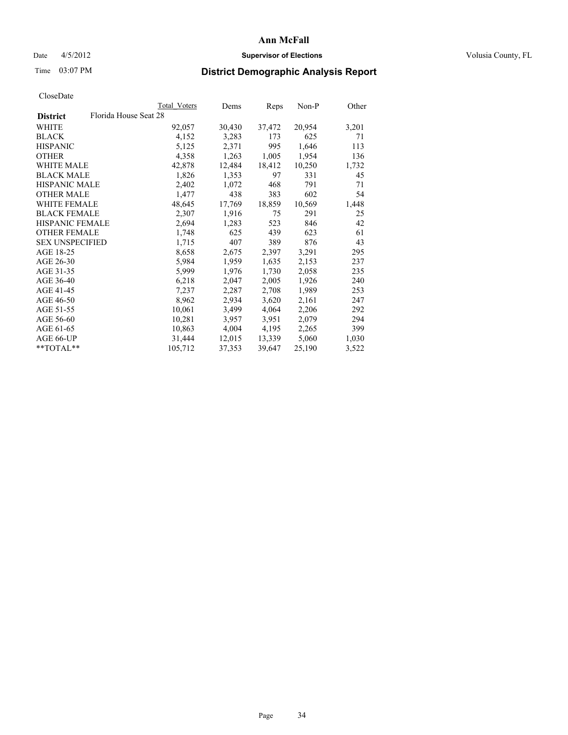**Ann McFall**

Date 4/5/2012 **Supervisor of Elections** Volusia County, FL

Time 03:07 PM

## District Demographic Analysis Report

CloseDate

| District | Florida House Seat 28 | Total Voters | Dems | Reps | Non-P | Other |
|---|---|---|---|---|---|---|
| WHITE | | 92,057 | 30,430 | 37,472 | 20,954 | 3,201 |
| BLACK | | 4,152 | 3,283 | 173 | 625 | 71 |
| HISPANIC | | 5,125 | 2,371 | 995 | 1,646 | 113 |
| OTHER | | 4,358 | 1,263 | 1,005 | 1,954 | 136 |
| WHITE MALE | | 42,878 | 12,484 | 18,412 | 10,250 | 1,732 |
| BLACK MALE | | 1,826 | 1,353 | 97 | 331 | 45 |
| HISPANIC MALE | | 2,402 | 1,072 | 468 | 791 | 71 |
| OTHER MALE | | 1,477 | 438 | 383 | 602 | 54 |
| WHITE FEMALE | | 48,645 | 17,769 | 18,859 | 10,569 | 1,448 |
| BLACK FEMALE | | 2,307 | 1,916 | 75 | 291 | 25 |
| HISPANIC FEMALE | | 2,694 | 1,283 | 523 | 846 | 42 |
| OTHER FEMALE | | 1,748 | 625 | 439 | 623 | 61 |
| SEX UNSPECIFIED | | 1,715 | 407 | 389 | 876 | 43 |
| AGE 18-25 | | 8,658 | 2,675 | 2,397 | 3,291 | 295 |
| AGE 26-30 | | 5,984 | 1,959 | 1,635 | 2,153 | 237 |
| AGE 31-35 | | 5,999 | 1,976 | 1,730 | 2,058 | 235 |
| AGE 36-40 | | 6,218 | 2,047 | 2,005 | 1,926 | 240 |
| AGE 41-45 | | 7,237 | 2,287 | 2,708 | 1,989 | 253 |
| AGE 46-50 | | 8,962 | 2,934 | 3,620 | 2,161 | 247 |
| AGE 51-55 | | 10,061 | 3,499 | 4,064 | 2,206 | 292 |
| AGE 56-60 | | 10,281 | 3,957 | 3,951 | 2,079 | 294 |
| AGE 61-65 | | 10,863 | 4,004 | 4,195 | 2,265 | 399 |
| AGE 66-UP | | 31,444 | 12,015 | 13,339 | 5,060 | 1,030 |
| **TOTAL** | | 105,712 | 37,353 | 39,647 | 25,190 | 3,522 |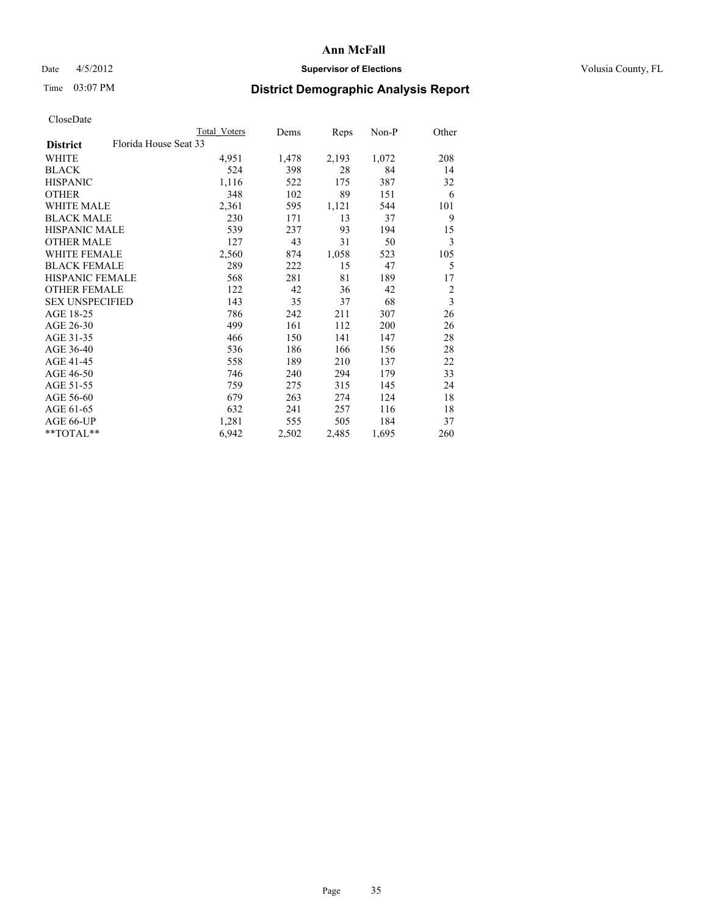# Ann McFall

Date 4/5/2012 **Supervisor of Elections** Volusia County, FL

Time 03:07 PM

## District Demographic Analysis Report

CloseDate

| | Total Voters | Dems | Reps | Non-P | Other |
|---|---|---|---|---|---|
| **District** Florida House Seat 33 | | | | | |
| WHITE | 4,951 | 1,478 | 2,193 | 1,072 | 208 |
| BLACK | 524 | 398 | 28 | 84 | 14 |
| HISPANIC | 1,116 | 522 | 175 | 387 | 32 |
| OTHER | 348 | 102 | 89 | 151 | 6 |
| WHITE MALE | 2,361 | 595 | 1,121 | 544 | 101 |
| BLACK MALE | 230 | 171 | 13 | 37 | 9 |
| HISPANIC MALE | 539 | 237 | 93 | 194 | 15 |
| OTHER MALE | 127 | 43 | 31 | 50 | 3 |
| WHITE FEMALE | 2,560 | 874 | 1,058 | 523 | 105 |
| BLACK FEMALE | 289 | 222 | 15 | 47 | 5 |
| HISPANIC FEMALE | 568 | 281 | 81 | 189 | 17 |
| OTHER FEMALE | 122 | 42 | 36 | 42 | 2 |
| SEX UNSPECIFIED | 143 | 35 | 37 | 68 | 3 |
| AGE 18-25 | 786 | 242 | 211 | 307 | 26 |
| AGE 26-30 | 499 | 161 | 112 | 200 | 26 |
| AGE 31-35 | 466 | 150 | 141 | 147 | 28 |
| AGE 36-40 | 536 | 186 | 166 | 156 | 28 |
| AGE 41-45 | 558 | 189 | 210 | 137 | 22 |
| AGE 46-50 | 746 | 240 | 294 | 179 | 33 |
| AGE 51-55 | 759 | 275 | 315 | 145 | 24 |
| AGE 56-60 | 679 | 263 | 274 | 124 | 18 |
| AGE 61-65 | 632 | 241 | 257 | 116 | 18 |
| AGE 66-UP | 1,281 | 555 | 505 | 184 | 37 |
| **TOTAL** | 6,942 | 2,502 | 2,485 | 1,695 | 260 |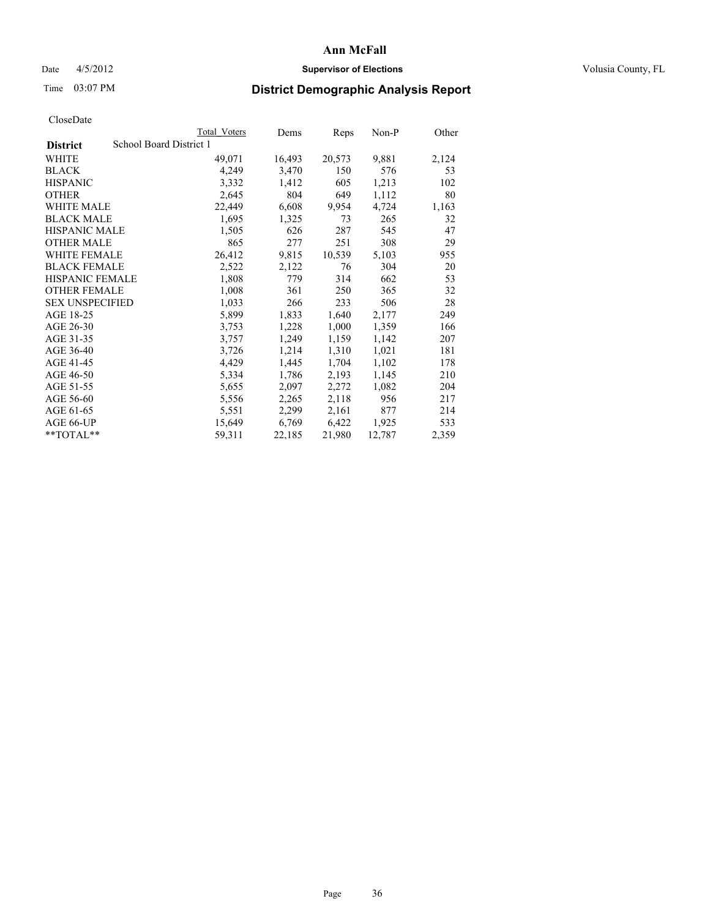# Ann McFall

Date 4/5/2012 **Supervisor of Elections** Volusia County, FL

Time 03:07 PM

## District Demographic Analysis Report

CloseDate

| | Total Voters | Dems | Reps | Non-P | Other |
|---|---|---|---|---|---|
| **District** School Board District 1 | | | | | |
| WHITE | 49,071 | 16,493 | 20,573 | 9,881 | 2,124 |
| BLACK | 4,249 | 3,470 | 150 | 576 | 53 |
| HISPANIC | 3,332 | 1,412 | 605 | 1,213 | 102 |
| OTHER | 2,645 | 804 | 649 | 1,112 | 80 |
| WHITE MALE | 22,449 | 6,608 | 9,954 | 4,724 | 1,163 |
| BLACK MALE | 1,695 | 1,325 | 73 | 265 | 32 |
| HISPANIC MALE | 1,505 | 626 | 287 | 545 | 47 |
| OTHER MALE | 865 | 277 | 251 | 308 | 29 |
| WHITE FEMALE | 26,412 | 9,815 | 10,539 | 5,103 | 955 |
| BLACK FEMALE | 2,522 | 2,122 | 76 | 304 | 20 |
| HISPANIC FEMALE | 1,808 | 779 | 314 | 662 | 53 |
| OTHER FEMALE | 1,008 | 361 | 250 | 365 | 32 |
| SEX UNSPECIFIED | 1,033 | 266 | 233 | 506 | 28 |
| AGE 18-25 | 5,899 | 1,833 | 1,640 | 2,177 | 249 |
| AGE 26-30 | 3,753 | 1,228 | 1,000 | 1,359 | 166 |
| AGE 31-35 | 3,757 | 1,249 | 1,159 | 1,142 | 207 |
| AGE 36-40 | 3,726 | 1,214 | 1,310 | 1,021 | 181 |
| AGE 41-45 | 4,429 | 1,445 | 1,704 | 1,102 | 178 |
| AGE 46-50 | 5,334 | 1,786 | 2,193 | 1,145 | 210 |
| AGE 51-55 | 5,655 | 2,097 | 2,272 | 1,082 | 204 |
| AGE 56-60 | 5,556 | 2,265 | 2,118 | 956 | 217 |
| AGE 61-65 | 5,551 | 2,299 | 2,161 | 877 | 214 |
| AGE 66-UP | 15,649 | 6,769 | 6,422 | 1,925 | 533 |
| **TOTAL** | 59,311 | 22,185 | 21,980 | 12,787 | 2,359 |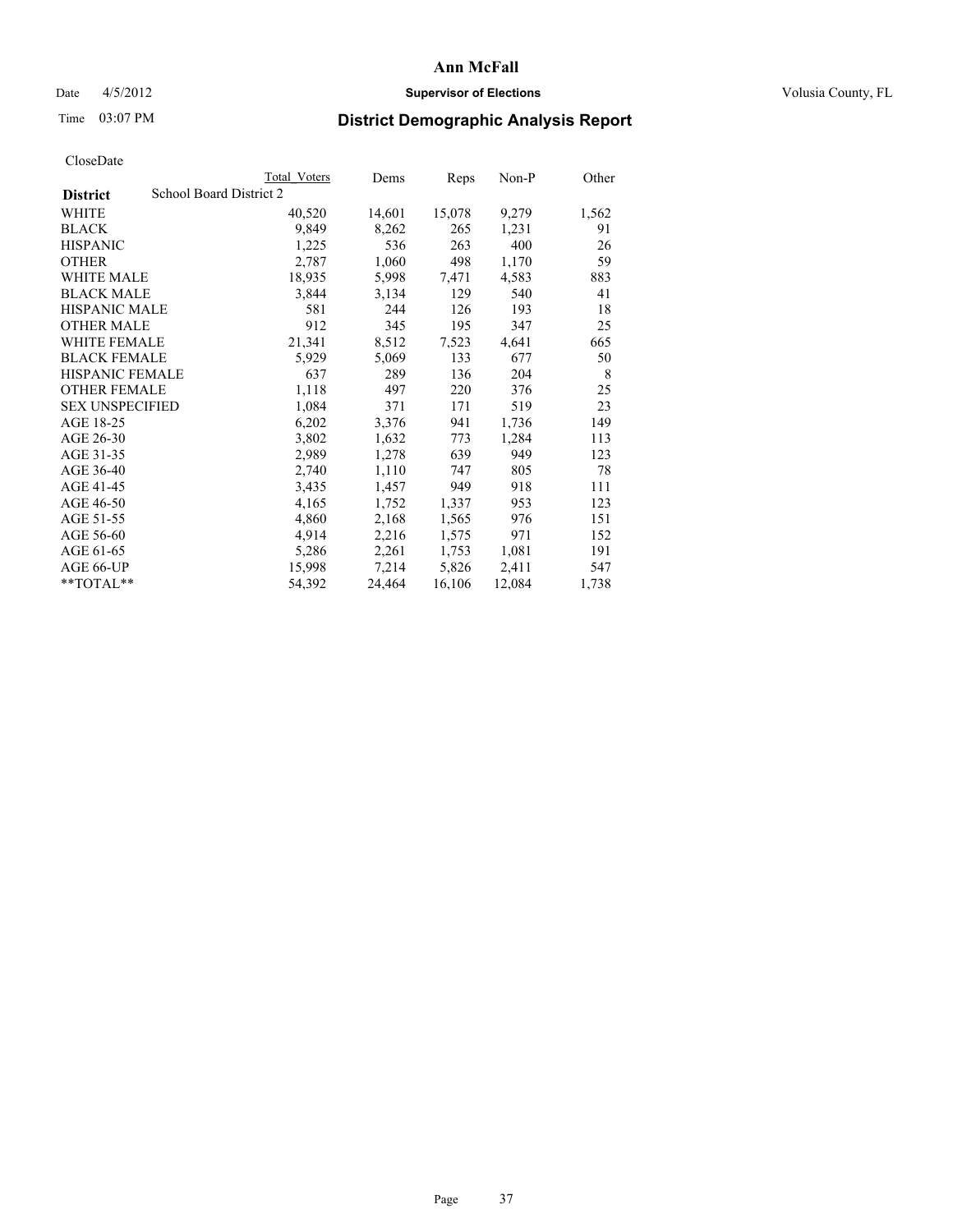# Ann McFall

Date 4/5/2012 **Supervisor of Elections** Volusia County, FL

Time 03:07 PM

## District Demographic Analysis Report

CloseDate

| **District** School Board District 2 | Total Voters | Dems | Reps | Non-P | Other |
|---|---|---|---|---|---|
| WHITE | 40,520 | 14,601 | 15,078 | 9,279 | 1,562 |
| BLACK | 9,849 | 8,262 | 265 | 1,231 | 91 |
| HISPANIC | 1,225 | 536 | 263 | 400 | 26 |
| OTHER | 2,787 | 1,060 | 498 | 1,170 | 59 |
| WHITE MALE | 18,935 | 5,998 | 7,471 | 4,583 | 883 |
| BLACK MALE | 3,844 | 3,134 | 129 | 540 | 41 |
| HISPANIC MALE | 581 | 244 | 126 | 193 | 18 |
| OTHER MALE | 912 | 345 | 195 | 347 | 25 |
| WHITE FEMALE | 21,341 | 8,512 | 7,523 | 4,641 | 665 |
| BLACK FEMALE | 5,929 | 5,069 | 133 | 677 | 50 |
| HISPANIC FEMALE | 637 | 289 | 136 | 204 | 8 |
| OTHER FEMALE | 1,118 | 497 | 220 | 376 | 25 |
| SEX UNSPECIFIED | 1,084 | 371 | 171 | 519 | 23 |
| AGE 18-25 | 6,202 | 3,376 | 941 | 1,736 | 149 |
| AGE 26-30 | 3,802 | 1,632 | 773 | 1,284 | 113 |
| AGE 31-35 | 2,989 | 1,278 | 639 | 949 | 123 |
| AGE 36-40 | 2,740 | 1,110 | 747 | 805 | 78 |
| AGE 41-45 | 3,435 | 1,457 | 949 | 918 | 111 |
| AGE 46-50 | 4,165 | 1,752 | 1,337 | 953 | 123 |
| AGE 51-55 | 4,860 | 2,168 | 1,565 | 976 | 151 |
| AGE 56-60 | 4,914 | 2,216 | 1,575 | 971 | 152 |
| AGE 61-65 | 5,286 | 2,261 | 1,753 | 1,081 | 191 |
| AGE 66-UP | 15,998 | 7,214 | 5,826 | 2,411 | 547 |
| **TOTAL** | 54,392 | 24,464 | 16,106 | 12,084 | 1,738 |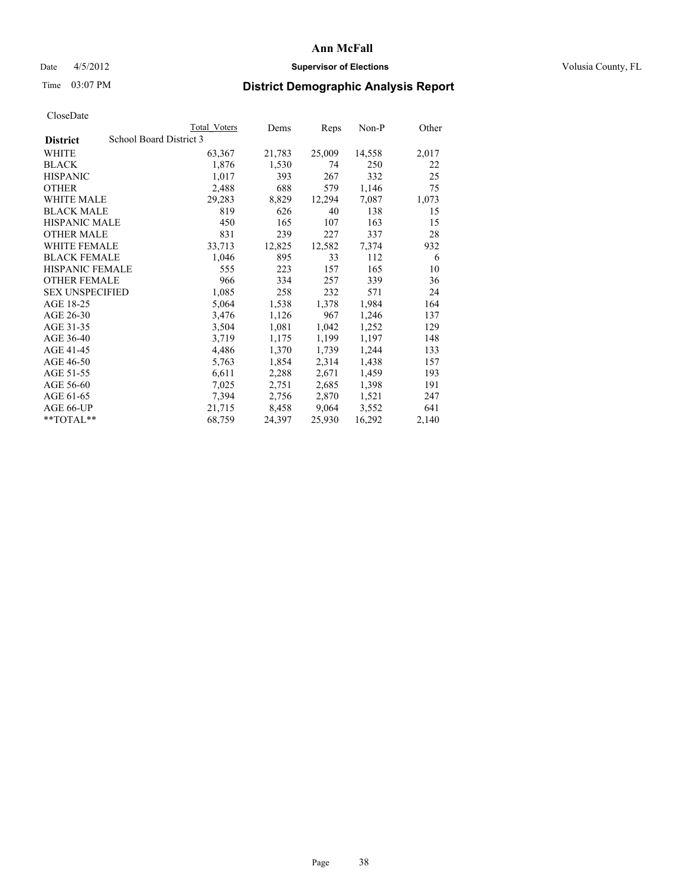# Ann McFall

Date 4/5/2012 **Supervisor of Elections** Volusia County, FL

Time 03:07 PM **District Demographic Analysis Report**

CloseDate

| | Total Voters | Dems | Reps | Non-P | Other |
|---|---|---|---|---|---|
| **District** School Board District 3 | | | | | |
| WHITE | 63,367 | 21,783 | 25,009 | 14,558 | 2,017 |
| BLACK | 1,876 | 1,530 | 74 | 250 | 22 |
| HISPANIC | 1,017 | 393 | 267 | 332 | 25 |
| OTHER | 2,488 | 688 | 579 | 1,146 | 75 |
| WHITE MALE | 29,283 | 8,829 | 12,294 | 7,087 | 1,073 |
| BLACK MALE | 819 | 626 | 40 | 138 | 15 |
| HISPANIC MALE | 450 | 165 | 107 | 163 | 15 |
| OTHER MALE | 831 | 239 | 227 | 337 | 28 |
| WHITE FEMALE | 33,713 | 12,825 | 12,582 | 7,374 | 932 |
| BLACK FEMALE | 1,046 | 895 | 33 | 112 | 6 |
| HISPANIC FEMALE | 555 | 223 | 157 | 165 | 10 |
| OTHER FEMALE | 966 | 334 | 257 | 339 | 36 |
| SEX UNSPECIFIED | 1,085 | 258 | 232 | 571 | 24 |
| AGE 18-25 | 5,064 | 1,538 | 1,378 | 1,984 | 164 |
| AGE 26-30 | 3,476 | 1,126 | 967 | 1,246 | 137 |
| AGE 31-35 | 3,504 | 1,081 | 1,042 | 1,252 | 129 |
| AGE 36-40 | 3,719 | 1,175 | 1,199 | 1,197 | 148 |
| AGE 41-45 | 4,486 | 1,370 | 1,739 | 1,244 | 133 |
| AGE 46-50 | 5,763 | 1,854 | 2,314 | 1,438 | 157 |
| AGE 51-55 | 6,611 | 2,288 | 2,671 | 1,459 | 193 |
| AGE 56-60 | 7,025 | 2,751 | 2,685 | 1,398 | 191 |
| AGE 61-65 | 7,394 | 2,756 | 2,870 | 1,521 | 247 |
| AGE 66-UP | 21,715 | 8,458 | 9,064 | 3,552 | 641 |
| **TOTAL** | 68,759 | 24,397 | 25,930 | 16,292 | 2,140 |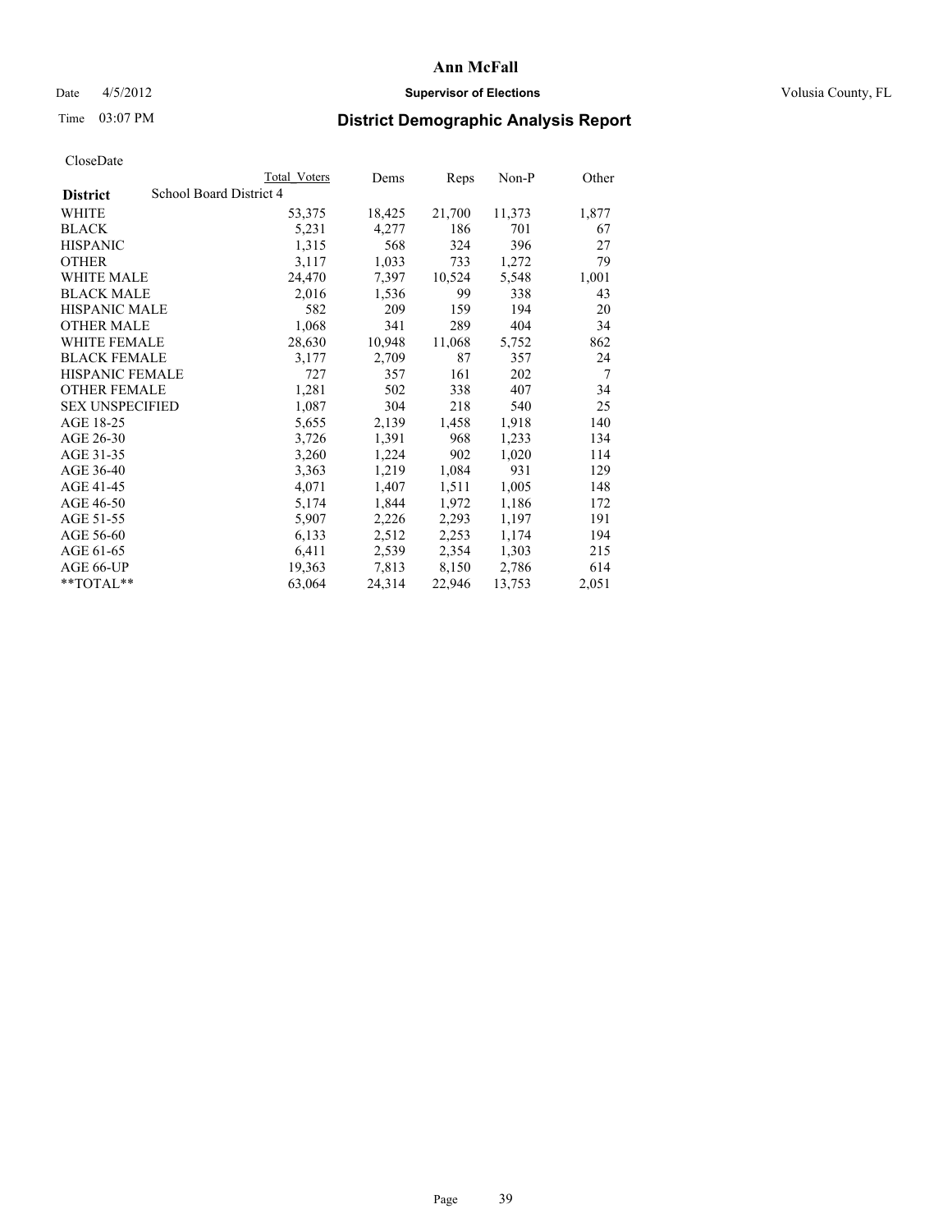# Ann McFall

Date 4/5/2012 **Supervisor of Elections** Volusia County, FL

Time 03:07 PM

## District Demographic Analysis Report

CloseDate

| District | School Board District 4 | Total Voters | Dems | Reps | Non-P | Other |
|---|---|---|---|---|---|---|
| WHITE | | 53,375 | 18,425 | 21,700 | 11,373 | 1,877 |
| BLACK | | 5,231 | 4,277 | 186 | 701 | 67 |
| HISPANIC | | 1,315 | 568 | 324 | 396 | 27 |
| OTHER | | 3,117 | 1,033 | 733 | 1,272 | 79 |
| WHITE MALE | | 24,470 | 7,397 | 10,524 | 5,548 | 1,001 |
| BLACK MALE | | 2,016 | 1,536 | 99 | 338 | 43 |
| HISPANIC MALE | | 582 | 209 | 159 | 194 | 20 |
| OTHER MALE | | 1,068 | 341 | 289 | 404 | 34 |
| WHITE FEMALE | | 28,630 | 10,948 | 11,068 | 5,752 | 862 |
| BLACK FEMALE | | 3,177 | 2,709 | 87 | 357 | 24 |
| HISPANIC FEMALE | | 727 | 357 | 161 | 202 | 7 |
| OTHER FEMALE | | 1,281 | 502 | 338 | 407 | 34 |
| SEX UNSPECIFIED | | 1,087 | 304 | 218 | 540 | 25 |
| AGE 18-25 | | 5,655 | 2,139 | 1,458 | 1,918 | 140 |
| AGE 26-30 | | 3,726 | 1,391 | 968 | 1,233 | 134 |
| AGE 31-35 | | 3,260 | 1,224 | 902 | 1,020 | 114 |
| AGE 36-40 | | 3,363 | 1,219 | 1,084 | 931 | 129 |
| AGE 41-45 | | 4,071 | 1,407 | 1,511 | 1,005 | 148 |
| AGE 46-50 | | 5,174 | 1,844 | 1,972 | 1,186 | 172 |
| AGE 51-55 | | 5,907 | 2,226 | 2,293 | 1,197 | 191 |
| AGE 56-60 | | 6,133 | 2,512 | 2,253 | 1,174 | 194 |
| AGE 61-65 | | 6,411 | 2,539 | 2,354 | 1,303 | 215 |
| AGE 66-UP | | 19,363 | 7,813 | 8,150 | 2,786 | 614 |
| **TOTAL** | | 63,064 | 24,314 | 22,946 | 13,753 | 2,051 |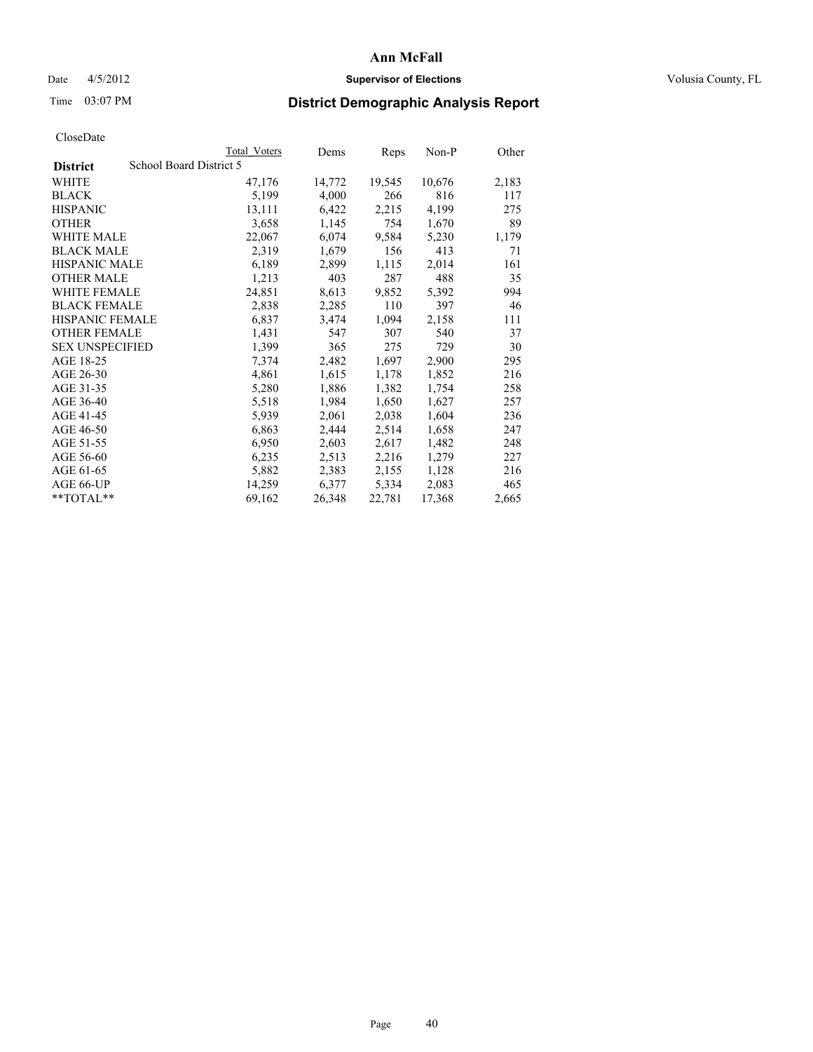# Ann McFall

Date 4/5/2012 **Supervisor of Elections** Volusia County, FL

Time 03:07 PM **District Demographic Analysis Report**

CloseDate

| | Total Voters | Dems | Reps | Non-P | Other |
|---|---|---|---|---|---|
| **District** School Board District 5 | | | | | |
| WHITE | 47,176 | 14,772 | 19,545 | 10,676 | 2,183 |
| BLACK | 5,199 | 4,000 | 266 | 816 | 117 |
| HISPANIC | 13,111 | 6,422 | 2,215 | 4,199 | 275 |
| OTHER | 3,658 | 1,145 | 754 | 1,670 | 89 |
| WHITE MALE | 22,067 | 6,074 | 9,584 | 5,230 | 1,179 |
| BLACK MALE | 2,319 | 1,679 | 156 | 413 | 71 |
| HISPANIC MALE | 6,189 | 2,899 | 1,115 | 2,014 | 161 |
| OTHER MALE | 1,213 | 403 | 287 | 488 | 35 |
| WHITE FEMALE | 24,851 | 8,613 | 9,852 | 5,392 | 994 |
| BLACK FEMALE | 2,838 | 2,285 | 110 | 397 | 46 |
| HISPANIC FEMALE | 6,837 | 3,474 | 1,094 | 2,158 | 111 |
| OTHER FEMALE | 1,431 | 547 | 307 | 540 | 37 |
| SEX UNSPECIFIED | 1,399 | 365 | 275 | 729 | 30 |
| AGE 18-25 | 7,374 | 2,482 | 1,697 | 2,900 | 295 |
| AGE 26-30 | 4,861 | 1,615 | 1,178 | 1,852 | 216 |
| AGE 31-35 | 5,280 | 1,886 | 1,382 | 1,754 | 258 |
| AGE 36-40 | 5,518 | 1,984 | 1,650 | 1,627 | 257 |
| AGE 41-45 | 5,939 | 2,061 | 2,038 | 1,604 | 236 |
| AGE 46-50 | 6,863 | 2,444 | 2,514 | 1,658 | 247 |
| AGE 51-55 | 6,950 | 2,603 | 2,617 | 1,482 | 248 |
| AGE 56-60 | 6,235 | 2,513 | 2,216 | 1,279 | 227 |
| AGE 61-65 | 5,882 | 2,383 | 2,155 | 1,128 | 216 |
| AGE 66-UP | 14,259 | 6,377 | 5,334 | 2,083 | 465 |
| **TOTAL** | 69,162 | 26,348 | 22,781 | 17,368 | 2,665 |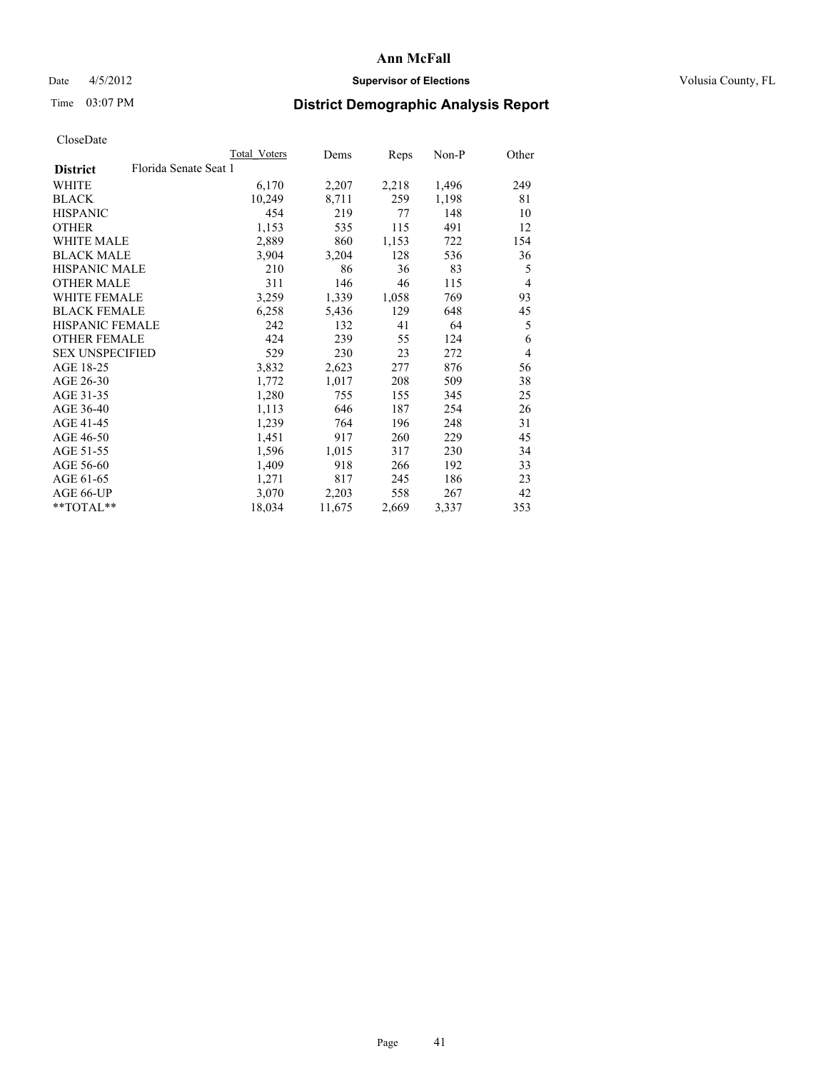**Ann McFall**

Date 4/5/2012 **Supervisor of Elections** Volusia County, FL

Time 03:07 PM

## District Demographic Analysis Report

CloseDate

| District | Florida Senate Seat 1 | Total_Voters | Dems | Reps | Non-P | Other |
|---|---|---|---|---|---|---|
| WHITE | | 6,170 | 2,207 | 2,218 | 1,496 | 249 |
| BLACK | | 10,249 | 8,711 | 259 | 1,198 | 81 |
| HISPANIC | | 454 | 219 | 77 | 148 | 10 |
| OTHER | | 1,153 | 535 | 115 | 491 | 12 |
| WHITE MALE | | 2,889 | 860 | 1,153 | 722 | 154 |
| BLACK MALE | | 3,904 | 3,204 | 128 | 536 | 36 |
| HISPANIC MALE | | 210 | 86 | 36 | 83 | 5 |
| OTHER MALE | | 311 | 146 | 46 | 115 | 4 |
| WHITE FEMALE | | 3,259 | 1,339 | 1,058 | 769 | 93 |
| BLACK FEMALE | | 6,258 | 5,436 | 129 | 648 | 45 |
| HISPANIC FEMALE | | 242 | 132 | 41 | 64 | 5 |
| OTHER FEMALE | | 424 | 239 | 55 | 124 | 6 |
| SEX UNSPECIFIED | | 529 | 230 | 23 | 272 | 4 |
| AGE 18-25 | | 3,832 | 2,623 | 277 | 876 | 56 |
| AGE 26-30 | | 1,772 | 1,017 | 208 | 509 | 38 |
| AGE 31-35 | | 1,280 | 755 | 155 | 345 | 25 |
| AGE 36-40 | | 1,113 | 646 | 187 | 254 | 26 |
| AGE 41-45 | | 1,239 | 764 | 196 | 248 | 31 |
| AGE 46-50 | | 1,451 | 917 | 260 | 229 | 45 |
| AGE 51-55 | | 1,596 | 1,015 | 317 | 230 | 34 |
| AGE 56-60 | | 1,409 | 918 | 266 | 192 | 33 |
| AGE 61-65 | | 1,271 | 817 | 245 | 186 | 23 |
| AGE 66-UP | | 3,070 | 2,203 | 558 | 267 | 42 |
| **TOTAL** | | 18,034 | 11,675 | 2,669 | 3,337 | 353 |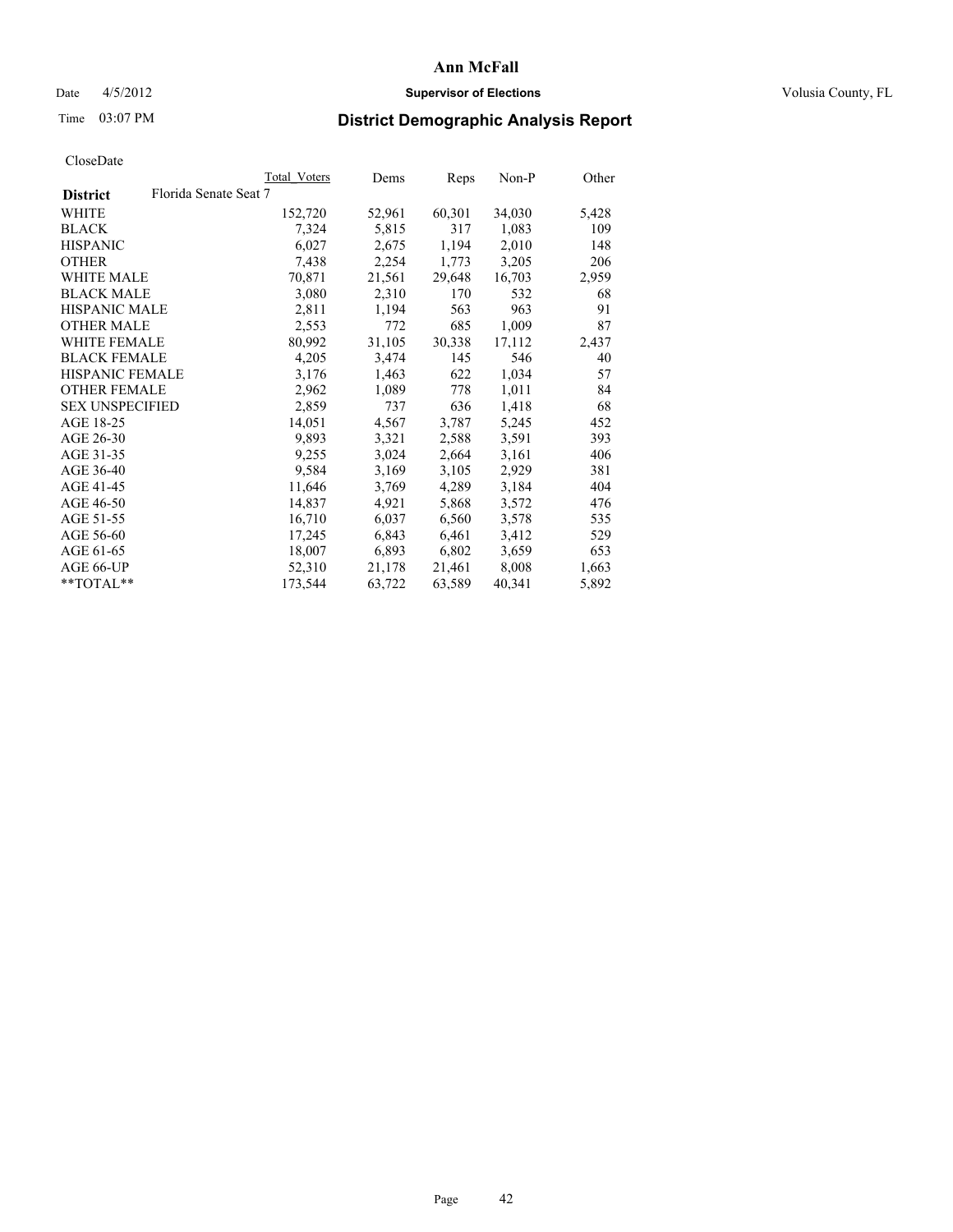# Ann McFall

Date 4/5/2012 **Supervisor of Elections** Volusia County, FL

Time 03:07 PM **District Demographic Analysis Report**

CloseDate

| | Total Voters | Dems | Reps | Non-P | Other |
|---|---|---|---|---|---|
| **District** Florida Senate Seat 7 | | | | | |
| WHITE | 152,720 | 52,961 | 60,301 | 34,030 | 5,428 |
| BLACK | 7,324 | 5,815 | 317 | 1,083 | 109 |
| HISPANIC | 6,027 | 2,675 | 1,194 | 2,010 | 148 |
| OTHER | 7,438 | 2,254 | 1,773 | 3,205 | 206 |
| WHITE MALE | 70,871 | 21,561 | 29,648 | 16,703 | 2,959 |
| BLACK MALE | 3,080 | 2,310 | 170 | 532 | 68 |
| HISPANIC MALE | 2,811 | 1,194 | 563 | 963 | 91 |
| OTHER MALE | 2,553 | 772 | 685 | 1,009 | 87 |
| WHITE FEMALE | 80,992 | 31,105 | 30,338 | 17,112 | 2,437 |
| BLACK FEMALE | 4,205 | 3,474 | 145 | 546 | 40 |
| HISPANIC FEMALE | 3,176 | 1,463 | 622 | 1,034 | 57 |
| OTHER FEMALE | 2,962 | 1,089 | 778 | 1,011 | 84 |
| SEX UNSPECIFIED | 2,859 | 737 | 636 | 1,418 | 68 |
| AGE 18-25 | 14,051 | 4,567 | 3,787 | 5,245 | 452 |
| AGE 26-30 | 9,893 | 3,321 | 2,588 | 3,591 | 393 |
| AGE 31-35 | 9,255 | 3,024 | 2,664 | 3,161 | 406 |
| AGE 36-40 | 9,584 | 3,169 | 3,105 | 2,929 | 381 |
| AGE 41-45 | 11,646 | 3,769 | 4,289 | 3,184 | 404 |
| AGE 46-50 | 14,837 | 4,921 | 5,868 | 3,572 | 476 |
| AGE 51-55 | 16,710 | 6,037 | 6,560 | 3,578 | 535 |
| AGE 56-60 | 17,245 | 6,843 | 6,461 | 3,412 | 529 |
| AGE 61-65 | 18,007 | 6,893 | 6,802 | 3,659 | 653 |
| AGE 66-UP | 52,310 | 21,178 | 21,461 | 8,008 | 1,663 |
| **TOTAL** | 173,544 | 63,722 | 63,589 | 40,341 | 5,892 |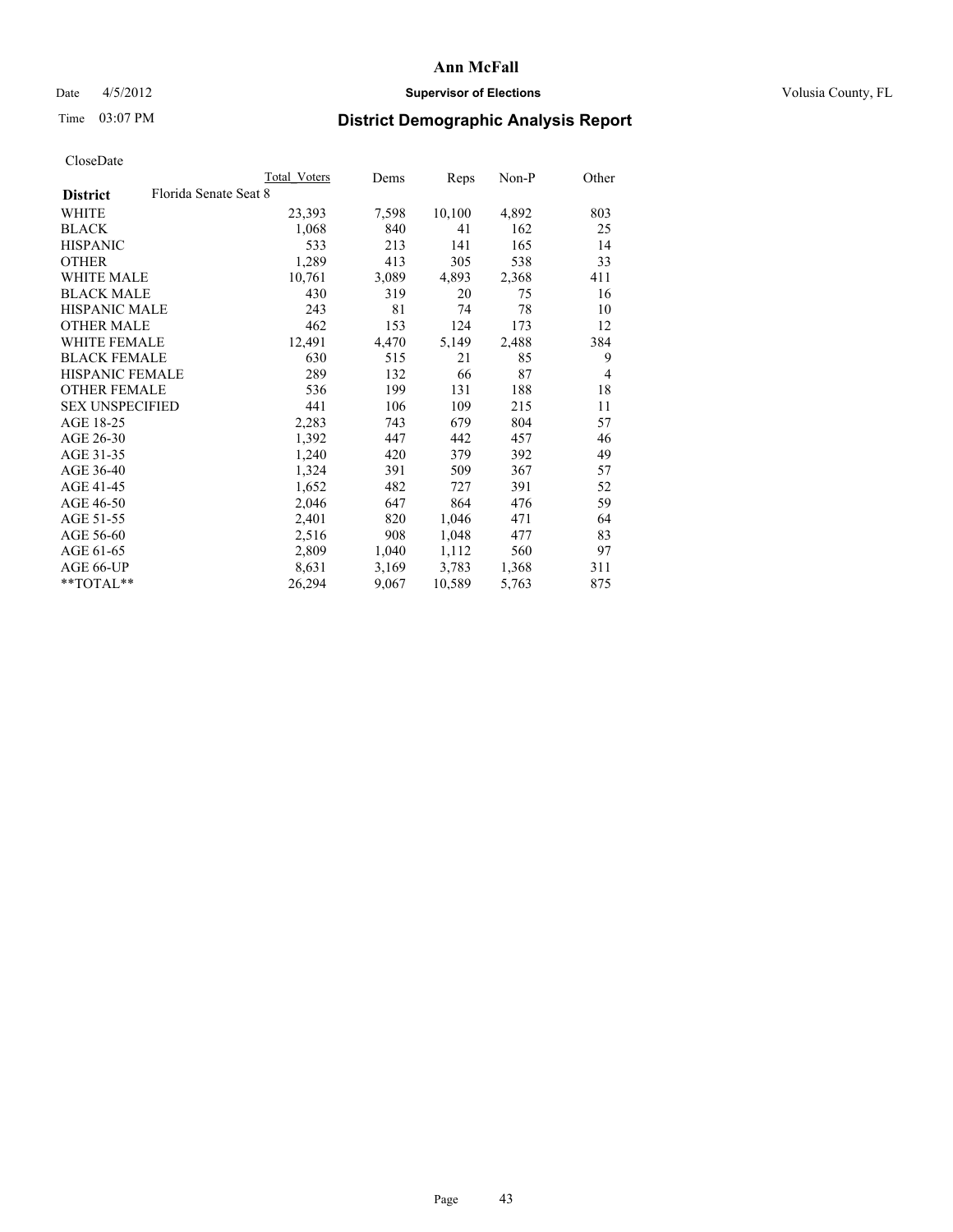# Ann McFall

Date 4/5/2012 **Supervisor of Elections** Volusia County, FL

Time 03:07 PM **District Demographic Analysis Report**

CloseDate

| **District** Florida Senate Seat 8 | Total Voters | Dems | Reps | Non-P | Other |
|---|---|---|---|---|---|
| WHITE | 23,393 | 7,598 | 10,100 | 4,892 | 803 |
| BLACK | 1,068 | 840 | 41 | 162 | 25 |
| HISPANIC | 533 | 213 | 141 | 165 | 14 |
| OTHER | 1,289 | 413 | 305 | 538 | 33 |
| WHITE MALE | 10,761 | 3,089 | 4,893 | 2,368 | 411 |
| BLACK MALE | 430 | 319 | 20 | 75 | 16 |
| HISPANIC MALE | 243 | 81 | 74 | 78 | 10 |
| OTHER MALE | 462 | 153 | 124 | 173 | 12 |
| WHITE FEMALE | 12,491 | 4,470 | 5,149 | 2,488 | 384 |
| BLACK FEMALE | 630 | 515 | 21 | 85 | 9 |
| HISPANIC FEMALE | 289 | 132 | 66 | 87 | 4 |
| OTHER FEMALE | 536 | 199 | 131 | 188 | 18 |
| SEX UNSPECIFIED | 441 | 106 | 109 | 215 | 11 |
| AGE 18-25 | 2,283 | 743 | 679 | 804 | 57 |
| AGE 26-30 | 1,392 | 447 | 442 | 457 | 46 |
| AGE 31-35 | 1,240 | 420 | 379 | 392 | 49 |
| AGE 36-40 | 1,324 | 391 | 509 | 367 | 57 |
| AGE 41-45 | 1,652 | 482 | 727 | 391 | 52 |
| AGE 46-50 | 2,046 | 647 | 864 | 476 | 59 |
| AGE 51-55 | 2,401 | 820 | 1,046 | 471 | 64 |
| AGE 56-60 | 2,516 | 908 | 1,048 | 477 | 83 |
| AGE 61-65 | 2,809 | 1,040 | 1,112 | 560 | 97 |
| AGE 66-UP | 8,631 | 3,169 | 3,783 | 1,368 | 311 |
| **TOTAL** | 26,294 | 9,067 | 10,589 | 5,763 | 875 |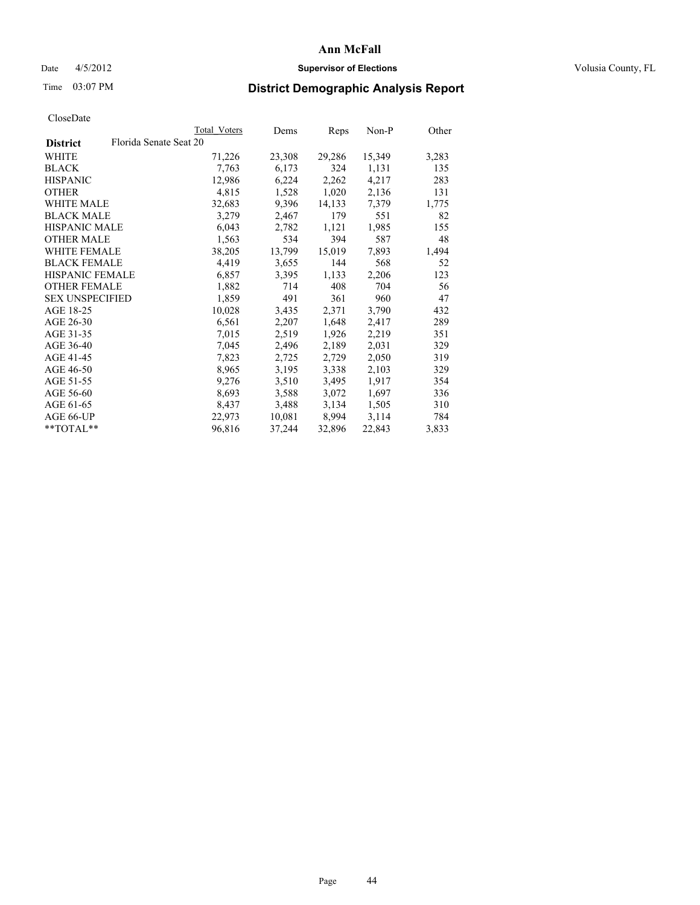# Ann McFall

Date 4/5/2012 **Supervisor of Elections** Volusia County, FL

Time 03:07 PM **District Demographic Analysis Report**

CloseDate

| | Total Voters | Dems | Reps | Non-P | Other |
|---|---|---|---|---|---|
| **District** Florida Senate Seat 20 | | | | | |
| WHITE | 71,226 | 23,308 | 29,286 | 15,349 | 3,283 |
| BLACK | 7,763 | 6,173 | 324 | 1,131 | 135 |
| HISPANIC | 12,986 | 6,224 | 2,262 | 4,217 | 283 |
| OTHER | 4,815 | 1,528 | 1,020 | 2,136 | 131 |
| WHITE MALE | 32,683 | 9,396 | 14,133 | 7,379 | 1,775 |
| BLACK MALE | 3,279 | 2,467 | 179 | 551 | 82 |
| HISPANIC MALE | 6,043 | 2,782 | 1,121 | 1,985 | 155 |
| OTHER MALE | 1,563 | 534 | 394 | 587 | 48 |
| WHITE FEMALE | 38,205 | 13,799 | 15,019 | 7,893 | 1,494 |
| BLACK FEMALE | 4,419 | 3,655 | 144 | 568 | 52 |
| HISPANIC FEMALE | 6,857 | 3,395 | 1,133 | 2,206 | 123 |
| OTHER FEMALE | 1,882 | 714 | 408 | 704 | 56 |
| SEX UNSPECIFIED | 1,859 | 491 | 361 | 960 | 47 |
| AGE 18-25 | 10,028 | 3,435 | 2,371 | 3,790 | 432 |
| AGE 26-30 | 6,561 | 2,207 | 1,648 | 2,417 | 289 |
| AGE 31-35 | 7,015 | 2,519 | 1,926 | 2,219 | 351 |
| AGE 36-40 | 7,045 | 2,496 | 2,189 | 2,031 | 329 |
| AGE 41-45 | 7,823 | 2,725 | 2,729 | 2,050 | 319 |
| AGE 46-50 | 8,965 | 3,195 | 3,338 | 2,103 | 329 |
| AGE 51-55 | 9,276 | 3,510 | 3,495 | 1,917 | 354 |
| AGE 56-60 | 8,693 | 3,588 | 3,072 | 1,697 | 336 |
| AGE 61-65 | 8,437 | 3,488 | 3,134 | 1,505 | 310 |
| AGE 66-UP | 22,973 | 10,081 | 8,994 | 3,114 | 784 |
| **TOTAL** | 96,816 | 37,244 | 32,896 | 22,843 | 3,833 |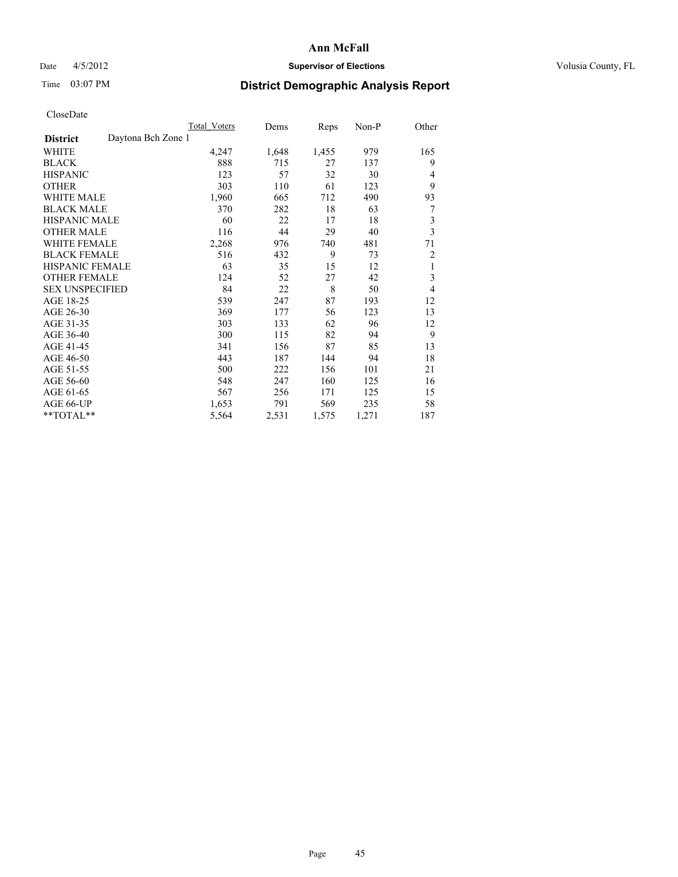# Ann McFall

Date 4/5/2012 **Supervisor of Elections** Volusia County, FL

Time 03:07 PM

## District Demographic Analysis Report

CloseDate

| | Total_Voters | Dems | Reps | Non-P | Other |
|---|---|---|---|---|---|
| **District** Daytona Bch Zone 1 | | | | | |
| WHITE | 4,247 | 1,648 | 1,455 | 979 | 165 |
| BLACK | 888 | 715 | 27 | 137 | 9 |
| HISPANIC | 123 | 57 | 32 | 30 | 4 |
| OTHER | 303 | 110 | 61 | 123 | 9 |
| WHITE MALE | 1,960 | 665 | 712 | 490 | 93 |
| BLACK MALE | 370 | 282 | 18 | 63 | 7 |
| HISPANIC MALE | 60 | 22 | 17 | 18 | 3 |
| OTHER MALE | 116 | 44 | 29 | 40 | 3 |
| WHITE FEMALE | 2,268 | 976 | 740 | 481 | 71 |
| BLACK FEMALE | 516 | 432 | 9 | 73 | 2 |
| HISPANIC FEMALE | 63 | 35 | 15 | 12 | 1 |
| OTHER FEMALE | 124 | 52 | 27 | 42 | 3 |
| SEX UNSPECIFIED | 84 | 22 | 8 | 50 | 4 |
| AGE 18-25 | 539 | 247 | 87 | 193 | 12 |
| AGE 26-30 | 369 | 177 | 56 | 123 | 13 |
| AGE 31-35 | 303 | 133 | 62 | 96 | 12 |
| AGE 36-40 | 300 | 115 | 82 | 94 | 9 |
| AGE 41-45 | 341 | 156 | 87 | 85 | 13 |
| AGE 46-50 | 443 | 187 | 144 | 94 | 18 |
| AGE 51-55 | 500 | 222 | 156 | 101 | 21 |
| AGE 56-60 | 548 | 247 | 160 | 125 | 16 |
| AGE 61-65 | 567 | 256 | 171 | 125 | 15 |
| AGE 66-UP | 1,653 | 791 | 569 | 235 | 58 |
| **TOTAL** | 5,564 | 2,531 | 1,575 | 1,271 | 187 |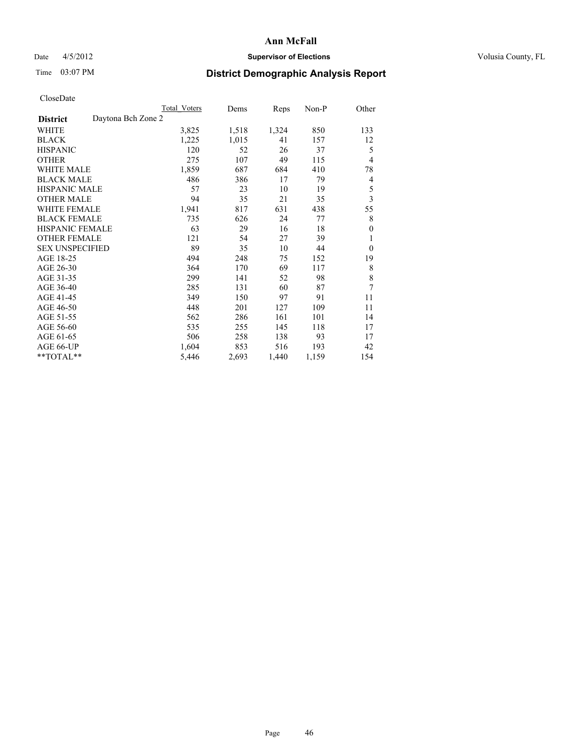# Ann McFall

Date 4/5/2012 **Supervisor of Elections** Volusia County, FL

Time 03:07 PM **District Demographic Analysis Report**

CloseDate

| | Total Voters | Dems | Reps | Non-P | Other |
|---|---|---|---|---|---|
| **District** Daytona Bch Zone 2 | | | | | |
| WHITE | 3,825 | 1,518 | 1,324 | 850 | 133 |
| BLACK | 1,225 | 1,015 | 41 | 157 | 12 |
| HISPANIC | 120 | 52 | 26 | 37 | 5 |
| OTHER | 275 | 107 | 49 | 115 | 4 |
| WHITE MALE | 1,859 | 687 | 684 | 410 | 78 |
| BLACK MALE | 486 | 386 | 17 | 79 | 4 |
| HISPANIC MALE | 57 | 23 | 10 | 19 | 5 |
| OTHER MALE | 94 | 35 | 21 | 35 | 3 |
| WHITE FEMALE | 1,941 | 817 | 631 | 438 | 55 |
| BLACK FEMALE | 735 | 626 | 24 | 77 | 8 |
| HISPANIC FEMALE | 63 | 29 | 16 | 18 | 0 |
| OTHER FEMALE | 121 | 54 | 27 | 39 | 1 |
| SEX UNSPECIFIED | 89 | 35 | 10 | 44 | 0 |
| AGE 18-25 | 494 | 248 | 75 | 152 | 19 |
| AGE 26-30 | 364 | 170 | 69 | 117 | 8 |
| AGE 31-35 | 299 | 141 | 52 | 98 | 8 |
| AGE 36-40 | 285 | 131 | 60 | 87 | 7 |
| AGE 41-45 | 349 | 150 | 97 | 91 | 11 |
| AGE 46-50 | 448 | 201 | 127 | 109 | 11 |
| AGE 51-55 | 562 | 286 | 161 | 101 | 14 |
| AGE 56-60 | 535 | 255 | 145 | 118 | 17 |
| AGE 61-65 | 506 | 258 | 138 | 93 | 17 |
| AGE 66-UP | 1,604 | 853 | 516 | 193 | 42 |
| **TOTAL** | 5,446 | 2,693 | 1,440 | 1,159 | 154 |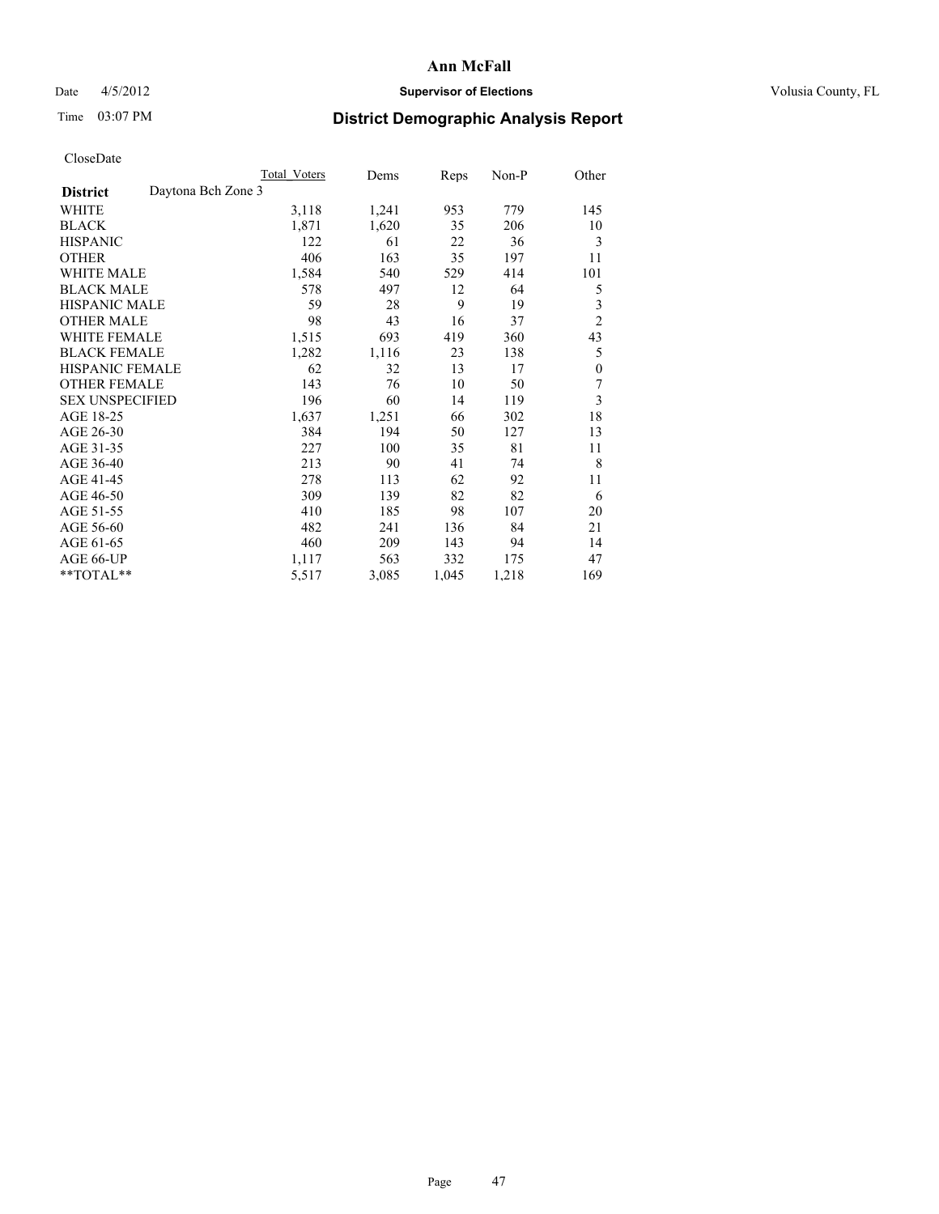# Ann McFall

Date 4/5/2012 **Supervisor of Elections** Volusia County, FL

Time 03:07 PM

## District Demographic Analysis Report

CloseDate

| | Total Voters | Dems | Reps | Non-P | Other |
|---|---|---|---|---|---|
| **District** Daytona Bch Zone 3 | | | | | |
| WHITE | 3,118 | 1,241 | 953 | 779 | 145 |
| BLACK | 1,871 | 1,620 | 35 | 206 | 10 |
| HISPANIC | 122 | 61 | 22 | 36 | 3 |
| OTHER | 406 | 163 | 35 | 197 | 11 |
| WHITE MALE | 1,584 | 540 | 529 | 414 | 101 |
| BLACK MALE | 578 | 497 | 12 | 64 | 5 |
| HISPANIC MALE | 59 | 28 | 9 | 19 | 3 |
| OTHER MALE | 98 | 43 | 16 | 37 | 2 |
| WHITE FEMALE | 1,515 | 693 | 419 | 360 | 43 |
| BLACK FEMALE | 1,282 | 1,116 | 23 | 138 | 5 |
| HISPANIC FEMALE | 62 | 32 | 13 | 17 | 0 |
| OTHER FEMALE | 143 | 76 | 10 | 50 | 7 |
| SEX UNSPECIFIED | 196 | 60 | 14 | 119 | 3 |
| AGE 18-25 | 1,637 | 1,251 | 66 | 302 | 18 |
| AGE 26-30 | 384 | 194 | 50 | 127 | 13 |
| AGE 31-35 | 227 | 100 | 35 | 81 | 11 |
| AGE 36-40 | 213 | 90 | 41 | 74 | 8 |
| AGE 41-45 | 278 | 113 | 62 | 92 | 11 |
| AGE 46-50 | 309 | 139 | 82 | 82 | 6 |
| AGE 51-55 | 410 | 185 | 98 | 107 | 20 |
| AGE 56-60 | 482 | 241 | 136 | 84 | 21 |
| AGE 61-65 | 460 | 209 | 143 | 94 | 14 |
| AGE 66-UP | 1,117 | 563 | 332 | 175 | 47 |
| **TOTAL** | 5,517 | 3,085 | 1,045 | 1,218 | 169 |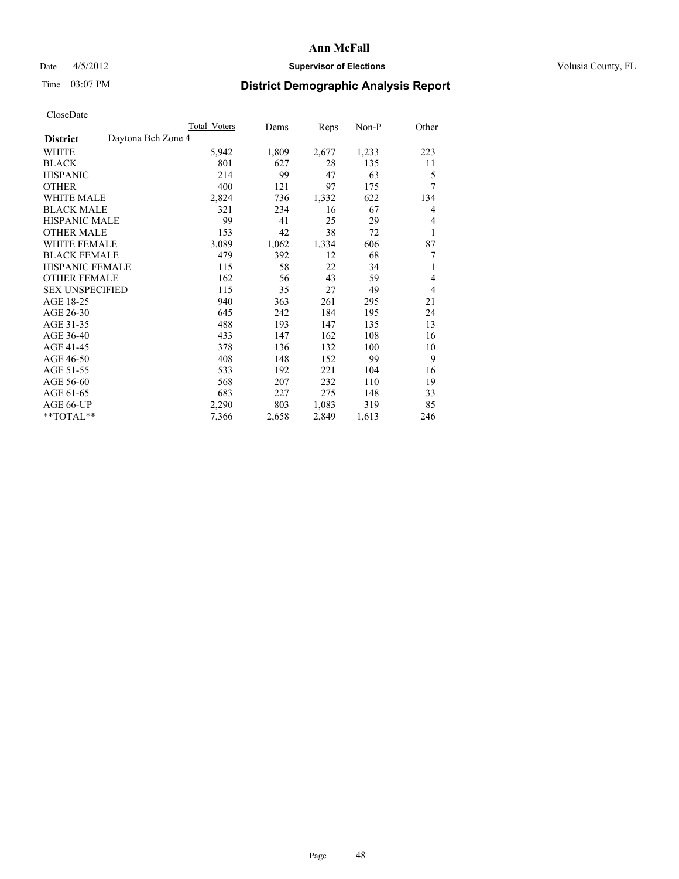# Ann McFall

Date 4/5/2012 **Supervisor of Elections** Volusia County, FL

Time 03:07 PM

## District Demographic Analysis Report

CloseDate

| | Total Voters | Dems | Reps | Non-P | Other |
|---|---|---|---|---|---|
| **District** Daytona Bch Zone 4 | | | | | |
| WHITE | 5,942 | 1,809 | 2,677 | 1,233 | 223 |
| BLACK | 801 | 627 | 28 | 135 | 11 |
| HISPANIC | 214 | 99 | 47 | 63 | 5 |
| OTHER | 400 | 121 | 97 | 175 | 7 |
| WHITE MALE | 2,824 | 736 | 1,332 | 622 | 134 |
| BLACK MALE | 321 | 234 | 16 | 67 | 4 |
| HISPANIC MALE | 99 | 41 | 25 | 29 | 4 |
| OTHER MALE | 153 | 42 | 38 | 72 | 1 |
| WHITE FEMALE | 3,089 | 1,062 | 1,334 | 606 | 87 |
| BLACK FEMALE | 479 | 392 | 12 | 68 | 7 |
| HISPANIC FEMALE | 115 | 58 | 22 | 34 | 1 |
| OTHER FEMALE | 162 | 56 | 43 | 59 | 4 |
| SEX UNSPECIFIED | 115 | 35 | 27 | 49 | 4 |
| AGE 18-25 | 940 | 363 | 261 | 295 | 21 |
| AGE 26-30 | 645 | 242 | 184 | 195 | 24 |
| AGE 31-35 | 488 | 193 | 147 | 135 | 13 |
| AGE 36-40 | 433 | 147 | 162 | 108 | 16 |
| AGE 41-45 | 378 | 136 | 132 | 100 | 10 |
| AGE 46-50 | 408 | 148 | 152 | 99 | 9 |
| AGE 51-55 | 533 | 192 | 221 | 104 | 16 |
| AGE 56-60 | 568 | 207 | 232 | 110 | 19 |
| AGE 61-65 | 683 | 227 | 275 | 148 | 33 |
| AGE 66-UP | 2,290 | 803 | 1,083 | 319 | 85 |
| **TOTAL** | 7,366 | 2,658 | 2,849 | 1,613 | 246 |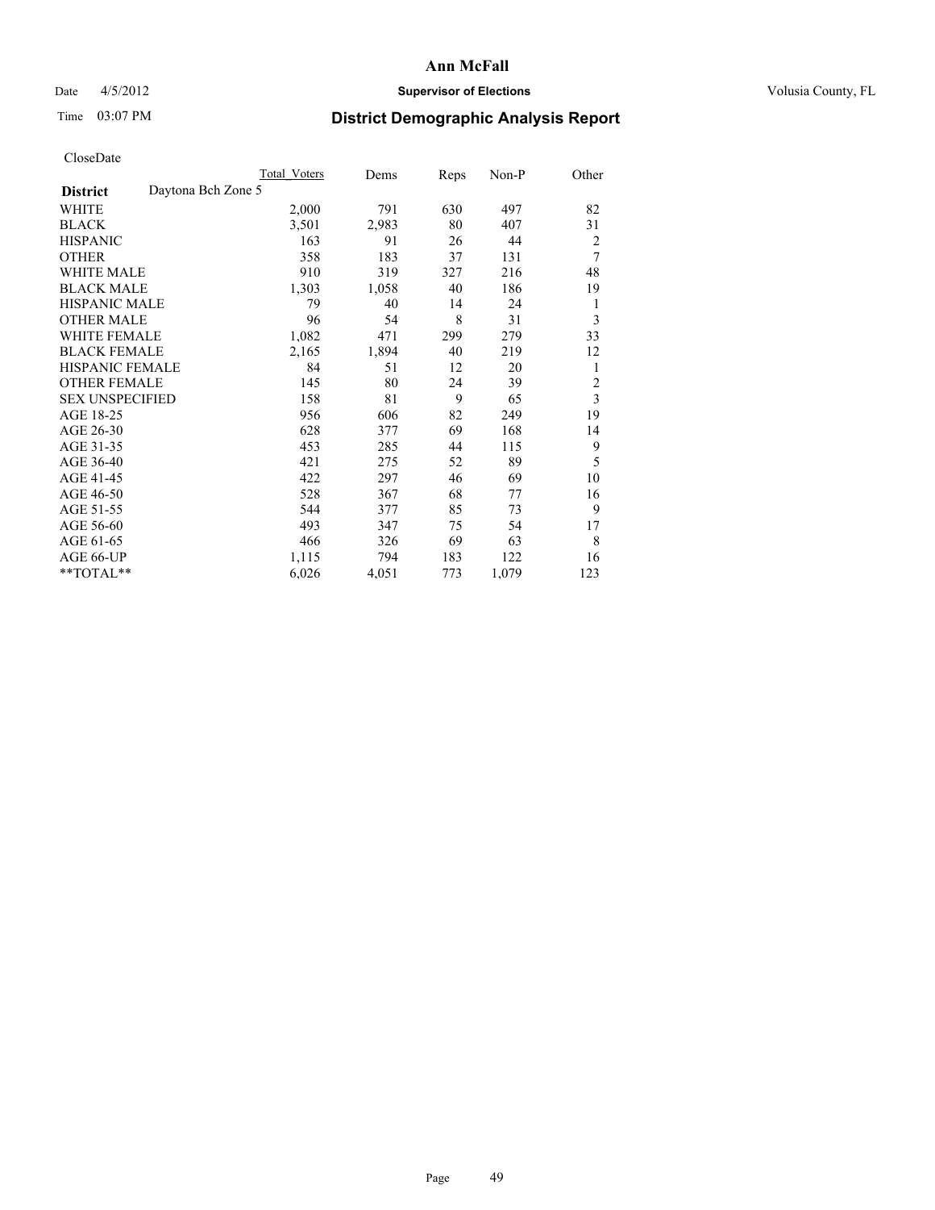# Ann McFall

Date 4/5/2012 **Supervisor of Elections** Volusia County, FL

Time 03:07 PM

## District Demographic Analysis Report

CloseDate

| **District** Daytona Bch Zone 5 | Total Voters | Dems | Reps | Non-P | Other |
|---|---|---|---|---|---|
| WHITE | 2,000 | 791 | 630 | 497 | 82 |
| BLACK | 3,501 | 2,983 | 80 | 407 | 31 |
| HISPANIC | 163 | 91 | 26 | 44 | 2 |
| OTHER | 358 | 183 | 37 | 131 | 7 |
| WHITE MALE | 910 | 319 | 327 | 216 | 48 |
| BLACK MALE | 1,303 | 1,058 | 40 | 186 | 19 |
| HISPANIC MALE | 79 | 40 | 14 | 24 | 1 |
| OTHER MALE | 96 | 54 | 8 | 31 | 3 |
| WHITE FEMALE | 1,082 | 471 | 299 | 279 | 33 |
| BLACK FEMALE | 2,165 | 1,894 | 40 | 219 | 12 |
| HISPANIC FEMALE | 84 | 51 | 12 | 20 | 1 |
| OTHER FEMALE | 145 | 80 | 24 | 39 | 2 |
| SEX UNSPECIFIED | 158 | 81 | 9 | 65 | 3 |
| AGE 18-25 | 956 | 606 | 82 | 249 | 19 |
| AGE 26-30 | 628 | 377 | 69 | 168 | 14 |
| AGE 31-35 | 453 | 285 | 44 | 115 | 9 |
| AGE 36-40 | 421 | 275 | 52 | 89 | 5 |
| AGE 41-45 | 422 | 297 | 46 | 69 | 10 |
| AGE 46-50 | 528 | 367 | 68 | 77 | 16 |
| AGE 51-55 | 544 | 377 | 85 | 73 | 9 |
| AGE 56-60 | 493 | 347 | 75 | 54 | 17 |
| AGE 61-65 | 466 | 326 | 69 | 63 | 8 |
| AGE 66-UP | 1,115 | 794 | 183 | 122 | 16 |
| **TOTAL** | 6,026 | 4,051 | 773 | 1,079 | 123 |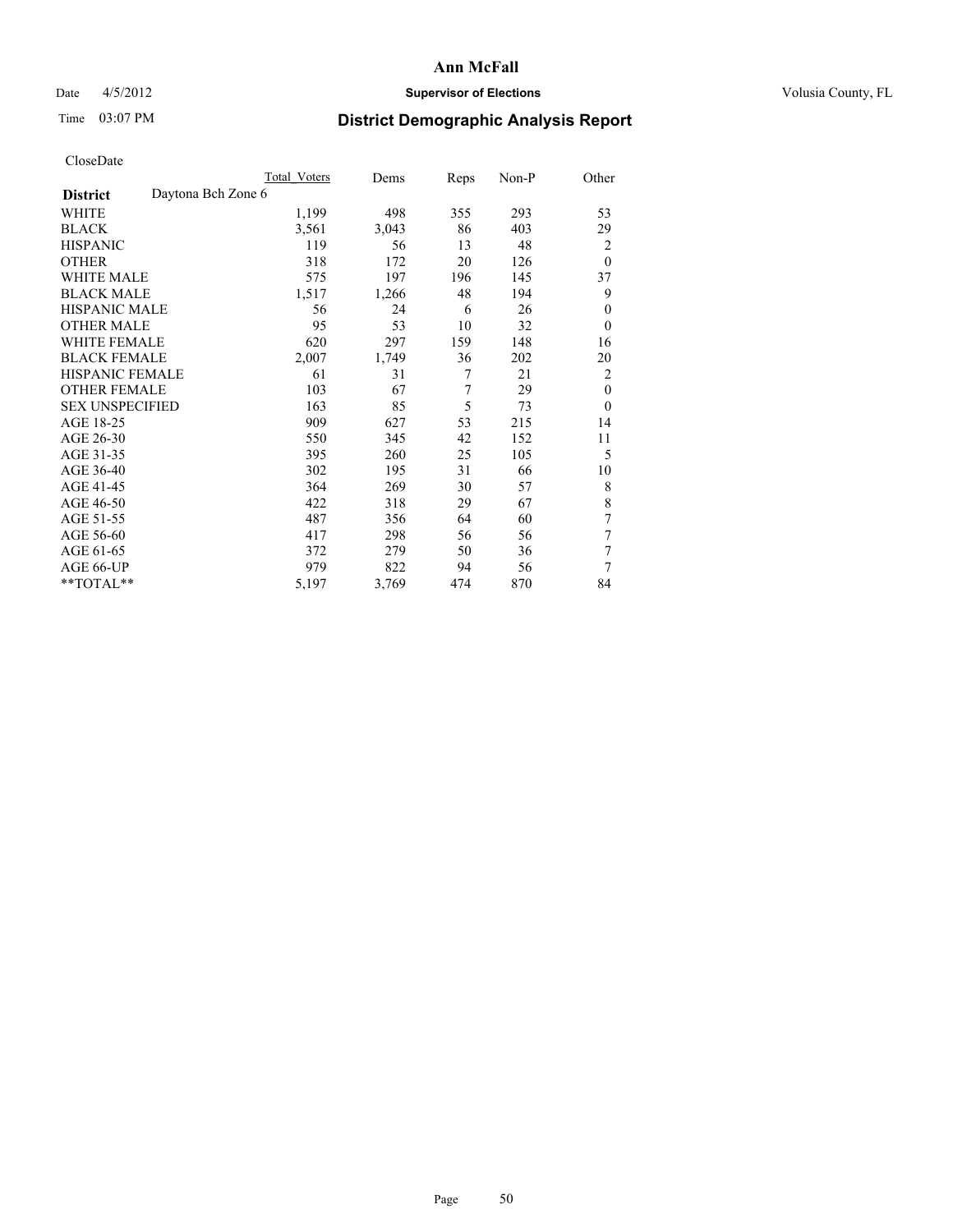**Ann McFall**

Date 4/5/2012 **Supervisor of Elections** Volusia County, FL

Time 03:07 PM **District Demographic Analysis Report**

CloseDate

| | Total Voters | Dems | Reps | Non-P | Other |
|---|---|---|---|---|---|
| **District** Daytona Bch Zone 6 | | | | | |
| WHITE | 1,199 | 498 | 355 | 293 | 53 |
| BLACK | 3,561 | 3,043 | 86 | 403 | 29 |
| HISPANIC | 119 | 56 | 13 | 48 | 2 |
| OTHER | 318 | 172 | 20 | 126 | 0 |
| WHITE MALE | 575 | 197 | 196 | 145 | 37 |
| BLACK MALE | 1,517 | 1,266 | 48 | 194 | 9 |
| HISPANIC MALE | 56 | 24 | 6 | 26 | 0 |
| OTHER MALE | 95 | 53 | 10 | 32 | 0 |
| WHITE FEMALE | 620 | 297 | 159 | 148 | 16 |
| BLACK FEMALE | 2,007 | 1,749 | 36 | 202 | 20 |
| HISPANIC FEMALE | 61 | 31 | 7 | 21 | 2 |
| OTHER FEMALE | 103 | 67 | 7 | 29 | 0 |
| SEX UNSPECIFIED | 163 | 85 | 5 | 73 | 0 |
| AGE 18-25 | 909 | 627 | 53 | 215 | 14 |
| AGE 26-30 | 550 | 345 | 42 | 152 | 11 |
| AGE 31-35 | 395 | 260 | 25 | 105 | 5 |
| AGE 36-40 | 302 | 195 | 31 | 66 | 10 |
| AGE 41-45 | 364 | 269 | 30 | 57 | 8 |
| AGE 46-50 | 422 | 318 | 29 | 67 | 8 |
| AGE 51-55 | 487 | 356 | 64 | 60 | 7 |
| AGE 56-60 | 417 | 298 | 56 | 56 | 7 |
| AGE 61-65 | 372 | 279 | 50 | 36 | 7 |
| AGE 66-UP | 979 | 822 | 94 | 56 | 7 |
| **TOTAL** | 5,197 | 3,769 | 474 | 870 | 84 |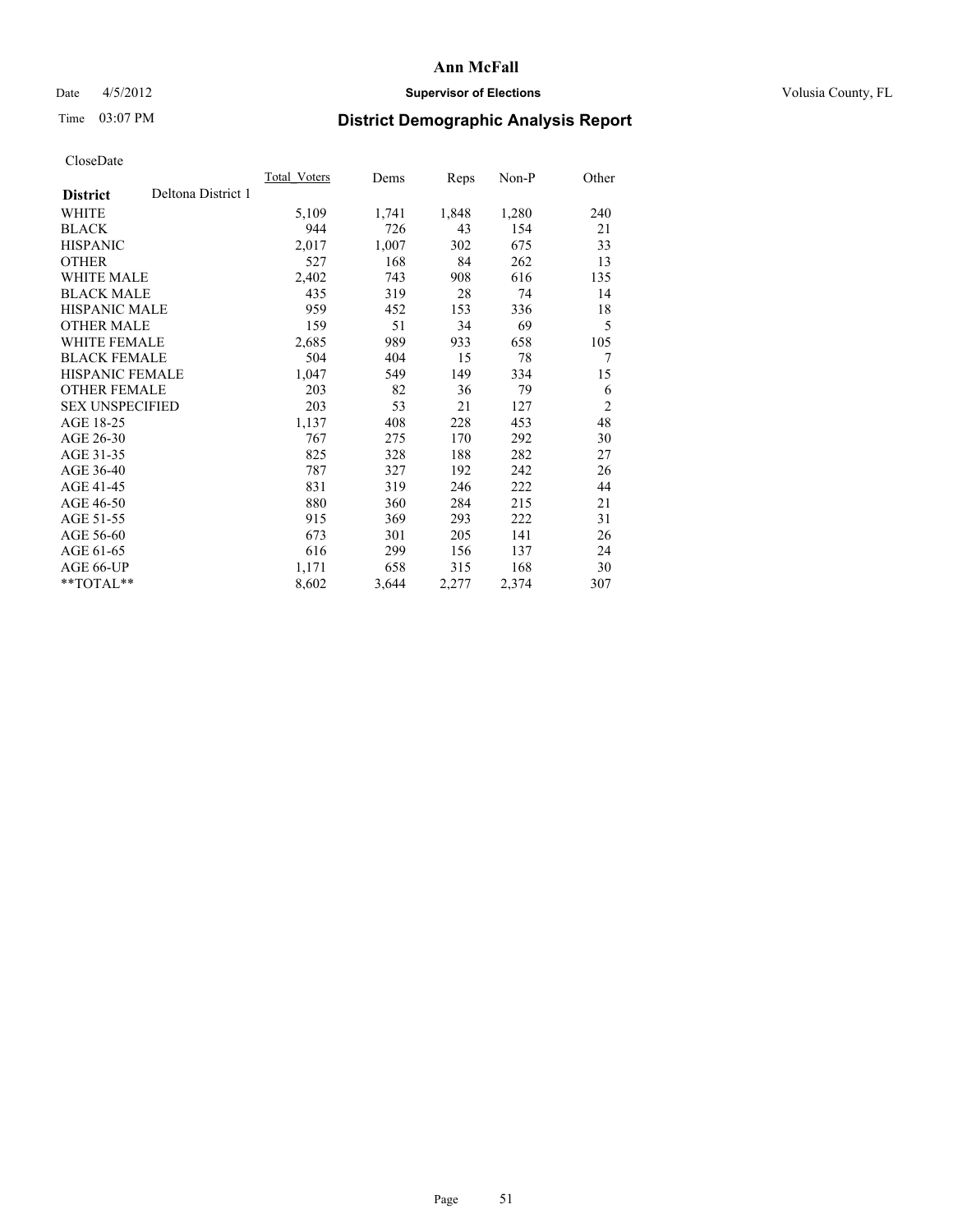# Ann McFall

**Supervisor of Elections**

Date 4/5/2012

Time 03:07 PM

Volusia County, FL

## District Demographic Analysis Report

CloseDate

| | Total_Voters | Dems | Reps | Non-P | Other |
|---|---|---|---|---|---|
| **District** Deltona District 1 | | | | | |
| WHITE | 5,109 | 1,741 | 1,848 | 1,280 | 240 |
| BLACK | 944 | 726 | 43 | 154 | 21 |
| HISPANIC | 2,017 | 1,007 | 302 | 675 | 33 |
| OTHER | 527 | 168 | 84 | 262 | 13 |
| WHITE MALE | 2,402 | 743 | 908 | 616 | 135 |
| BLACK MALE | 435 | 319 | 28 | 74 | 14 |
| HISPANIC MALE | 959 | 452 | 153 | 336 | 18 |
| OTHER MALE | 159 | 51 | 34 | 69 | 5 |
| WHITE FEMALE | 2,685 | 989 | 933 | 658 | 105 |
| BLACK FEMALE | 504 | 404 | 15 | 78 | 7 |
| HISPANIC FEMALE | 1,047 | 549 | 149 | 334 | 15 |
| OTHER FEMALE | 203 | 82 | 36 | 79 | 6 |
| SEX UNSPECIFIED | 203 | 53 | 21 | 127 | 2 |
| AGE 18-25 | 1,137 | 408 | 228 | 453 | 48 |
| AGE 26-30 | 767 | 275 | 170 | 292 | 30 |
| AGE 31-35 | 825 | 328 | 188 | 282 | 27 |
| AGE 36-40 | 787 | 327 | 192 | 242 | 26 |
| AGE 41-45 | 831 | 319 | 246 | 222 | 44 |
| AGE 46-50 | 880 | 360 | 284 | 215 | 21 |
| AGE 51-55 | 915 | 369 | 293 | 222 | 31 |
| AGE 56-60 | 673 | 301 | 205 | 141 | 26 |
| AGE 61-65 | 616 | 299 | 156 | 137 | 24 |
| AGE 66-UP | 1,171 | 658 | 315 | 168 | 30 |
| **TOTAL** | 8,602 | 3,644 | 2,277 | 2,374 | 307 |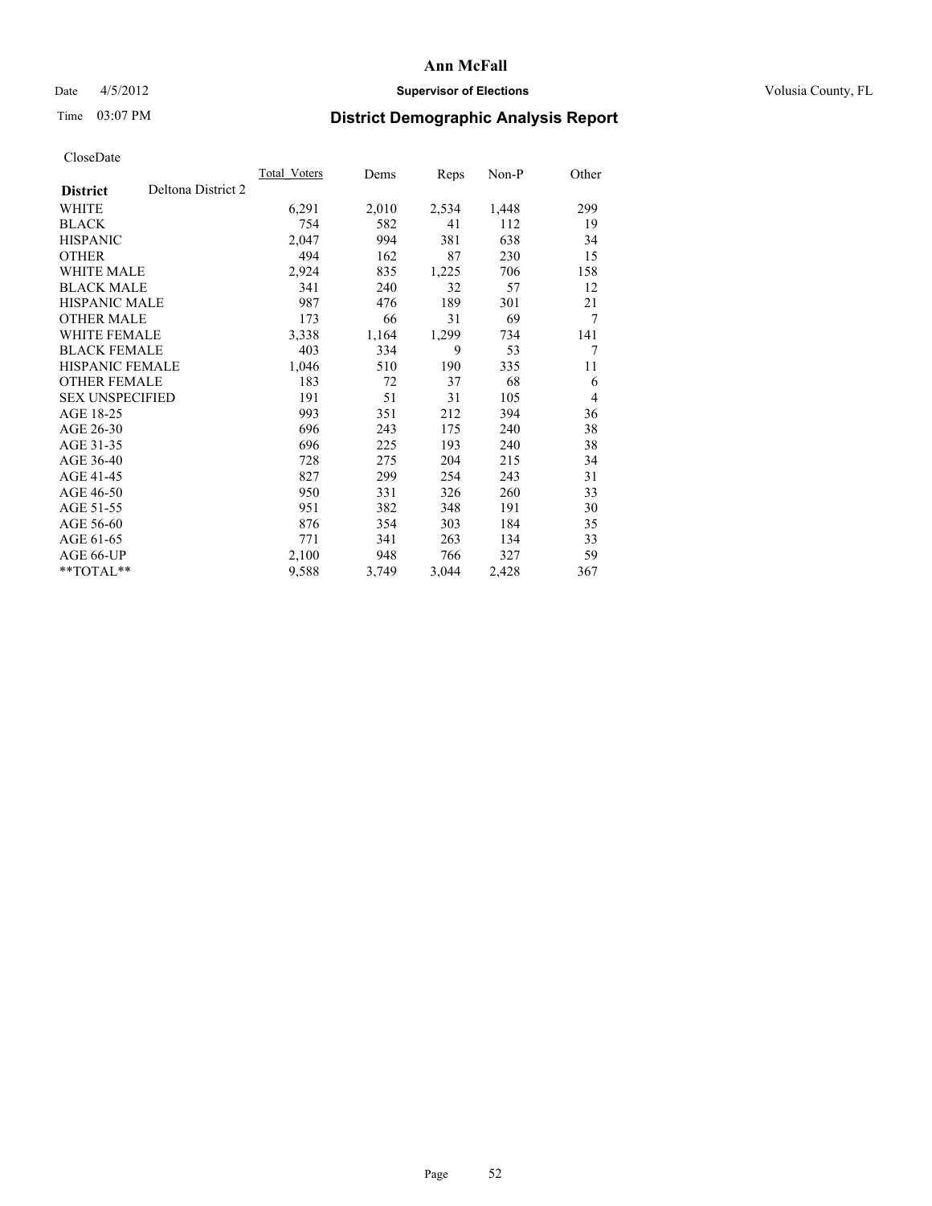**Ann McFall**

Date 4/5/2012 **Supervisor of Elections** Volusia County, FL

Time 03:07 PM **District Demographic Analysis Report**

CloseDate

| **District** Deltona District 2 | Total_Voters | Dems | Reps | Non-P | Other |
|---|---|---|---|---|---|
| WHITE | 6,291 | 2,010 | 2,534 | 1,448 | 299 |
| BLACK | 754 | 582 | 41 | 112 | 19 |
| HISPANIC | 2,047 | 994 | 381 | 638 | 34 |
| OTHER | 494 | 162 | 87 | 230 | 15 |
| WHITE MALE | 2,924 | 835 | 1,225 | 706 | 158 |
| BLACK MALE | 341 | 240 | 32 | 57 | 12 |
| HISPANIC MALE | 987 | 476 | 189 | 301 | 21 |
| OTHER MALE | 173 | 66 | 31 | 69 | 7 |
| WHITE FEMALE | 3,338 | 1,164 | 1,299 | 734 | 141 |
| BLACK FEMALE | 403 | 334 | 9 | 53 | 7 |
| HISPANIC FEMALE | 1,046 | 510 | 190 | 335 | 11 |
| OTHER FEMALE | 183 | 72 | 37 | 68 | 6 |
| SEX UNSPECIFIED | 191 | 51 | 31 | 105 | 4 |
| AGE 18-25 | 993 | 351 | 212 | 394 | 36 |
| AGE 26-30 | 696 | 243 | 175 | 240 | 38 |
| AGE 31-35 | 696 | 225 | 193 | 240 | 38 |
| AGE 36-40 | 728 | 275 | 204 | 215 | 34 |
| AGE 41-45 | 827 | 299 | 254 | 243 | 31 |
| AGE 46-50 | 950 | 331 | 326 | 260 | 33 |
| AGE 51-55 | 951 | 382 | 348 | 191 | 30 |
| AGE 56-60 | 876 | 354 | 303 | 184 | 35 |
| AGE 61-65 | 771 | 341 | 263 | 134 | 33 |
| AGE 66-UP | 2,100 | 948 | 766 | 327 | 59 |
| **TOTAL** | 9,588 | 3,749 | 3,044 | 2,428 | 367 |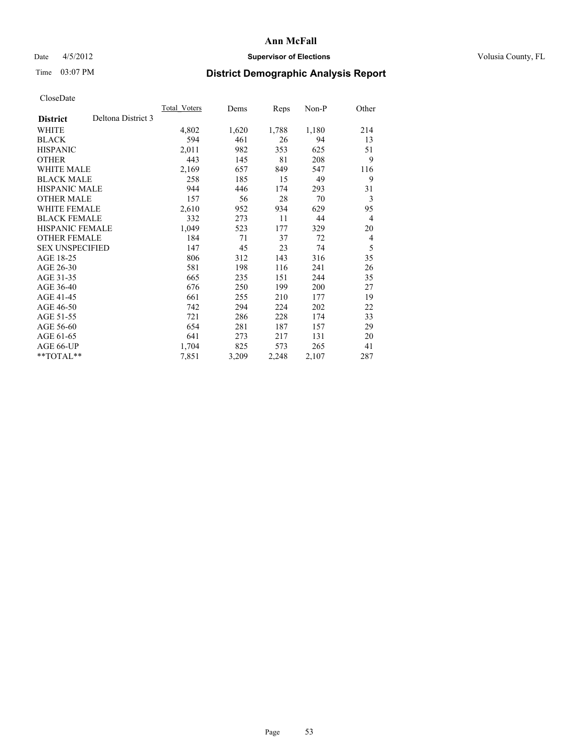# Ann McFall

Date 4/5/2012 **Supervisor of Elections** Volusia County, FL

Time 03:07 PM **District Demographic Analysis Report**

CloseDate

| **District** | Deltona District 3 | Total_Voters | Dems | Reps | Non-P | Other |
|---|---|---|---|---|---|---|
| WHITE | | 4,802 | 1,620 | 1,788 | 1,180 | 214 |
| BLACK | | 594 | 461 | 26 | 94 | 13 |
| HISPANIC | | 2,011 | 982 | 353 | 625 | 51 |
| OTHER | | 443 | 145 | 81 | 208 | 9 |
| WHITE MALE | | 2,169 | 657 | 849 | 547 | 116 |
| BLACK MALE | | 258 | 185 | 15 | 49 | 9 |
| HISPANIC MALE | | 944 | 446 | 174 | 293 | 31 |
| OTHER MALE | | 157 | 56 | 28 | 70 | 3 |
| WHITE FEMALE | | 2,610 | 952 | 934 | 629 | 95 |
| BLACK FEMALE | | 332 | 273 | 11 | 44 | 4 |
| HISPANIC FEMALE | | 1,049 | 523 | 177 | 329 | 20 |
| OTHER FEMALE | | 184 | 71 | 37 | 72 | 4 |
| SEX UNSPECIFIED | | 147 | 45 | 23 | 74 | 5 |
| AGE 18-25 | | 806 | 312 | 143 | 316 | 35 |
| AGE 26-30 | | 581 | 198 | 116 | 241 | 26 |
| AGE 31-35 | | 665 | 235 | 151 | 244 | 35 |
| AGE 36-40 | | 676 | 250 | 199 | 200 | 27 |
| AGE 41-45 | | 661 | 255 | 210 | 177 | 19 |
| AGE 46-50 | | 742 | 294 | 224 | 202 | 22 |
| AGE 51-55 | | 721 | 286 | 228 | 174 | 33 |
| AGE 56-60 | | 654 | 281 | 187 | 157 | 29 |
| AGE 61-65 | | 641 | 273 | 217 | 131 | 20 |
| AGE 66-UP | | 1,704 | 825 | 573 | 265 | 41 |
| **TOTAL** | | 7,851 | 3,209 | 2,248 | 2,107 | 287 |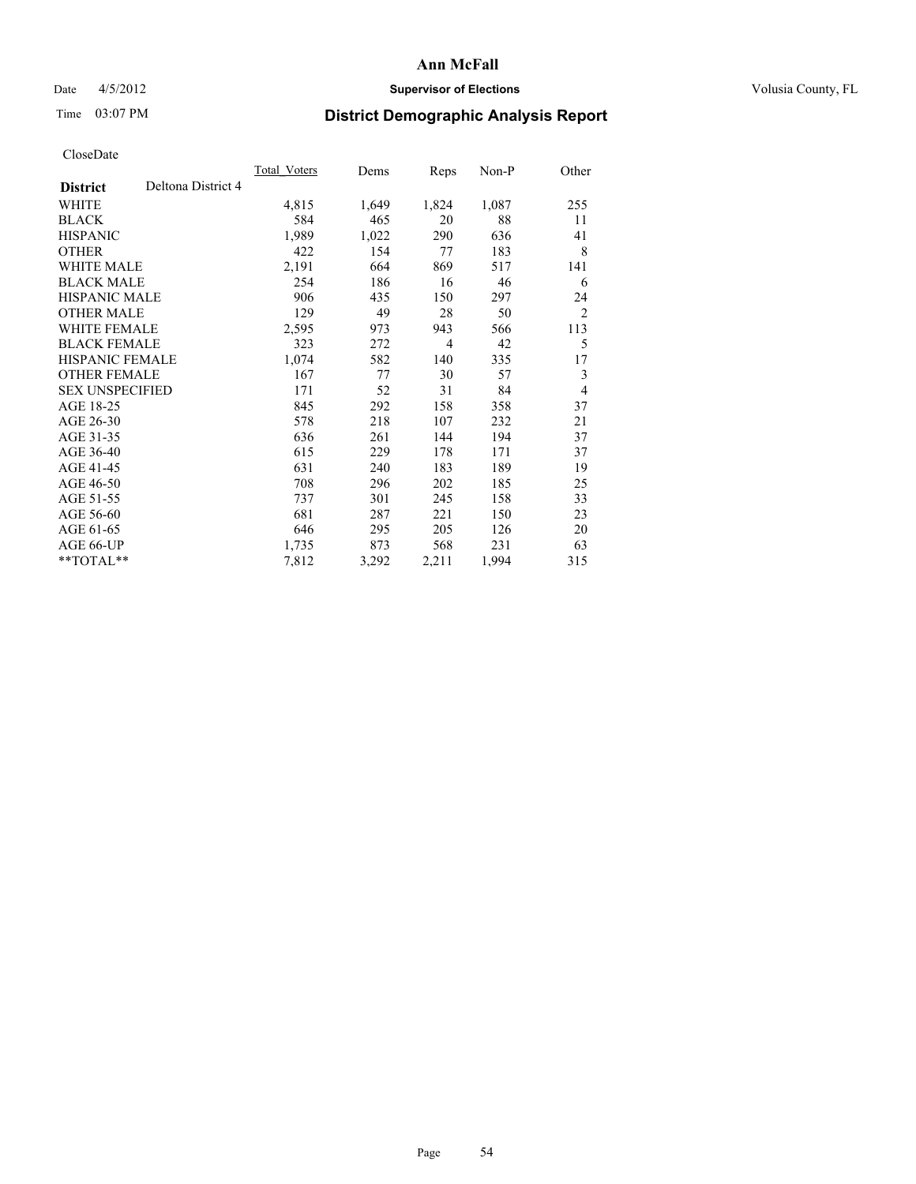# Ann McFall

Date 4/5/2012 **Supervisor of Elections** Volusia County, FL

Time 03:07 PM **District Demographic Analysis Report**

CloseDate

| **District** Deltona District 4 | Total_Voters | Dems | Reps | Non-P | Other |
|---|---|---|---|---|---|
| WHITE | 4,815 | 1,649 | 1,824 | 1,087 | 255 |
| BLACK | 584 | 465 | 20 | 88 | 11 |
| HISPANIC | 1,989 | 1,022 | 290 | 636 | 41 |
| OTHER | 422 | 154 | 77 | 183 | 8 |
| WHITE MALE | 2,191 | 664 | 869 | 517 | 141 |
| BLACK MALE | 254 | 186 | 16 | 46 | 6 |
| HISPANIC MALE | 906 | 435 | 150 | 297 | 24 |
| OTHER MALE | 129 | 49 | 28 | 50 | 2 |
| WHITE FEMALE | 2,595 | 973 | 943 | 566 | 113 |
| BLACK FEMALE | 323 | 272 | 4 | 42 | 5 |
| HISPANIC FEMALE | 1,074 | 582 | 140 | 335 | 17 |
| OTHER FEMALE | 167 | 77 | 30 | 57 | 3 |
| SEX UNSPECIFIED | 171 | 52 | 31 | 84 | 4 |
| AGE 18-25 | 845 | 292 | 158 | 358 | 37 |
| AGE 26-30 | 578 | 218 | 107 | 232 | 21 |
| AGE 31-35 | 636 | 261 | 144 | 194 | 37 |
| AGE 36-40 | 615 | 229 | 178 | 171 | 37 |
| AGE 41-45 | 631 | 240 | 183 | 189 | 19 |
| AGE 46-50 | 708 | 296 | 202 | 185 | 25 |
| AGE 51-55 | 737 | 301 | 245 | 158 | 33 |
| AGE 56-60 | 681 | 287 | 221 | 150 | 23 |
| AGE 61-65 | 646 | 295 | 205 | 126 | 20 |
| AGE 66-UP | 1,735 | 873 | 568 | 231 | 63 |
| **TOTAL** | 7,812 | 3,292 | 2,211 | 1,994 | 315 |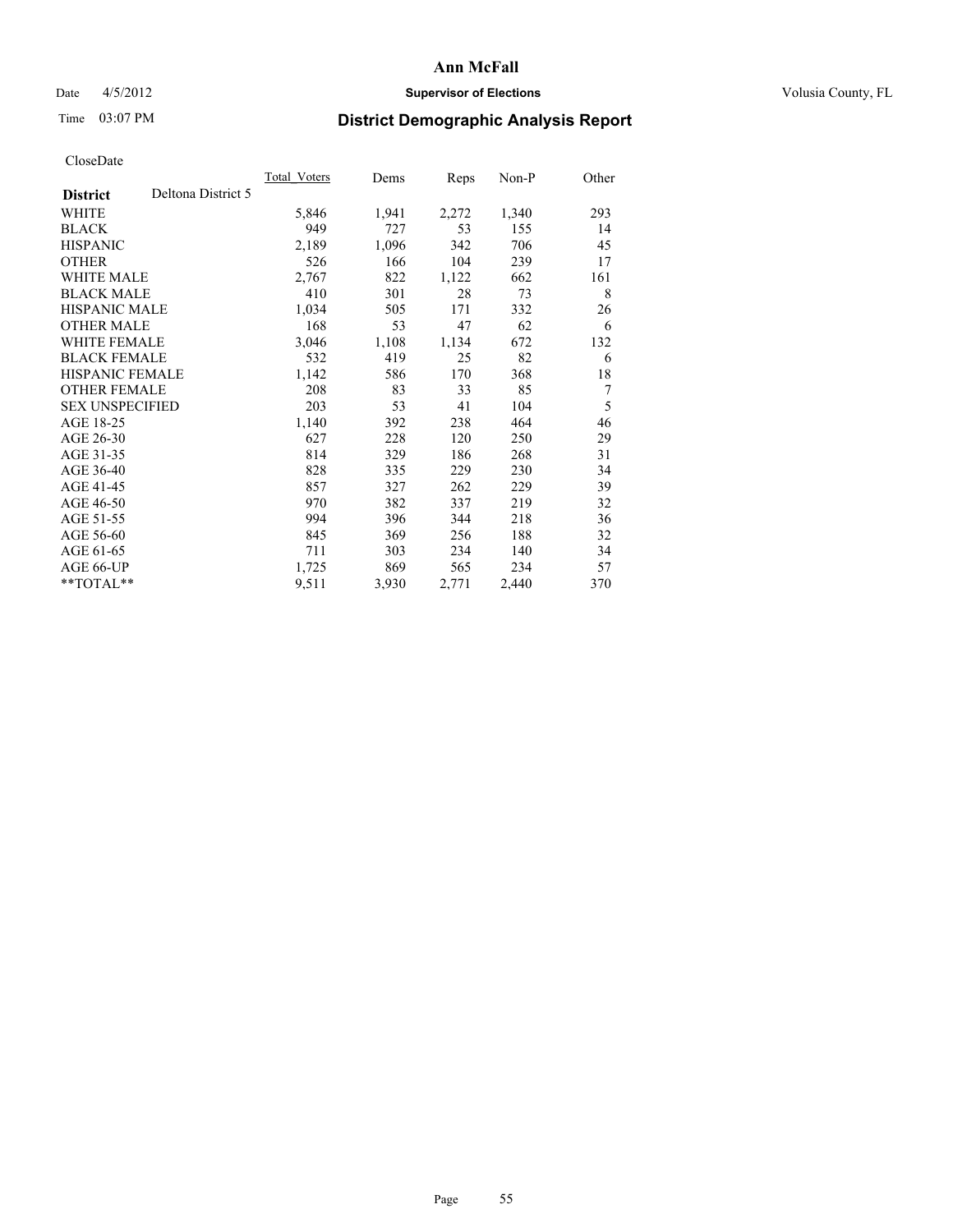# Ann McFall

Date 4/5/2012 **Supervisor of Elections** Volusia County, FL

Time 03:07 PM **District Demographic Analysis Report**

CloseDate

| **District** Deltona District 5 | Total_Voters | Dems | Reps | Non-P | Other |
|---|---|---|---|---|---|
| WHITE | 5,846 | 1,941 | 2,272 | 1,340 | 293 |
| BLACK | 949 | 727 | 53 | 155 | 14 |
| HISPANIC | 2,189 | 1,096 | 342 | 706 | 45 |
| OTHER | 526 | 166 | 104 | 239 | 17 |
| WHITE MALE | 2,767 | 822 | 1,122 | 662 | 161 |
| BLACK MALE | 410 | 301 | 28 | 73 | 8 |
| HISPANIC MALE | 1,034 | 505 | 171 | 332 | 26 |
| OTHER MALE | 168 | 53 | 47 | 62 | 6 |
| WHITE FEMALE | 3,046 | 1,108 | 1,134 | 672 | 132 |
| BLACK FEMALE | 532 | 419 | 25 | 82 | 6 |
| HISPANIC FEMALE | 1,142 | 586 | 170 | 368 | 18 |
| OTHER FEMALE | 208 | 83 | 33 | 85 | 7 |
| SEX UNSPECIFIED | 203 | 53 | 41 | 104 | 5 |
| AGE 18-25 | 1,140 | 392 | 238 | 464 | 46 |
| AGE 26-30 | 627 | 228 | 120 | 250 | 29 |
| AGE 31-35 | 814 | 329 | 186 | 268 | 31 |
| AGE 36-40 | 828 | 335 | 229 | 230 | 34 |
| AGE 41-45 | 857 | 327 | 262 | 229 | 39 |
| AGE 46-50 | 970 | 382 | 337 | 219 | 32 |
| AGE 51-55 | 994 | 396 | 344 | 218 | 36 |
| AGE 56-60 | 845 | 369 | 256 | 188 | 32 |
| AGE 61-65 | 711 | 303 | 234 | 140 | 34 |
| AGE 66-UP | 1,725 | 869 | 565 | 234 | 57 |
| **TOTAL** | 9,511 | 3,930 | 2,771 | 2,440 | 370 |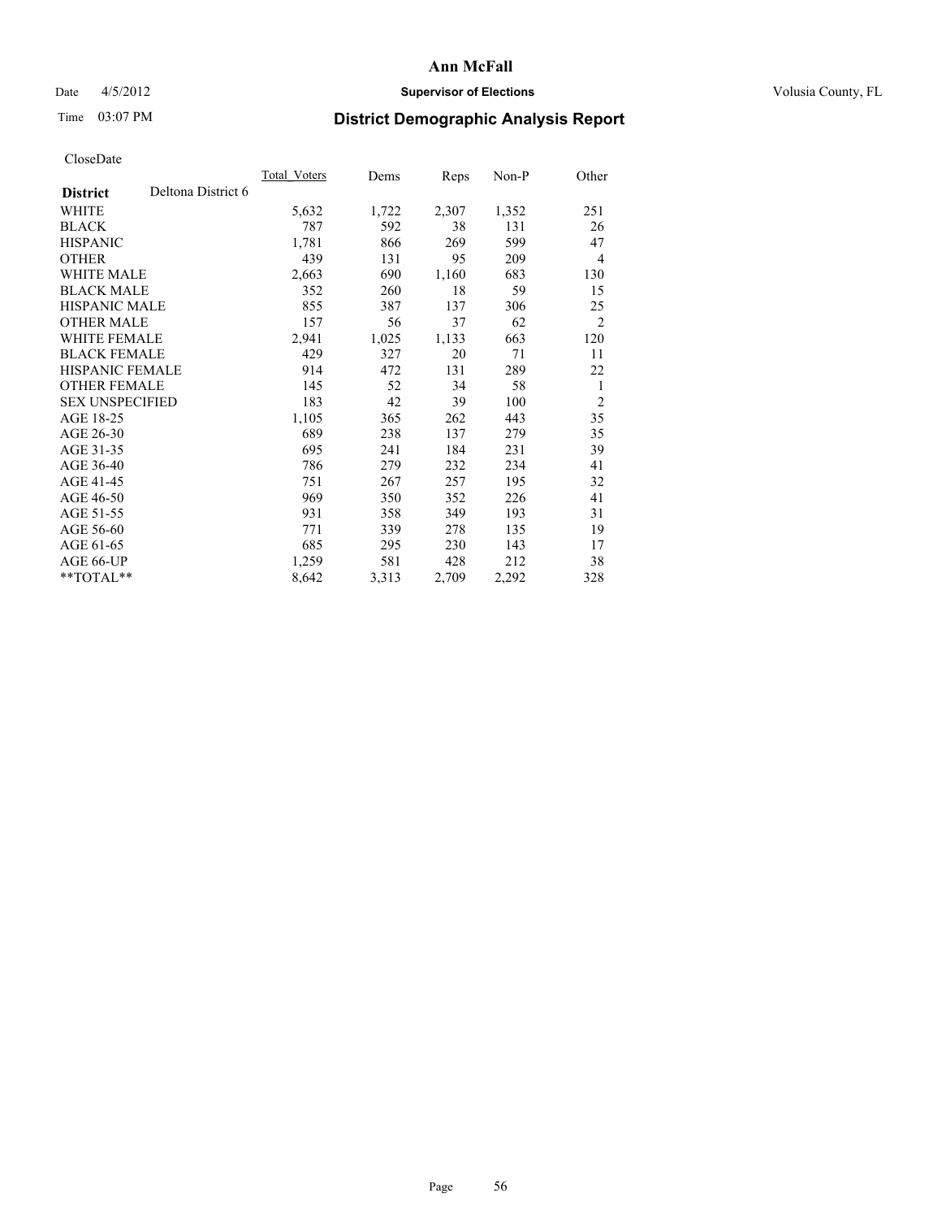# Ann McFall

Date 4/5/2012 **Supervisor of Elections** Volusia County, FL

Time 03:07 PM **District Demographic Analysis Report**

CloseDate

| **District** Deltona District 6 | Total_Voters | Dems | Reps | Non-P | Other |
|---|---|---|---|---|---|
| WHITE | 5,632 | 1,722 | 2,307 | 1,352 | 251 |
| BLACK | 787 | 592 | 38 | 131 | 26 |
| HISPANIC | 1,781 | 866 | 269 | 599 | 47 |
| OTHER | 439 | 131 | 95 | 209 | 4 |
| WHITE MALE | 2,663 | 690 | 1,160 | 683 | 130 |
| BLACK MALE | 352 | 260 | 18 | 59 | 15 |
| HISPANIC MALE | 855 | 387 | 137 | 306 | 25 |
| OTHER MALE | 157 | 56 | 37 | 62 | 2 |
| WHITE FEMALE | 2,941 | 1,025 | 1,133 | 663 | 120 |
| BLACK FEMALE | 429 | 327 | 20 | 71 | 11 |
| HISPANIC FEMALE | 914 | 472 | 131 | 289 | 22 |
| OTHER FEMALE | 145 | 52 | 34 | 58 | 1 |
| SEX UNSPECIFIED | 183 | 42 | 39 | 100 | 2 |
| AGE 18-25 | 1,105 | 365 | 262 | 443 | 35 |
| AGE 26-30 | 689 | 238 | 137 | 279 | 35 |
| AGE 31-35 | 695 | 241 | 184 | 231 | 39 |
| AGE 36-40 | 786 | 279 | 232 | 234 | 41 |
| AGE 41-45 | 751 | 267 | 257 | 195 | 32 |
| AGE 46-50 | 969 | 350 | 352 | 226 | 41 |
| AGE 51-55 | 931 | 358 | 349 | 193 | 31 |
| AGE 56-60 | 771 | 339 | 278 | 135 | 19 |
| AGE 61-65 | 685 | 295 | 230 | 143 | 17 |
| AGE 66-UP | 1,259 | 581 | 428 | 212 | 38 |
| **TOTAL** | 8,642 | 3,313 | 2,709 | 2,292 | 328 |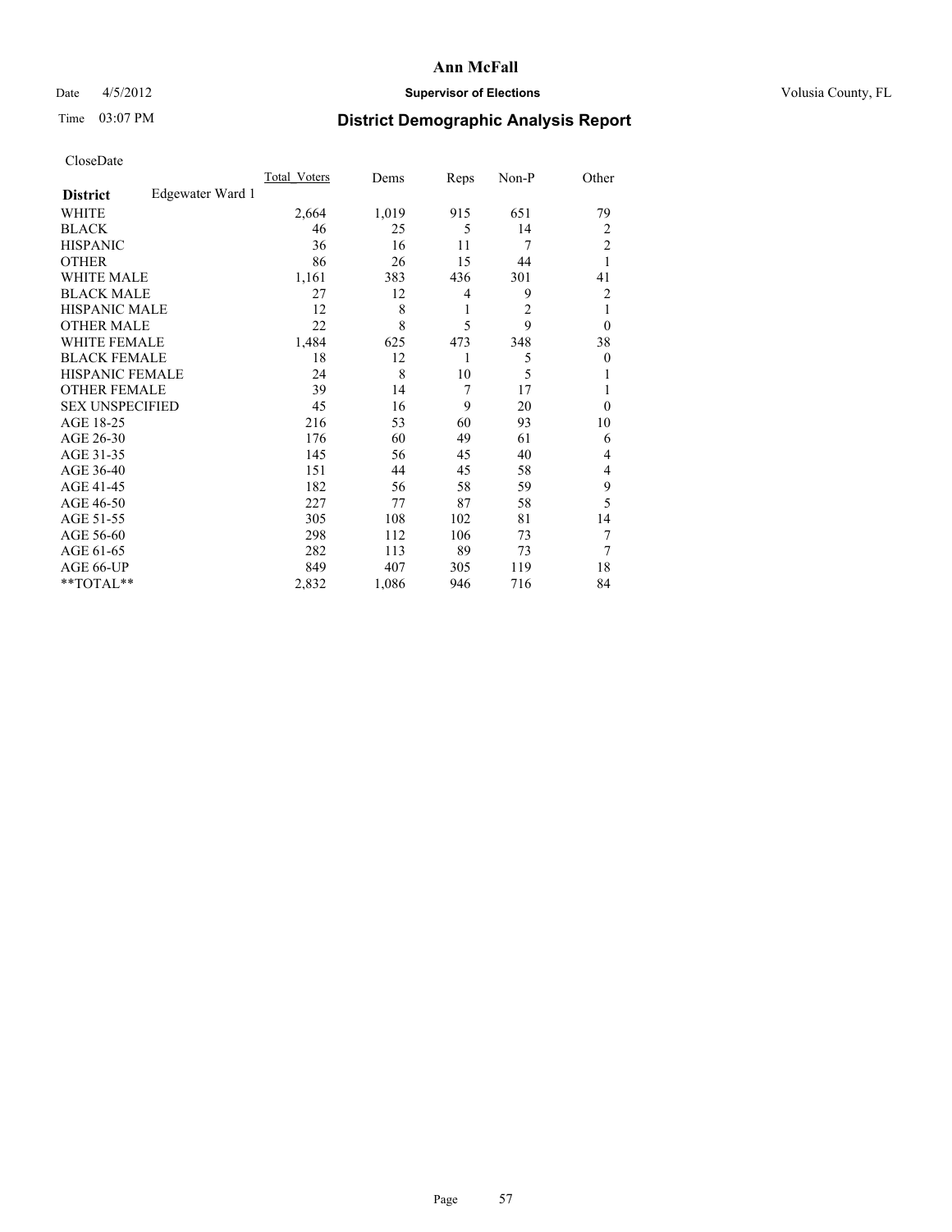# Ann McFall

Date 4/5/2012 **Supervisor of Elections** Volusia County, FL

Time 03:07 PM **District Demographic Analysis Report**

CloseDate

| | Total_Voters | Dems | Reps | Non-P | Other |
|---|---|---|---|---|---|
| **District** Edgewater Ward 1 | | | | | |
| WHITE | 2,664 | 1,019 | 915 | 651 | 79 |
| BLACK | 46 | 25 | 5 | 14 | 2 |
| HISPANIC | 36 | 16 | 11 | 7 | 2 |
| OTHER | 86 | 26 | 15 | 44 | 1 |
| WHITE MALE | 1,161 | 383 | 436 | 301 | 41 |
| BLACK MALE | 27 | 12 | 4 | 9 | 2 |
| HISPANIC MALE | 12 | 8 | 1 | 2 | 1 |
| OTHER MALE | 22 | 8 | 5 | 9 | 0 |
| WHITE FEMALE | 1,484 | 625 | 473 | 348 | 38 |
| BLACK FEMALE | 18 | 12 | 1 | 5 | 0 |
| HISPANIC FEMALE | 24 | 8 | 10 | 5 | 1 |
| OTHER FEMALE | 39 | 14 | 7 | 17 | 1 |
| SEX UNSPECIFIED | 45 | 16 | 9 | 20 | 0 |
| AGE 18-25 | 216 | 53 | 60 | 93 | 10 |
| AGE 26-30 | 176 | 60 | 49 | 61 | 6 |
| AGE 31-35 | 145 | 56 | 45 | 40 | 4 |
| AGE 36-40 | 151 | 44 | 45 | 58 | 4 |
| AGE 41-45 | 182 | 56 | 58 | 59 | 9 |
| AGE 46-50 | 227 | 77 | 87 | 58 | 5 |
| AGE 51-55 | 305 | 108 | 102 | 81 | 14 |
| AGE 56-60 | 298 | 112 | 106 | 73 | 7 |
| AGE 61-65 | 282 | 113 | 89 | 73 | 7 |
| AGE 66-UP | 849 | 407 | 305 | 119 | 18 |
| **TOTAL** | 2,832 | 1,086 | 946 | 716 | 84 |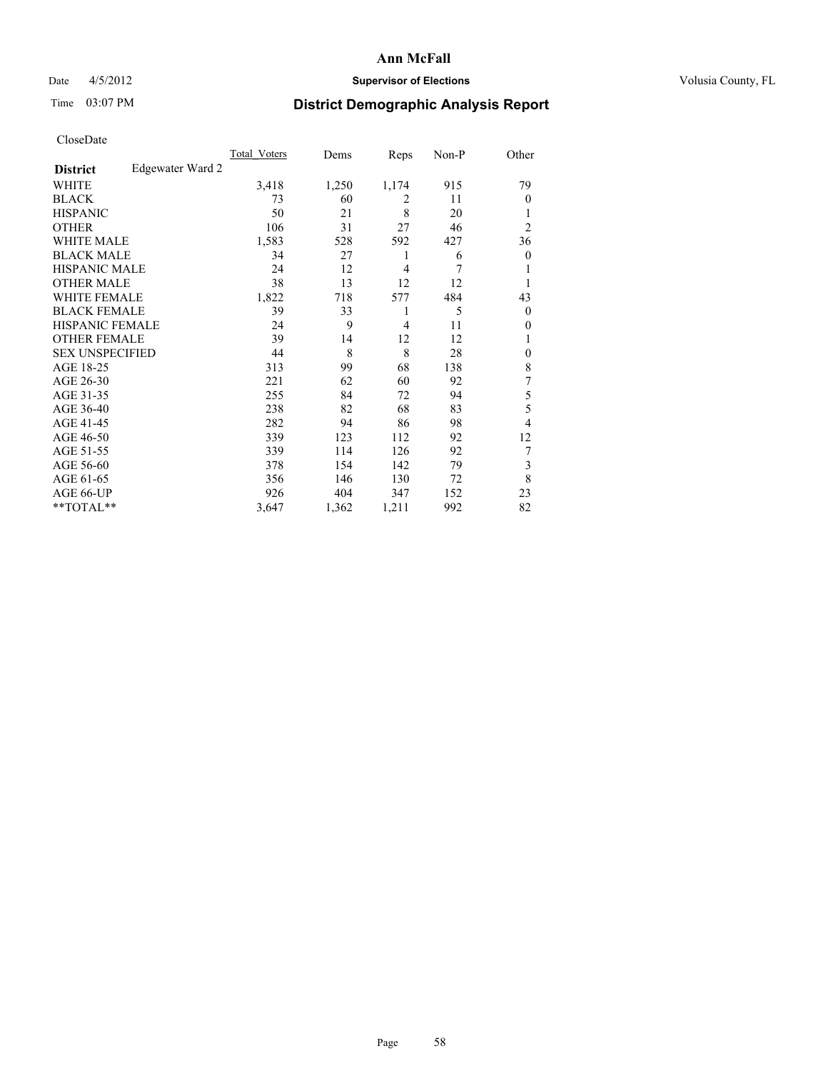# Ann McFall

Date 4/5/2012 **Supervisor of Elections** Volusia County, FL

Time 03:07 PM **District Demographic Analysis Report**

CloseDate

| **District** Edgewater Ward 2 | Total_Voters | Dems | Reps | Non-P | Other |
|---|---|---|---|---|---|
| WHITE | 3,418 | 1,250 | 1,174 | 915 | 79 |
| BLACK | 73 | 60 | 2 | 11 | 0 |
| HISPANIC | 50 | 21 | 8 | 20 | 1 |
| OTHER | 106 | 31 | 27 | 46 | 2 |
| WHITE MALE | 1,583 | 528 | 592 | 427 | 36 |
| BLACK MALE | 34 | 27 | 1 | 6 | 0 |
| HISPANIC MALE | 24 | 12 | 4 | 7 | 1 |
| OTHER MALE | 38 | 13 | 12 | 12 | 1 |
| WHITE FEMALE | 1,822 | 718 | 577 | 484 | 43 |
| BLACK FEMALE | 39 | 33 | 1 | 5 | 0 |
| HISPANIC FEMALE | 24 | 9 | 4 | 11 | 0 |
| OTHER FEMALE | 39 | 14 | 12 | 12 | 1 |
| SEX UNSPECIFIED | 44 | 8 | 8 | 28 | 0 |
| AGE 18-25 | 313 | 99 | 68 | 138 | 8 |
| AGE 26-30 | 221 | 62 | 60 | 92 | 7 |
| AGE 31-35 | 255 | 84 | 72 | 94 | 5 |
| AGE 36-40 | 238 | 82 | 68 | 83 | 5 |
| AGE 41-45 | 282 | 94 | 86 | 98 | 4 |
| AGE 46-50 | 339 | 123 | 112 | 92 | 12 |
| AGE 51-55 | 339 | 114 | 126 | 92 | 7 |
| AGE 56-60 | 378 | 154 | 142 | 79 | 3 |
| AGE 61-65 | 356 | 146 | 130 | 72 | 8 |
| AGE 66-UP | 926 | 404 | 347 | 152 | 23 |
| **TOTAL** | 3,647 | 1,362 | 1,211 | 992 | 82 |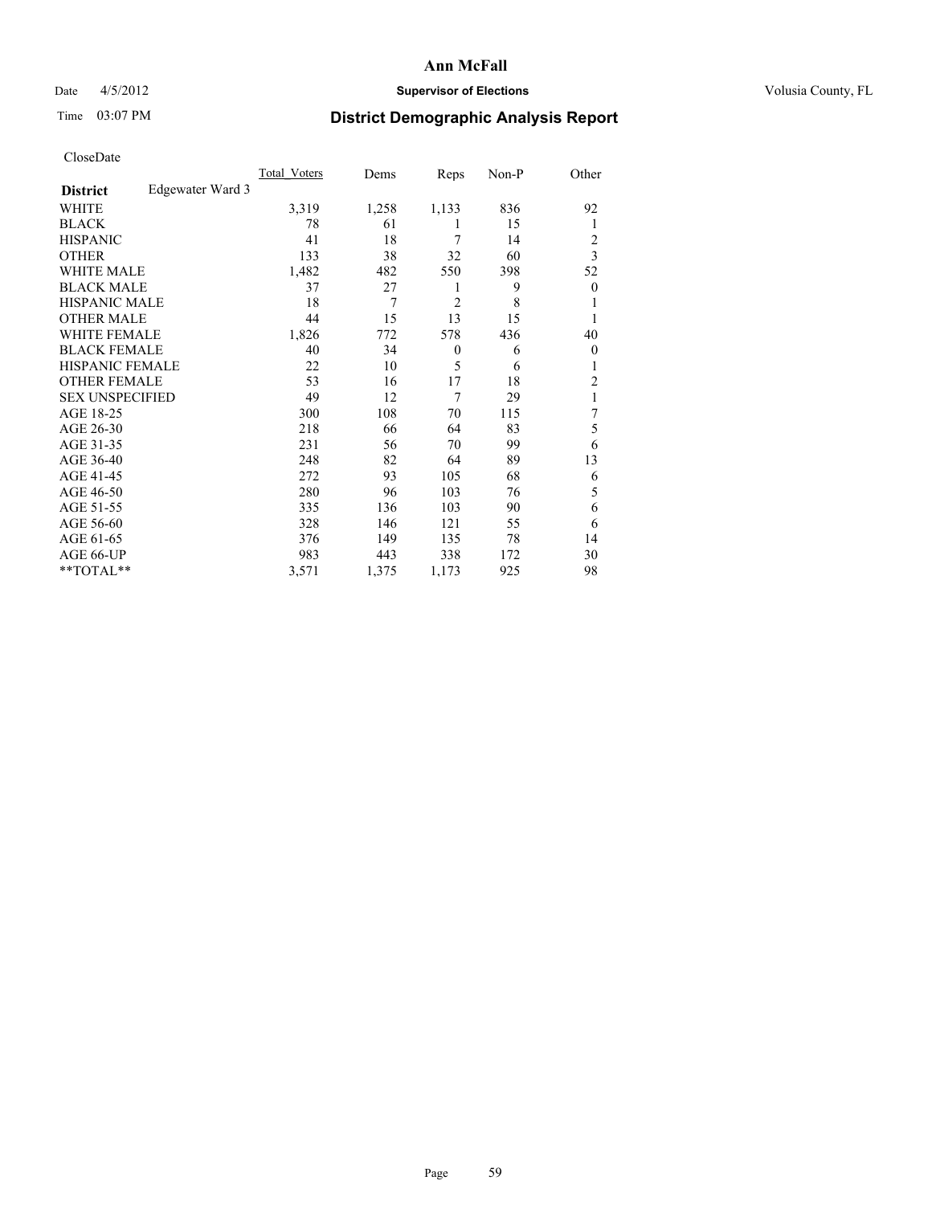**Ann McFall**

Date 4/5/2012 **Supervisor of Elections** Volusia County, FL

Time 03:07 PM **District Demographic Analysis Report**

CloseDate

| | Total_Voters | Dems | Reps | Non-P | Other |
|---|---|---|---|---|---|
| **District** Edgewater Ward 3 | | | | | |
| WHITE | 3,319 | 1,258 | 1,133 | 836 | 92 |
| BLACK | 78 | 61 | 1 | 15 | 1 |
| HISPANIC | 41 | 18 | 7 | 14 | 2 |
| OTHER | 133 | 38 | 32 | 60 | 3 |
| WHITE MALE | 1,482 | 482 | 550 | 398 | 52 |
| BLACK MALE | 37 | 27 | 1 | 9 | 0 |
| HISPANIC MALE | 18 | 7 | 2 | 8 | 1 |
| OTHER MALE | 44 | 15 | 13 | 15 | 1 |
| WHITE FEMALE | 1,826 | 772 | 578 | 436 | 40 |
| BLACK FEMALE | 40 | 34 | 0 | 6 | 0 |
| HISPANIC FEMALE | 22 | 10 | 5 | 6 | 1 |
| OTHER FEMALE | 53 | 16 | 17 | 18 | 2 |
| SEX UNSPECIFIED | 49 | 12 | 7 | 29 | 1 |
| AGE 18-25 | 300 | 108 | 70 | 115 | 7 |
| AGE 26-30 | 218 | 66 | 64 | 83 | 5 |
| AGE 31-35 | 231 | 56 | 70 | 99 | 6 |
| AGE 36-40 | 248 | 82 | 64 | 89 | 13 |
| AGE 41-45 | 272 | 93 | 105 | 68 | 6 |
| AGE 46-50 | 280 | 96 | 103 | 76 | 5 |
| AGE 51-55 | 335 | 136 | 103 | 90 | 6 |
| AGE 56-60 | 328 | 146 | 121 | 55 | 6 |
| AGE 61-65 | 376 | 149 | 135 | 78 | 14 |
| AGE 66-UP | 983 | 443 | 338 | 172 | 30 |
| **TOTAL** | 3,571 | 1,375 | 1,173 | 925 | 98 |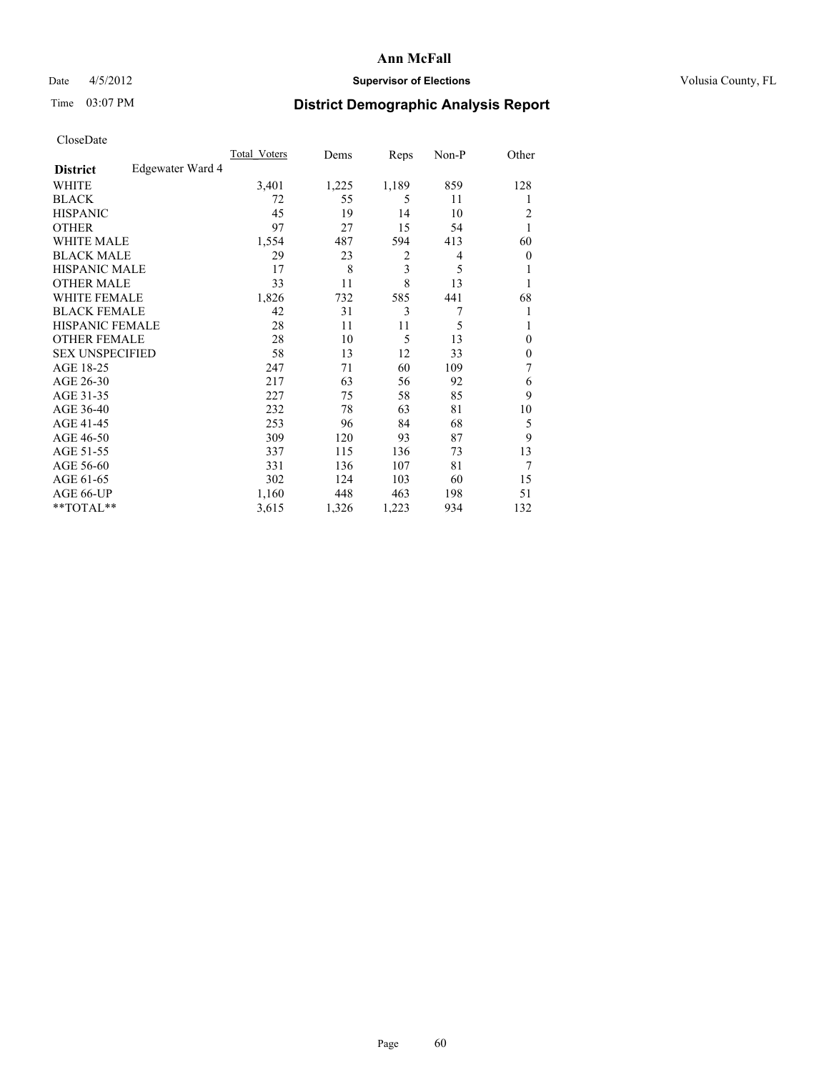# Ann McFall

Date 4/5/2012 **Supervisor of Elections** Volusia County, FL

Time 03:07 PM **District Demographic Analysis Report**

CloseDate

| **District** Edgewater Ward 4 | Total_Voters | Dems | Reps | Non-P | Other |
|---|---|---|---|---|---|
| WHITE | 3,401 | 1,225 | 1,189 | 859 | 128 |
| BLACK | 72 | 55 | 5 | 11 | 1 |
| HISPANIC | 45 | 19 | 14 | 10 | 2 |
| OTHER | 97 | 27 | 15 | 54 | 1 |
| WHITE MALE | 1,554 | 487 | 594 | 413 | 60 |
| BLACK MALE | 29 | 23 | 2 | 4 | 0 |
| HISPANIC MALE | 17 | 8 | 3 | 5 | 1 |
| OTHER MALE | 33 | 11 | 8 | 13 | 1 |
| WHITE FEMALE | 1,826 | 732 | 585 | 441 | 68 |
| BLACK FEMALE | 42 | 31 | 3 | 7 | 1 |
| HISPANIC FEMALE | 28 | 11 | 11 | 5 | 1 |
| OTHER FEMALE | 28 | 10 | 5 | 13 | 0 |
| SEX UNSPECIFIED | 58 | 13 | 12 | 33 | 0 |
| AGE 18-25 | 247 | 71 | 60 | 109 | 7 |
| AGE 26-30 | 217 | 63 | 56 | 92 | 6 |
| AGE 31-35 | 227 | 75 | 58 | 85 | 9 |
| AGE 36-40 | 232 | 78 | 63 | 81 | 10 |
| AGE 41-45 | 253 | 96 | 84 | 68 | 5 |
| AGE 46-50 | 309 | 120 | 93 | 87 | 9 |
| AGE 51-55 | 337 | 115 | 136 | 73 | 13 |
| AGE 56-60 | 331 | 136 | 107 | 81 | 7 |
| AGE 61-65 | 302 | 124 | 103 | 60 | 15 |
| AGE 66-UP | 1,160 | 448 | 463 | 198 | 51 |
| **TOTAL** | 3,615 | 1,326 | 1,223 | 934 | 132 |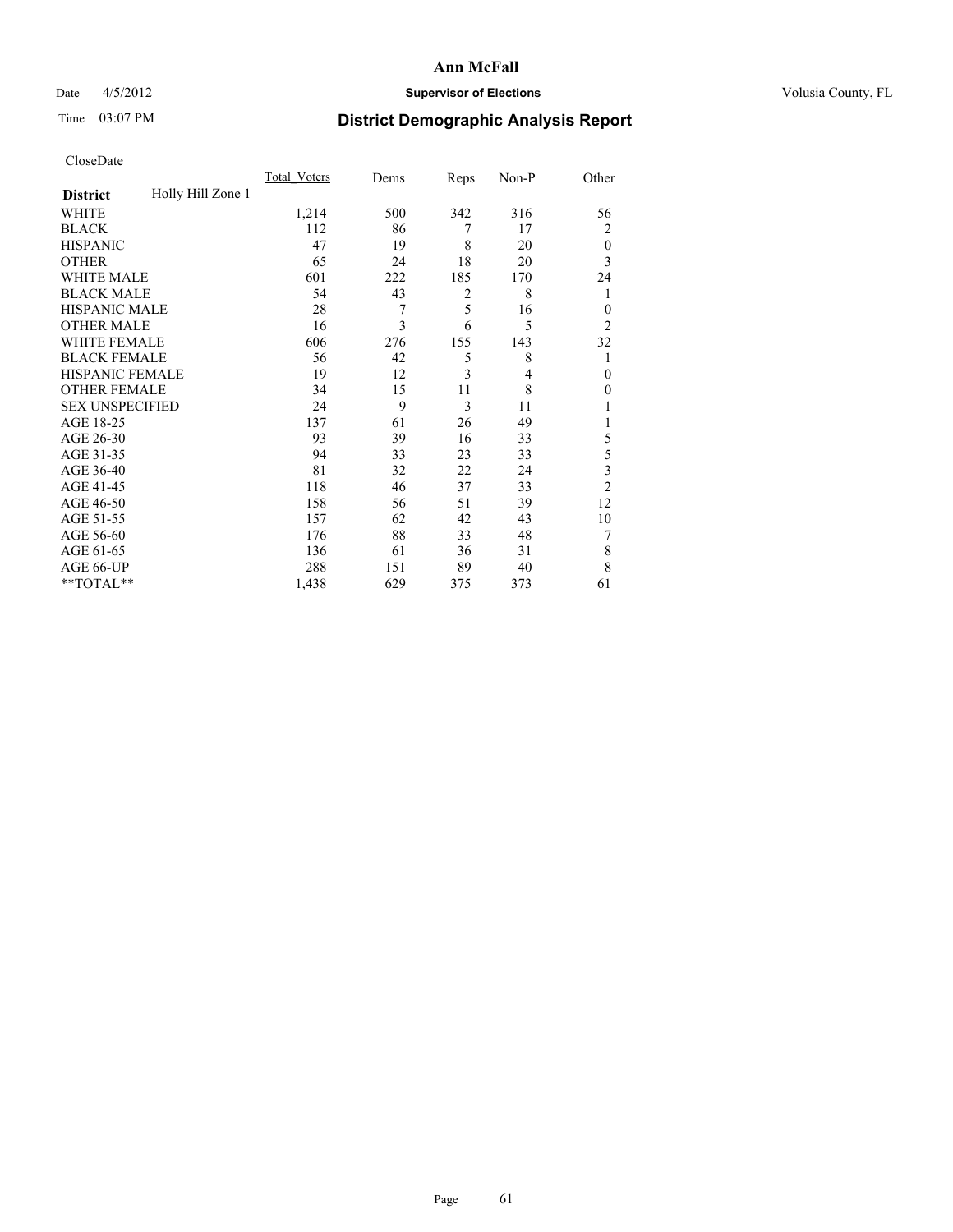**Ann McFall**

Date 4/5/2012 **Supervisor of Elections** Volusia County, FL

Time 03:07 PM **District Demographic Analysis Report**

CloseDate

| | Total_Voters | Dems | Reps | Non-P | Other |
|---|---|---|---|---|---|
| **District** Holly Hill Zone 1 | | | | | |
| WHITE | 1,214 | 500 | 342 | 316 | 56 |
| BLACK | 112 | 86 | 7 | 17 | 2 |
| HISPANIC | 47 | 19 | 8 | 20 | 0 |
| OTHER | 65 | 24 | 18 | 20 | 3 |
| WHITE MALE | 601 | 222 | 185 | 170 | 24 |
| BLACK MALE | 54 | 43 | 2 | 8 | 1 |
| HISPANIC MALE | 28 | 7 | 5 | 16 | 0 |
| OTHER MALE | 16 | 3 | 6 | 5 | 2 |
| WHITE FEMALE | 606 | 276 | 155 | 143 | 32 |
| BLACK FEMALE | 56 | 42 | 5 | 8 | 1 |
| HISPANIC FEMALE | 19 | 12 | 3 | 4 | 0 |
| OTHER FEMALE | 34 | 15 | 11 | 8 | 0 |
| SEX UNSPECIFIED | 24 | 9 | 3 | 11 | 1 |
| AGE 18-25 | 137 | 61 | 26 | 49 | 1 |
| AGE 26-30 | 93 | 39 | 16 | 33 | 5 |
| AGE 31-35 | 94 | 33 | 23 | 33 | 5 |
| AGE 36-40 | 81 | 32 | 22 | 24 | 3 |
| AGE 41-45 | 118 | 46 | 37 | 33 | 2 |
| AGE 46-50 | 158 | 56 | 51 | 39 | 12 |
| AGE 51-55 | 157 | 62 | 42 | 43 | 10 |
| AGE 56-60 | 176 | 88 | 33 | 48 | 7 |
| AGE 61-65 | 136 | 61 | 36 | 31 | 8 |
| AGE 66-UP | 288 | 151 | 89 | 40 | 8 |
| **TOTAL** | 1,438 | 629 | 375 | 373 | 61 |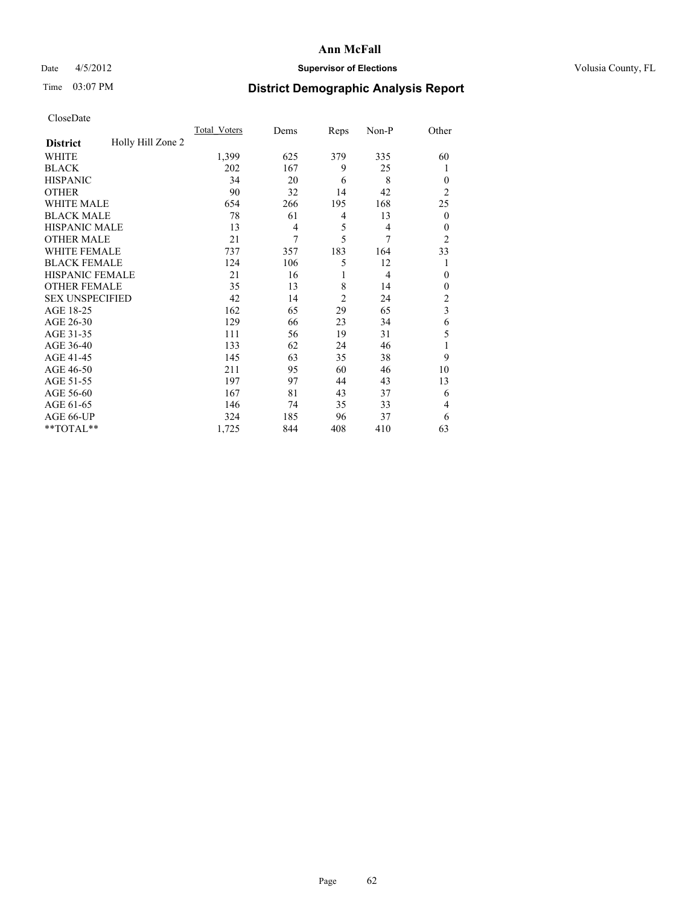**Ann McFall**

Date 4/5/2012 **Supervisor of Elections** Volusia County, FL

Time 03:07 PM **District Demographic Analysis Report**

CloseDate

| **District** Holly Hill Zone 2 | Total Voters | Dems | Reps | Non-P | Other |
|---|---|---|---|---|---|
| WHITE | 1,399 | 625 | 379 | 335 | 60 |
| BLACK | 202 | 167 | 9 | 25 | 1 |
| HISPANIC | 34 | 20 | 6 | 8 | 0 |
| OTHER | 90 | 32 | 14 | 42 | 2 |
| WHITE MALE | 654 | 266 | 195 | 168 | 25 |
| BLACK MALE | 78 | 61 | 4 | 13 | 0 |
| HISPANIC MALE | 13 | 4 | 5 | 4 | 0 |
| OTHER MALE | 21 | 7 | 5 | 7 | 2 |
| WHITE FEMALE | 737 | 357 | 183 | 164 | 33 |
| BLACK FEMALE | 124 | 106 | 5 | 12 | 1 |
| HISPANIC FEMALE | 21 | 16 | 1 | 4 | 0 |
| OTHER FEMALE | 35 | 13 | 8 | 14 | 0 |
| SEX UNSPECIFIED | 42 | 14 | 2 | 24 | 2 |
| AGE 18-25 | 162 | 65 | 29 | 65 | 3 |
| AGE 26-30 | 129 | 66 | 23 | 34 | 6 |
| AGE 31-35 | 111 | 56 | 19 | 31 | 5 |
| AGE 36-40 | 133 | 62 | 24 | 46 | 1 |
| AGE 41-45 | 145 | 63 | 35 | 38 | 9 |
| AGE 46-50 | 211 | 95 | 60 | 46 | 10 |
| AGE 51-55 | 197 | 97 | 44 | 43 | 13 |
| AGE 56-60 | 167 | 81 | 43 | 37 | 6 |
| AGE 61-65 | 146 | 74 | 35 | 33 | 4 |
| AGE 66-UP | 324 | 185 | 96 | 37 | 6 |
| **TOTAL** | 1,725 | 844 | 408 | 410 | 63 |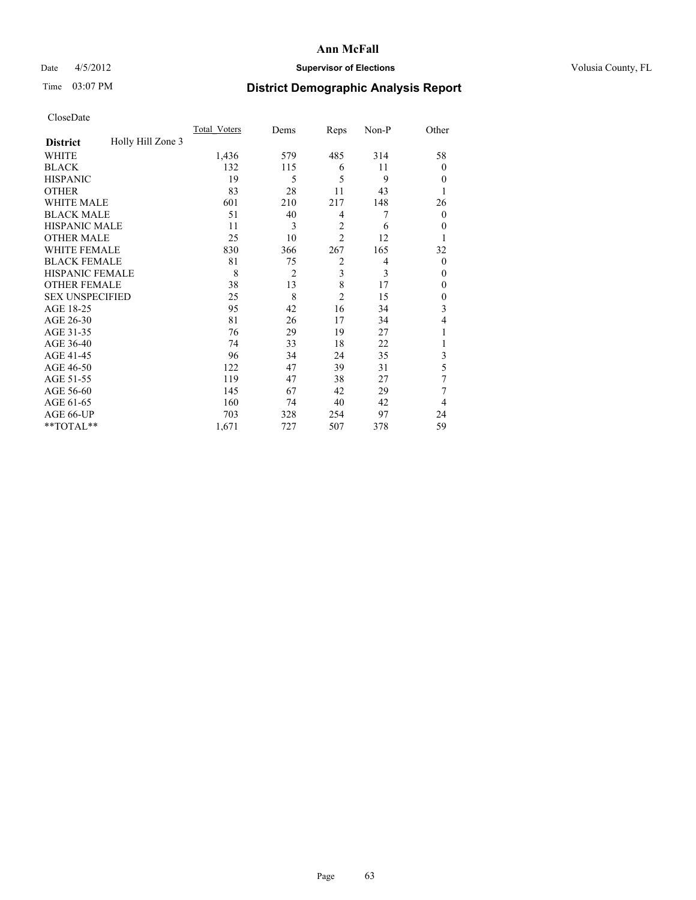# Ann McFall

Date 4/5/2012 **Supervisor of Elections** Volusia County, FL

Time 03:07 PM

## District Demographic Analysis Report

CloseDate

| **District** Holly Hill Zone 3 | Total_Voters | Dems | Reps | Non-P | Other |
|---|---|---|---|---|---|
| WHITE | 1,436 | 579 | 485 | 314 | 58 |
| BLACK | 132 | 115 | 6 | 11 | 0 |
| HISPANIC | 19 | 5 | 5 | 9 | 0 |
| OTHER | 83 | 28 | 11 | 43 | 1 |
| WHITE MALE | 601 | 210 | 217 | 148 | 26 |
| BLACK MALE | 51 | 40 | 4 | 7 | 0 |
| HISPANIC MALE | 11 | 3 | 2 | 6 | 0 |
| OTHER MALE | 25 | 10 | 2 | 12 | 1 |
| WHITE FEMALE | 830 | 366 | 267 | 165 | 32 |
| BLACK FEMALE | 81 | 75 | 2 | 4 | 0 |
| HISPANIC FEMALE | 8 | 2 | 3 | 3 | 0 |
| OTHER FEMALE | 38 | 13 | 8 | 17 | 0 |
| SEX UNSPECIFIED | 25 | 8 | 2 | 15 | 0 |
| AGE 18-25 | 95 | 42 | 16 | 34 | 3 |
| AGE 26-30 | 81 | 26 | 17 | 34 | 4 |
| AGE 31-35 | 76 | 29 | 19 | 27 | 1 |
| AGE 36-40 | 74 | 33 | 18 | 22 | 1 |
| AGE 41-45 | 96 | 34 | 24 | 35 | 3 |
| AGE 46-50 | 122 | 47 | 39 | 31 | 5 |
| AGE 51-55 | 119 | 47 | 38 | 27 | 7 |
| AGE 56-60 | 145 | 67 | 42 | 29 | 7 |
| AGE 61-65 | 160 | 74 | 40 | 42 | 4 |
| AGE 66-UP | 703 | 328 | 254 | 97 | 24 |
| **TOTAL** | 1,671 | 727 | 507 | 378 | 59 |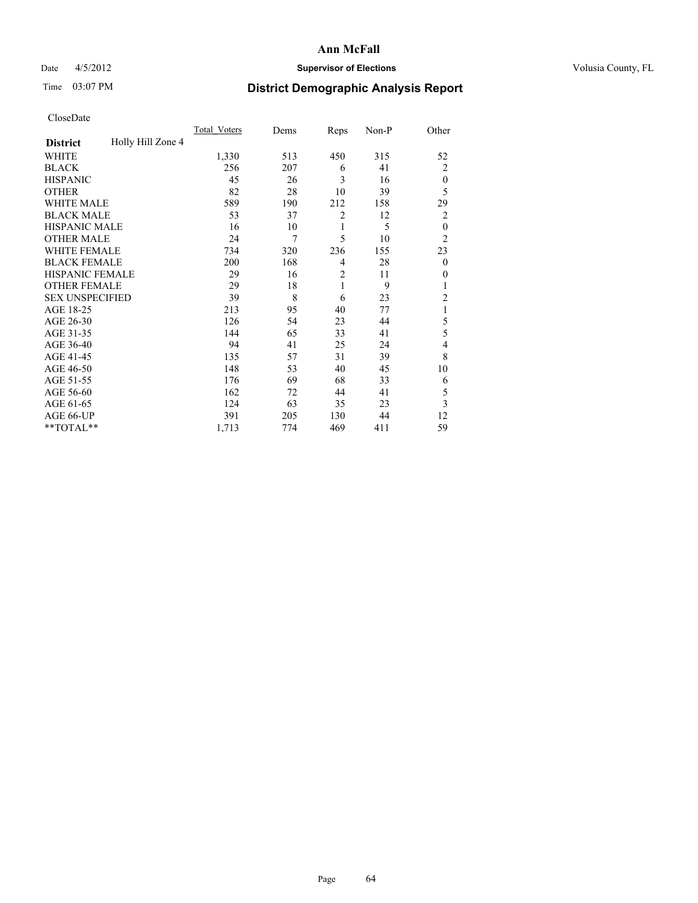**Ann McFall**

Date 4/5/2012 **Supervisor of Elections** Volusia County, FL

Time 03:07 PM **District Demographic Analysis Report**

CloseDate

| **District** Holly Hill Zone 4 | Total_Voters | Dems | Reps | Non-P | Other |
|---|---|---|---|---|---|
| WHITE | 1,330 | 513 | 450 | 315 | 52 |
| BLACK | 256 | 207 | 6 | 41 | 2 |
| HISPANIC | 45 | 26 | 3 | 16 | 0 |
| OTHER | 82 | 28 | 10 | 39 | 5 |
| WHITE MALE | 589 | 190 | 212 | 158 | 29 |
| BLACK MALE | 53 | 37 | 2 | 12 | 2 |
| HISPANIC MALE | 16 | 10 | 1 | 5 | 0 |
| OTHER MALE | 24 | 7 | 5 | 10 | 2 |
| WHITE FEMALE | 734 | 320 | 236 | 155 | 23 |
| BLACK FEMALE | 200 | 168 | 4 | 28 | 0 |
| HISPANIC FEMALE | 29 | 16 | 2 | 11 | 0 |
| OTHER FEMALE | 29 | 18 | 1 | 9 | 1 |
| SEX UNSPECIFIED | 39 | 8 | 6 | 23 | 2 |
| AGE 18-25 | 213 | 95 | 40 | 77 | 1 |
| AGE 26-30 | 126 | 54 | 23 | 44 | 5 |
| AGE 31-35 | 144 | 65 | 33 | 41 | 5 |
| AGE 36-40 | 94 | 41 | 25 | 24 | 4 |
| AGE 41-45 | 135 | 57 | 31 | 39 | 8 |
| AGE 46-50 | 148 | 53 | 40 | 45 | 10 |
| AGE 51-55 | 176 | 69 | 68 | 33 | 6 |
| AGE 56-60 | 162 | 72 | 44 | 41 | 5 |
| AGE 61-65 | 124 | 63 | 35 | 23 | 3 |
| AGE 66-UP | 391 | 205 | 130 | 44 | 12 |
| **TOTAL** | 1,713 | 774 | 469 | 411 | 59 |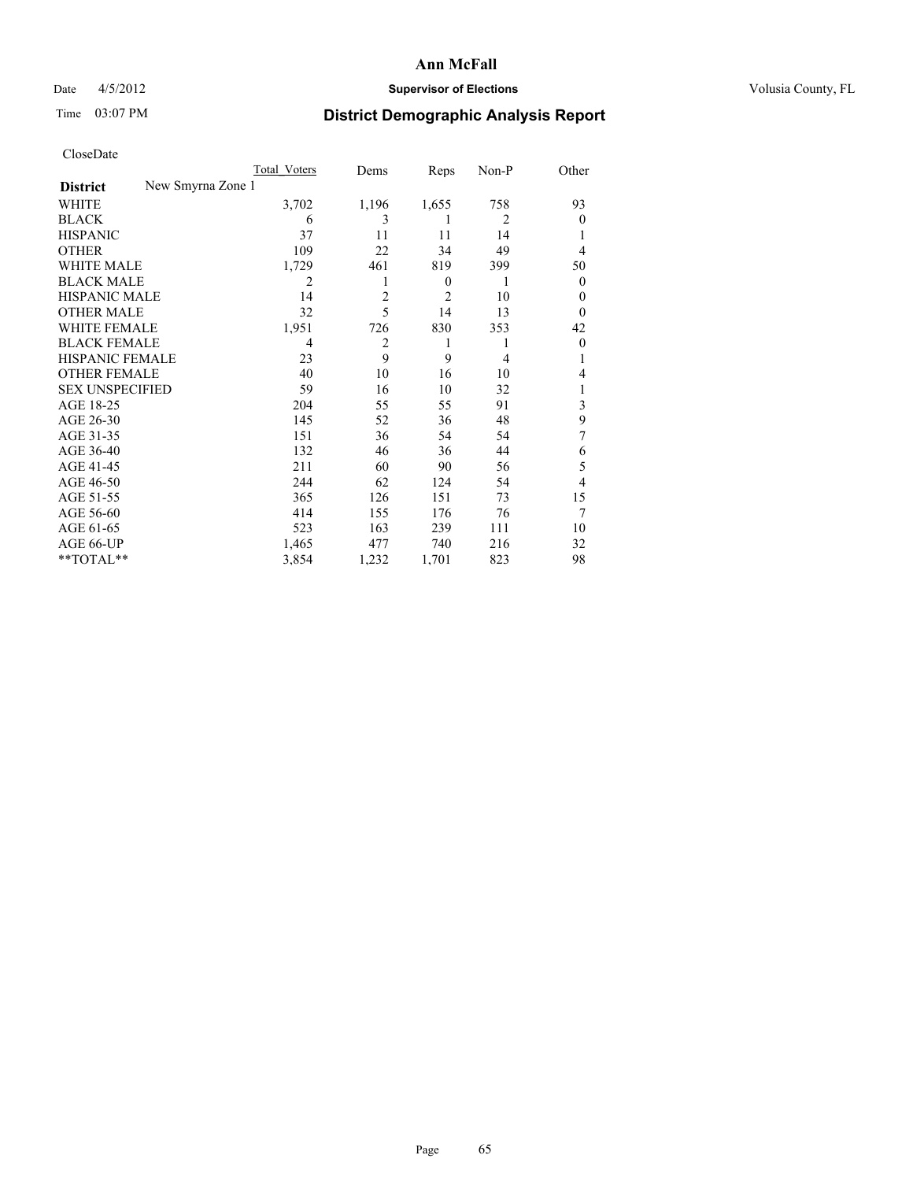# Ann McFall

Date 4/5/2012 **Supervisor of Elections** Volusia County, FL

Time 03:07 PM **District Demographic Analysis Report**

CloseDate

| | Total_Voters | Dems | Reps | Non-P | Other |
|---|---|---|---|---|---|
| **District** New Smyrna Zone 1 | | | | | |
| WHITE | 3,702 | 1,196 | 1,655 | 758 | 93 |
| BLACK | 6 | 3 | 1 | 2 | 0 |
| HISPANIC | 37 | 11 | 11 | 14 | 1 |
| OTHER | 109 | 22 | 34 | 49 | 4 |
| WHITE MALE | 1,729 | 461 | 819 | 399 | 50 |
| BLACK MALE | 2 | 1 | 0 | 1 | 0 |
| HISPANIC MALE | 14 | 2 | 2 | 10 | 0 |
| OTHER MALE | 32 | 5 | 14 | 13 | 0 |
| WHITE FEMALE | 1,951 | 726 | 830 | 353 | 42 |
| BLACK FEMALE | 4 | 2 | 1 | 1 | 0 |
| HISPANIC FEMALE | 23 | 9 | 9 | 4 | 1 |
| OTHER FEMALE | 40 | 10 | 16 | 10 | 4 |
| SEX UNSPECIFIED | 59 | 16 | 10 | 32 | 1 |
| AGE 18-25 | 204 | 55 | 55 | 91 | 3 |
| AGE 26-30 | 145 | 52 | 36 | 48 | 9 |
| AGE 31-35 | 151 | 36 | 54 | 54 | 7 |
| AGE 36-40 | 132 | 46 | 36 | 44 | 6 |
| AGE 41-45 | 211 | 60 | 90 | 56 | 5 |
| AGE 46-50 | 244 | 62 | 124 | 54 | 4 |
| AGE 51-55 | 365 | 126 | 151 | 73 | 15 |
| AGE 56-60 | 414 | 155 | 176 | 76 | 7 |
| AGE 61-65 | 523 | 163 | 239 | 111 | 10 |
| AGE 66-UP | 1,465 | 477 | 740 | 216 | 32 |
| **TOTAL** | 3,854 | 1,232 | 1,701 | 823 | 98 |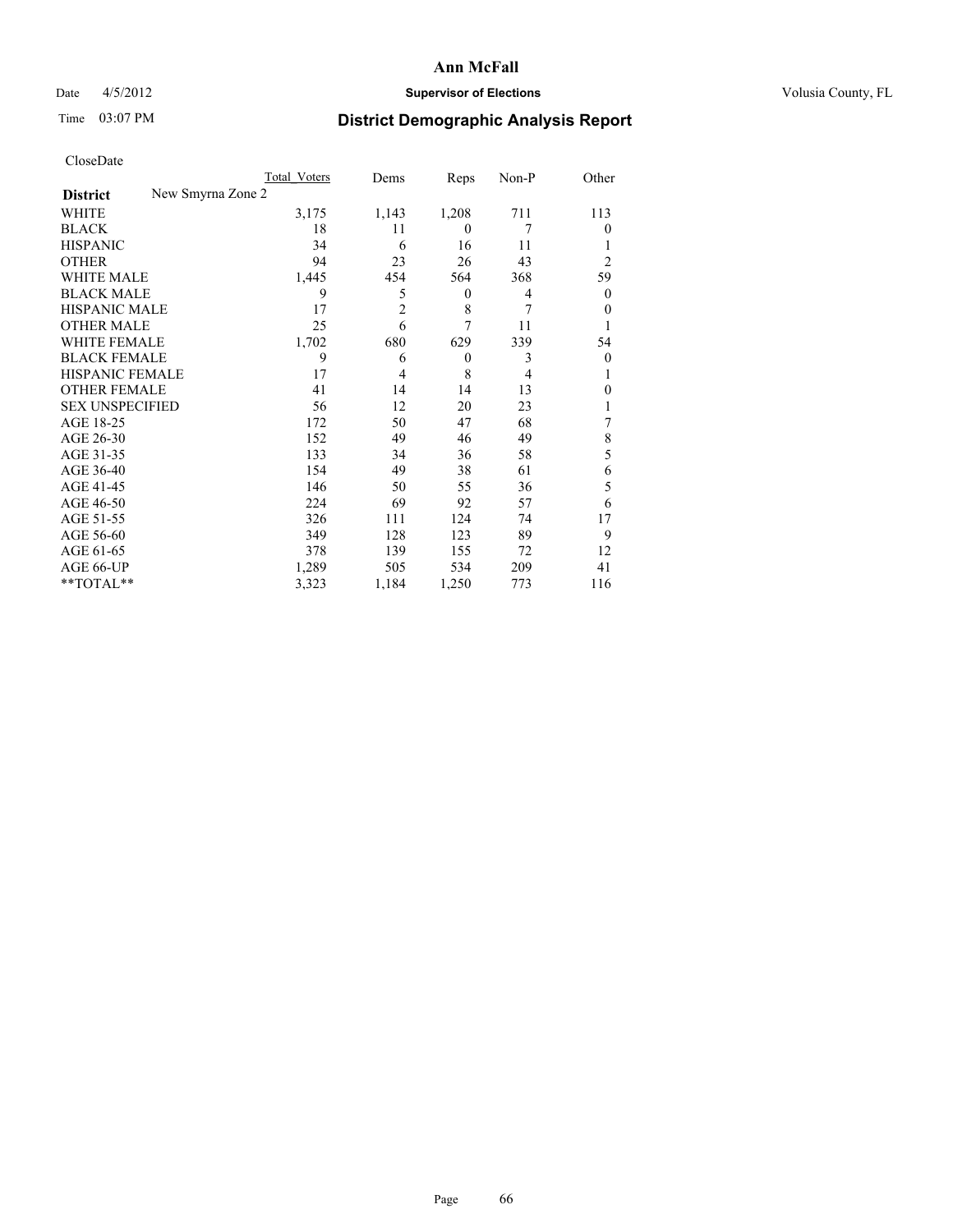# Ann McFall

Date 4/5/2012 **Supervisor of Elections** Volusia County, FL

Time 03:07 PM **District Demographic Analysis Report**

CloseDate

| | Total_Voters | Dems | Reps | Non-P | Other |
|---|---|---|---|---|---|
| **District** New Smyrna Zone 2 | | | | | |
| WHITE | 3,175 | 1,143 | 1,208 | 711 | 113 |
| BLACK | 18 | 11 | 0 | 7 | 0 |
| HISPANIC | 34 | 6 | 16 | 11 | 1 |
| OTHER | 94 | 23 | 26 | 43 | 2 |
| WHITE MALE | 1,445 | 454 | 564 | 368 | 59 |
| BLACK MALE | 9 | 5 | 0 | 4 | 0 |
| HISPANIC MALE | 17 | 2 | 8 | 7 | 0 |
| OTHER MALE | 25 | 6 | 7 | 11 | 1 |
| WHITE FEMALE | 1,702 | 680 | 629 | 339 | 54 |
| BLACK FEMALE | 9 | 6 | 0 | 3 | 0 |
| HISPANIC FEMALE | 17 | 4 | 8 | 4 | 1 |
| OTHER FEMALE | 41 | 14 | 14 | 13 | 0 |
| SEX UNSPECIFIED | 56 | 12 | 20 | 23 | 1 |
| AGE 18-25 | 172 | 50 | 47 | 68 | 7 |
| AGE 26-30 | 152 | 49 | 46 | 49 | 8 |
| AGE 31-35 | 133 | 34 | 36 | 58 | 5 |
| AGE 36-40 | 154 | 49 | 38 | 61 | 6 |
| AGE 41-45 | 146 | 50 | 55 | 36 | 5 |
| AGE 46-50 | 224 | 69 | 92 | 57 | 6 |
| AGE 51-55 | 326 | 111 | 124 | 74 | 17 |
| AGE 56-60 | 349 | 128 | 123 | 89 | 9 |
| AGE 61-65 | 378 | 139 | 155 | 72 | 12 |
| AGE 66-UP | 1,289 | 505 | 534 | 209 | 41 |
| **TOTAL** | 3,323 | 1,184 | 1,250 | 773 | 116 |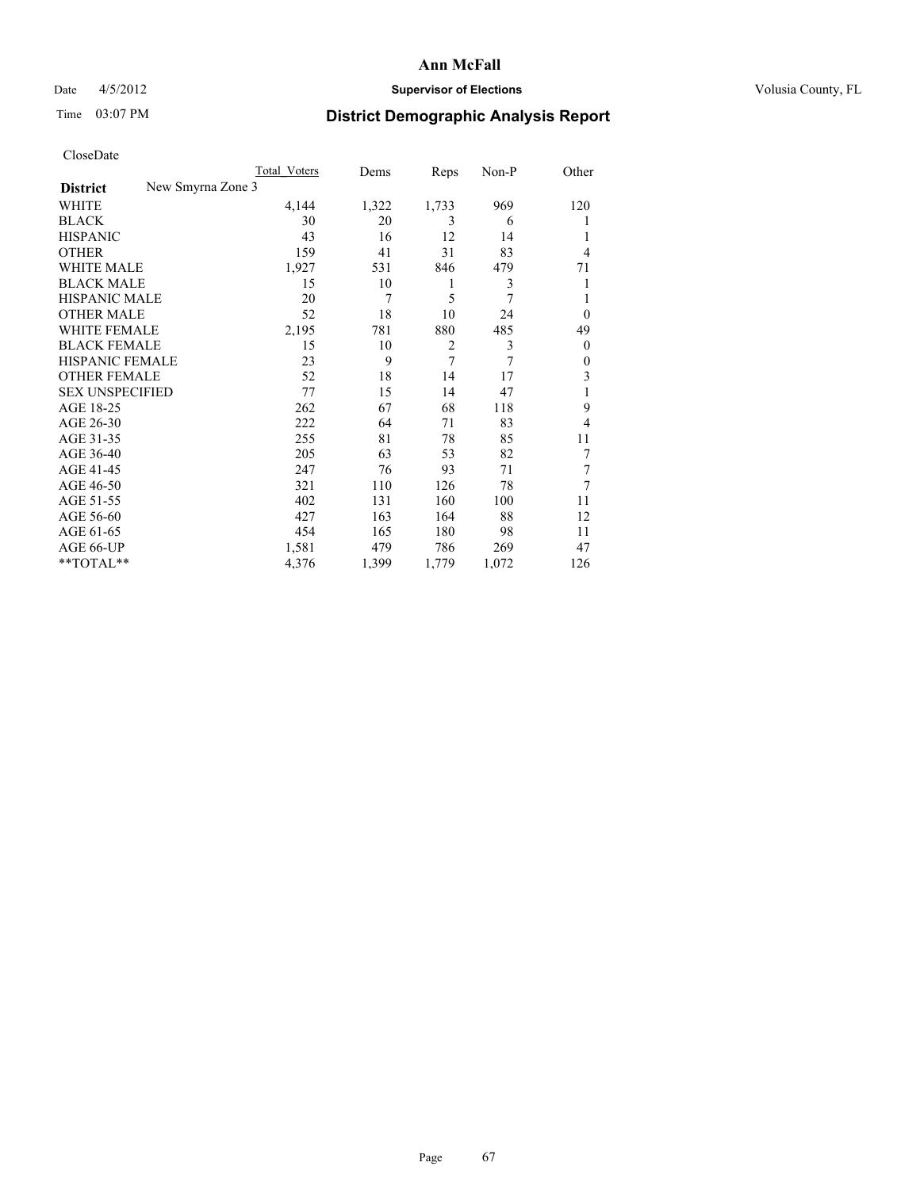**Ann McFall**

Date 4/5/2012 **Supervisor of Elections** Volusia County, FL

Time 03:07 PM

## District Demographic Analysis Report

CloseDate

| | Total Voters | Dems | Reps | Non-P | Other |
|---|---|---|---|---|---|
| **District** New Smyrna Zone 3 | | | | | |
| WHITE | 4,144 | 1,322 | 1,733 | 969 | 120 |
| BLACK | 30 | 20 | 3 | 6 | 1 |
| HISPANIC | 43 | 16 | 12 | 14 | 1 |
| OTHER | 159 | 41 | 31 | 83 | 4 |
| WHITE MALE | 1,927 | 531 | 846 | 479 | 71 |
| BLACK MALE | 15 | 10 | 1 | 3 | 1 |
| HISPANIC MALE | 20 | 7 | 5 | 7 | 1 |
| OTHER MALE | 52 | 18 | 10 | 24 | 0 |
| WHITE FEMALE | 2,195 | 781 | 880 | 485 | 49 |
| BLACK FEMALE | 15 | 10 | 2 | 3 | 0 |
| HISPANIC FEMALE | 23 | 9 | 7 | 7 | 0 |
| OTHER FEMALE | 52 | 18 | 14 | 17 | 3 |
| SEX UNSPECIFIED | 77 | 15 | 14 | 47 | 1 |
| AGE 18-25 | 262 | 67 | 68 | 118 | 9 |
| AGE 26-30 | 222 | 64 | 71 | 83 | 4 |
| AGE 31-35 | 255 | 81 | 78 | 85 | 11 |
| AGE 36-40 | 205 | 63 | 53 | 82 | 7 |
| AGE 41-45 | 247 | 76 | 93 | 71 | 7 |
| AGE 46-50 | 321 | 110 | 126 | 78 | 7 |
| AGE 51-55 | 402 | 131 | 160 | 100 | 11 |
| AGE 56-60 | 427 | 163 | 164 | 88 | 12 |
| AGE 61-65 | 454 | 165 | 180 | 98 | 11 |
| AGE 66-UP | 1,581 | 479 | 786 | 269 | 47 |
| **TOTAL** | 4,376 | 1,399 | 1,779 | 1,072 | 126 |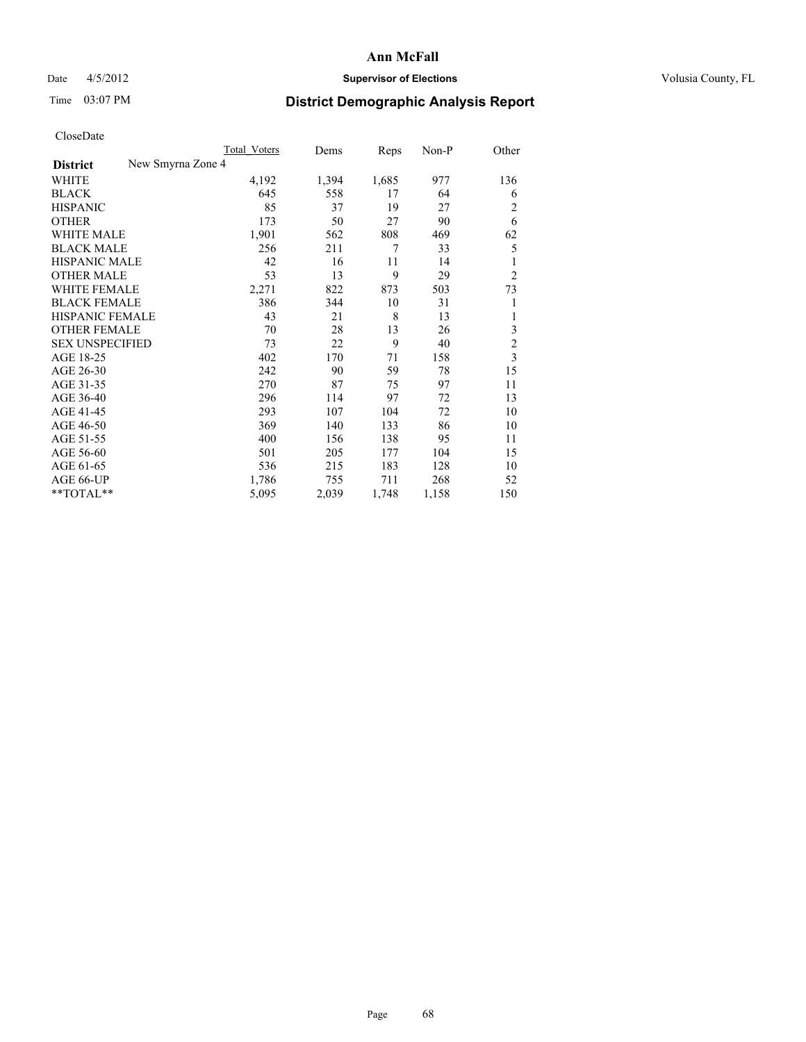# Ann McFall

Date 4/5/2012 **Supervisor of Elections** Volusia County, FL

Time 03:07 PM **District Demographic Analysis Report**

CloseDate

| | Total_Voters | Dems | Reps | Non-P | Other |
|---|---|---|---|---|---|
| **District** New Smyrna Zone 4 | | | | | |
| WHITE | 4,192 | 1,394 | 1,685 | 977 | 136 |
| BLACK | 645 | 558 | 17 | 64 | 6 |
| HISPANIC | 85 | 37 | 19 | 27 | 2 |
| OTHER | 173 | 50 | 27 | 90 | 6 |
| WHITE MALE | 1,901 | 562 | 808 | 469 | 62 |
| BLACK MALE | 256 | 211 | 7 | 33 | 5 |
| HISPANIC MALE | 42 | 16 | 11 | 14 | 1 |
| OTHER MALE | 53 | 13 | 9 | 29 | 2 |
| WHITE FEMALE | 2,271 | 822 | 873 | 503 | 73 |
| BLACK FEMALE | 386 | 344 | 10 | 31 | 1 |
| HISPANIC FEMALE | 43 | 21 | 8 | 13 | 1 |
| OTHER FEMALE | 70 | 28 | 13 | 26 | 3 |
| SEX UNSPECIFIED | 73 | 22 | 9 | 40 | 2 |
| AGE 18-25 | 402 | 170 | 71 | 158 | 3 |
| AGE 26-30 | 242 | 90 | 59 | 78 | 15 |
| AGE 31-35 | 270 | 87 | 75 | 97 | 11 |
| AGE 36-40 | 296 | 114 | 97 | 72 | 13 |
| AGE 41-45 | 293 | 107 | 104 | 72 | 10 |
| AGE 46-50 | 369 | 140 | 133 | 86 | 10 |
| AGE 51-55 | 400 | 156 | 138 | 95 | 11 |
| AGE 56-60 | 501 | 205 | 177 | 104 | 15 |
| AGE 61-65 | 536 | 215 | 183 | 128 | 10 |
| AGE 66-UP | 1,786 | 755 | 711 | 268 | 52 |
| **TOTAL** | 5,095 | 2,039 | 1,748 | 1,158 | 150 |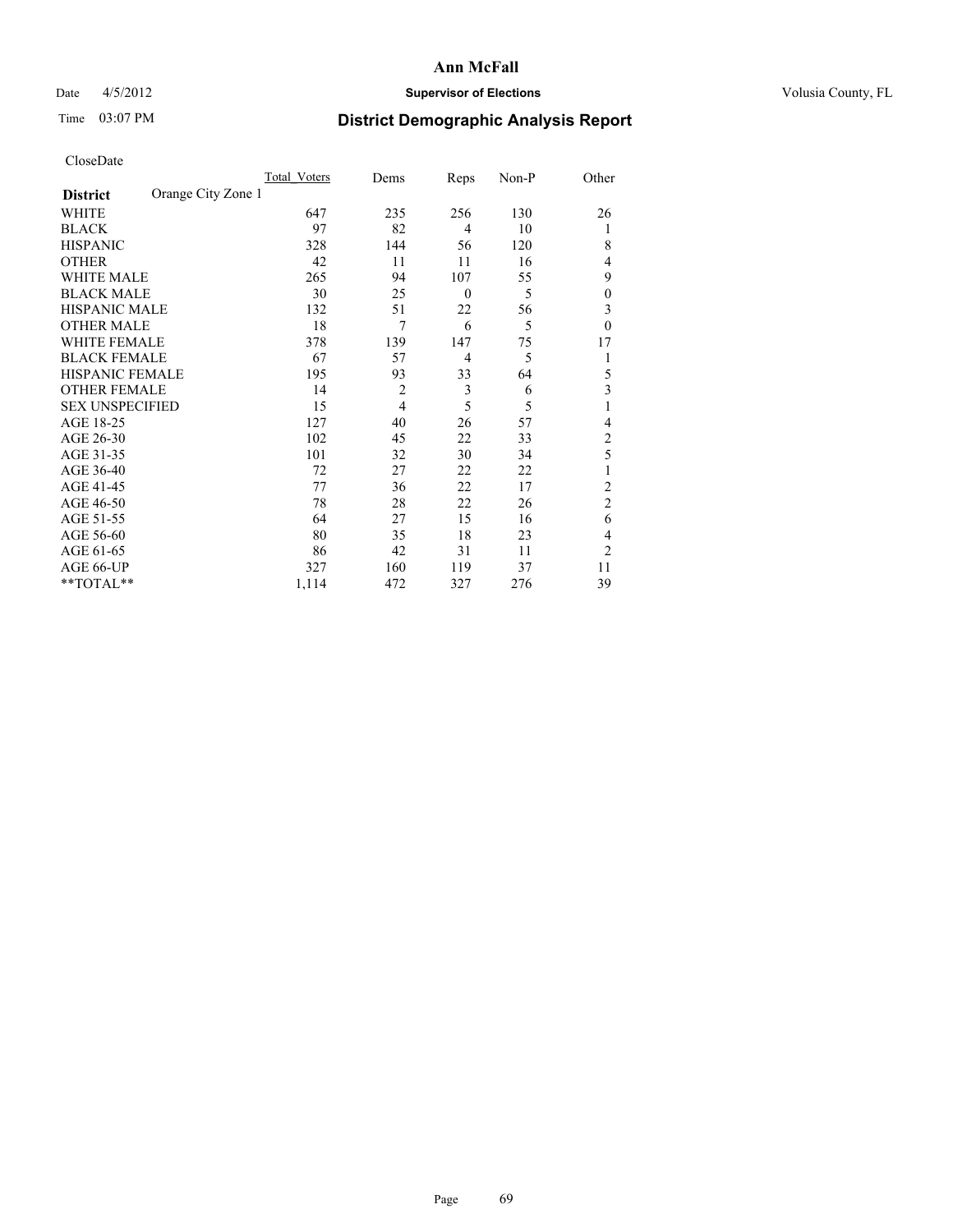# Ann McFall

Date 4/5/2012 **Supervisor of Elections** Volusia County, FL

Time 03:07 PM

## District Demographic Analysis Report

CloseDate

| **District** Orange City Zone 1 | Total_Voters | Dems | Reps | Non-P | Other |
|---|---|---|---|---|---|
| WHITE | 647 | 235 | 256 | 130 | 26 |
| BLACK | 97 | 82 | 4 | 10 | 1 |
| HISPANIC | 328 | 144 | 56 | 120 | 8 |
| OTHER | 42 | 11 | 11 | 16 | 4 |
| WHITE MALE | 265 | 94 | 107 | 55 | 9 |
| BLACK MALE | 30 | 25 | 0 | 5 | 0 |
| HISPANIC MALE | 132 | 51 | 22 | 56 | 3 |
| OTHER MALE | 18 | 7 | 6 | 5 | 0 |
| WHITE FEMALE | 378 | 139 | 147 | 75 | 17 |
| BLACK FEMALE | 67 | 57 | 4 | 5 | 1 |
| HISPANIC FEMALE | 195 | 93 | 33 | 64 | 5 |
| OTHER FEMALE | 14 | 2 | 3 | 6 | 3 |
| SEX UNSPECIFIED | 15 | 4 | 5 | 5 | 1 |
| AGE 18-25 | 127 | 40 | 26 | 57 | 4 |
| AGE 26-30 | 102 | 45 | 22 | 33 | 2 |
| AGE 31-35 | 101 | 32 | 30 | 34 | 5 |
| AGE 36-40 | 72 | 27 | 22 | 22 | 1 |
| AGE 41-45 | 77 | 36 | 22 | 17 | 2 |
| AGE 46-50 | 78 | 28 | 22 | 26 | 2 |
| AGE 51-55 | 64 | 27 | 15 | 16 | 6 |
| AGE 56-60 | 80 | 35 | 18 | 23 | 4 |
| AGE 61-65 | 86 | 42 | 31 | 11 | 2 |
| AGE 66-UP | 327 | 160 | 119 | 37 | 11 |
| **TOTAL** | 1,114 | 472 | 327 | 276 | 39 |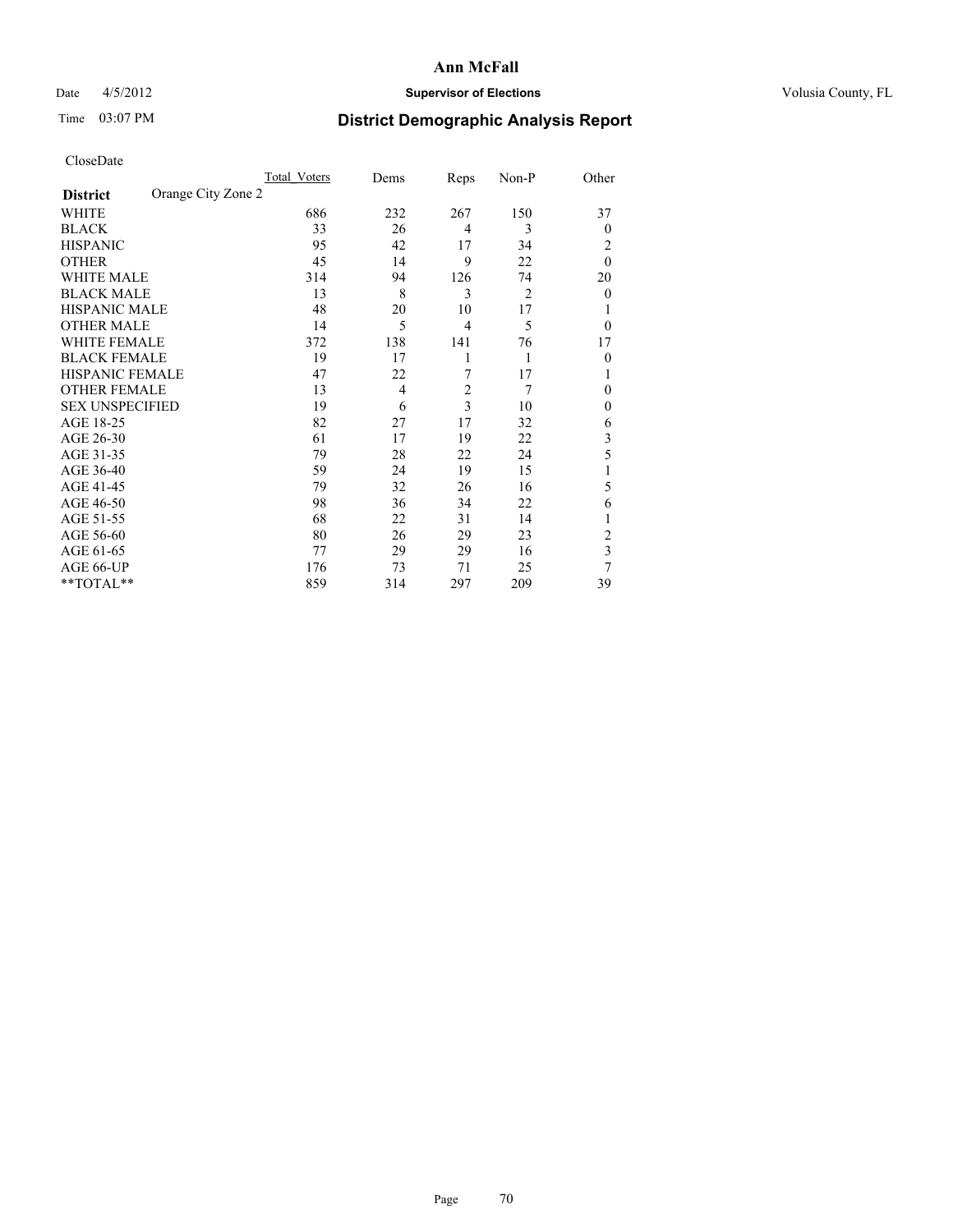# Ann McFall

Date 4/5/2012 **Supervisor of Elections** Volusia County, FL

Time 03:07 PM

## District Demographic Analysis Report

CloseDate

| | Total_Voters | Dems | Reps | Non-P | Other |
|---|---|---|---|---|---|
| **District** Orange City Zone 2 | | | | | |
| WHITE | 686 | 232 | 267 | 150 | 37 |
| BLACK | 33 | 26 | 4 | 3 | 0 |
| HISPANIC | 95 | 42 | 17 | 34 | 2 |
| OTHER | 45 | 14 | 9 | 22 | 0 |
| WHITE MALE | 314 | 94 | 126 | 74 | 20 |
| BLACK MALE | 13 | 8 | 3 | 2 | 0 |
| HISPANIC MALE | 48 | 20 | 10 | 17 | 1 |
| OTHER MALE | 14 | 5 | 4 | 5 | 0 |
| WHITE FEMALE | 372 | 138 | 141 | 76 | 17 |
| BLACK FEMALE | 19 | 17 | 1 | 1 | 0 |
| HISPANIC FEMALE | 47 | 22 | 7 | 17 | 1 |
| OTHER FEMALE | 13 | 4 | 2 | 7 | 0 |
| SEX UNSPECIFIED | 19 | 6 | 3 | 10 | 0 |
| AGE 18-25 | 82 | 27 | 17 | 32 | 6 |
| AGE 26-30 | 61 | 17 | 19 | 22 | 3 |
| AGE 31-35 | 79 | 28 | 22 | 24 | 5 |
| AGE 36-40 | 59 | 24 | 19 | 15 | 1 |
| AGE 41-45 | 79 | 32 | 26 | 16 | 5 |
| AGE 46-50 | 98 | 36 | 34 | 22 | 6 |
| AGE 51-55 | 68 | 22 | 31 | 14 | 1 |
| AGE 56-60 | 80 | 26 | 29 | 23 | 2 |
| AGE 61-65 | 77 | 29 | 29 | 16 | 3 |
| AGE 66-UP | 176 | 73 | 71 | 25 | 7 |
| **TOTAL** | 859 | 314 | 297 | 209 | 39 |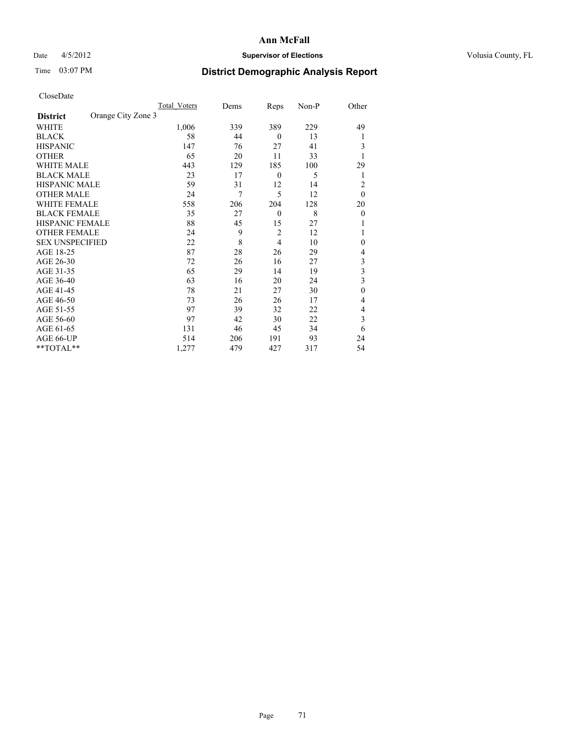# Ann McFall

Date 4/5/2012 **Supervisor of Elections** Volusia County, FL

Time 03:07 PM **District Demographic Analysis Report**

CloseDate

| **District** Orange City Zone 3 | Total_Voters | Dems | Reps | Non-P | Other |
|---|---|---|---|---|---|
| WHITE | 1,006 | 339 | 389 | 229 | 49 |
| BLACK | 58 | 44 | 0 | 13 | 1 |
| HISPANIC | 147 | 76 | 27 | 41 | 3 |
| OTHER | 65 | 20 | 11 | 33 | 1 |
| WHITE MALE | 443 | 129 | 185 | 100 | 29 |
| BLACK MALE | 23 | 17 | 0 | 5 | 1 |
| HISPANIC MALE | 59 | 31 | 12 | 14 | 2 |
| OTHER MALE | 24 | 7 | 5 | 12 | 0 |
| WHITE FEMALE | 558 | 206 | 204 | 128 | 20 |
| BLACK FEMALE | 35 | 27 | 0 | 8 | 0 |
| HISPANIC FEMALE | 88 | 45 | 15 | 27 | 1 |
| OTHER FEMALE | 24 | 9 | 2 | 12 | 1 |
| SEX UNSPECIFIED | 22 | 8 | 4 | 10 | 0 |
| AGE 18-25 | 87 | 28 | 26 | 29 | 4 |
| AGE 26-30 | 72 | 26 | 16 | 27 | 3 |
| AGE 31-35 | 65 | 29 | 14 | 19 | 3 |
| AGE 36-40 | 63 | 16 | 20 | 24 | 3 |
| AGE 41-45 | 78 | 21 | 27 | 30 | 0 |
| AGE 46-50 | 73 | 26 | 26 | 17 | 4 |
| AGE 51-55 | 97 | 39 | 32 | 22 | 4 |
| AGE 56-60 | 97 | 42 | 30 | 22 | 3 |
| AGE 61-65 | 131 | 46 | 45 | 34 | 6 |
| AGE 66-UP | 514 | 206 | 191 | 93 | 24 |
| **TOTAL** | 1,277 | 479 | 427 | 317 | 54 |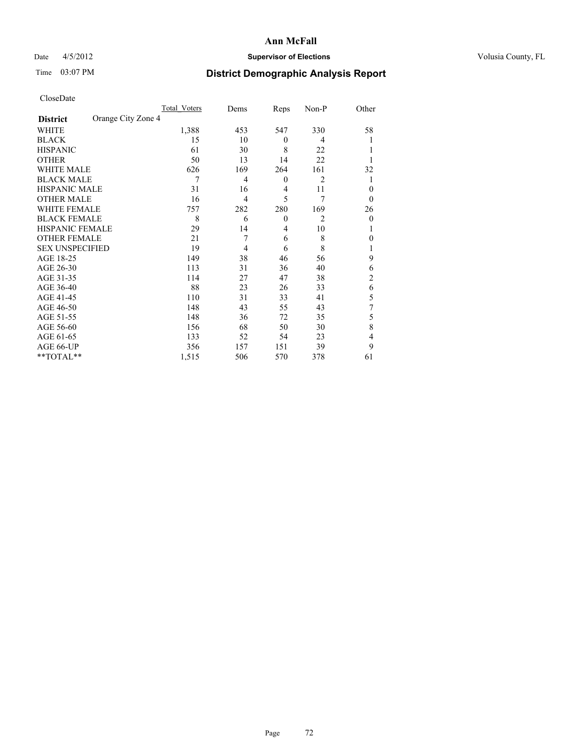# Ann McFall

Date 4/5/2012 **Supervisor of Elections** Volusia County, FL

Time 03:07 PM **District Demographic Analysis Report**

CloseDate

| **District** Orange City Zone 4 | Total Voters | Dems | Reps | Non-P | Other |
|---|---|---|---|---|---|
| WHITE | 1,388 | 453 | 547 | 330 | 58 |
| BLACK | 15 | 10 | 0 | 4 | 1 |
| HISPANIC | 61 | 30 | 8 | 22 | 1 |
| OTHER | 50 | 13 | 14 | 22 | 1 |
| WHITE MALE | 626 | 169 | 264 | 161 | 32 |
| BLACK MALE | 7 | 4 | 0 | 2 | 1 |
| HISPANIC MALE | 31 | 16 | 4 | 11 | 0 |
| OTHER MALE | 16 | 4 | 5 | 7 | 0 |
| WHITE FEMALE | 757 | 282 | 280 | 169 | 26 |
| BLACK FEMALE | 8 | 6 | 0 | 2 | 0 |
| HISPANIC FEMALE | 29 | 14 | 4 | 10 | 1 |
| OTHER FEMALE | 21 | 7 | 6 | 8 | 0 |
| SEX UNSPECIFIED | 19 | 4 | 6 | 8 | 1 |
| AGE 18-25 | 149 | 38 | 46 | 56 | 9 |
| AGE 26-30 | 113 | 31 | 36 | 40 | 6 |
| AGE 31-35 | 114 | 27 | 47 | 38 | 2 |
| AGE 36-40 | 88 | 23 | 26 | 33 | 6 |
| AGE 41-45 | 110 | 31 | 33 | 41 | 5 |
| AGE 46-50 | 148 | 43 | 55 | 43 | 7 |
| AGE 51-55 | 148 | 36 | 72 | 35 | 5 |
| AGE 56-60 | 156 | 68 | 50 | 30 | 8 |
| AGE 61-65 | 133 | 52 | 54 | 23 | 4 |
| AGE 66-UP | 356 | 157 | 151 | 39 | 9 |
| **TOTAL** | 1,515 | 506 | 570 | 378 | 61 |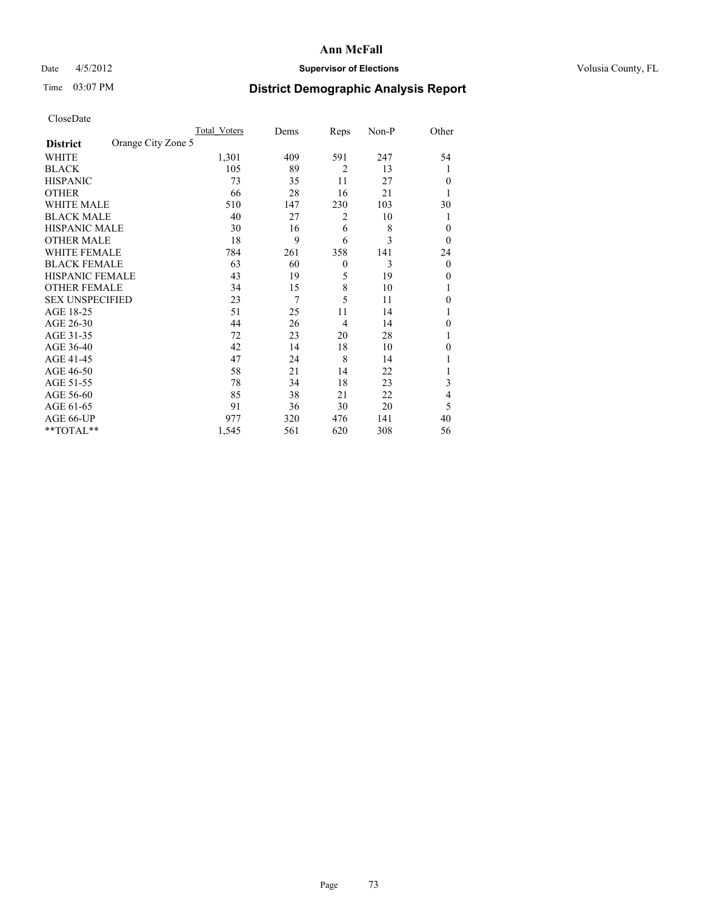**Ann McFall**

Date 4/5/2012 **Supervisor of Elections** Volusia County, FL

Time 03:07 PM

# District Demographic Analysis Report

CloseDate

| | Total_Voters | Dems | Reps | Non-P | Other |
|---|---|---|---|---|---|
| **District** Orange City Zone 5 | | | | | |
| WHITE | 1,301 | 409 | 591 | 247 | 54 |
| BLACK | 105 | 89 | 2 | 13 | 1 |
| HISPANIC | 73 | 35 | 11 | 27 | 0 |
| OTHER | 66 | 28 | 16 | 21 | 1 |
| WHITE MALE | 510 | 147 | 230 | 103 | 30 |
| BLACK MALE | 40 | 27 | 2 | 10 | 1 |
| HISPANIC MALE | 30 | 16 | 6 | 8 | 0 |
| OTHER MALE | 18 | 9 | 6 | 3 | 0 |
| WHITE FEMALE | 784 | 261 | 358 | 141 | 24 |
| BLACK FEMALE | 63 | 60 | 0 | 3 | 0 |
| HISPANIC FEMALE | 43 | 19 | 5 | 19 | 0 |
| OTHER FEMALE | 34 | 15 | 8 | 10 | 1 |
| SEX UNSPECIFIED | 23 | 7 | 5 | 11 | 0 |
| AGE 18-25 | 51 | 25 | 11 | 14 | 1 |
| AGE 26-30 | 44 | 26 | 4 | 14 | 0 |
| AGE 31-35 | 72 | 23 | 20 | 28 | 1 |
| AGE 36-40 | 42 | 14 | 18 | 10 | 0 |
| AGE 41-45 | 47 | 24 | 8 | 14 | 1 |
| AGE 46-50 | 58 | 21 | 14 | 22 | 1 |
| AGE 51-55 | 78 | 34 | 18 | 23 | 3 |
| AGE 56-60 | 85 | 38 | 21 | 22 | 4 |
| AGE 61-65 | 91 | 36 | 30 | 20 | 5 |
| AGE 66-UP | 977 | 320 | 476 | 141 | 40 |
| **TOTAL** | 1,545 | 561 | 620 | 308 | 56 |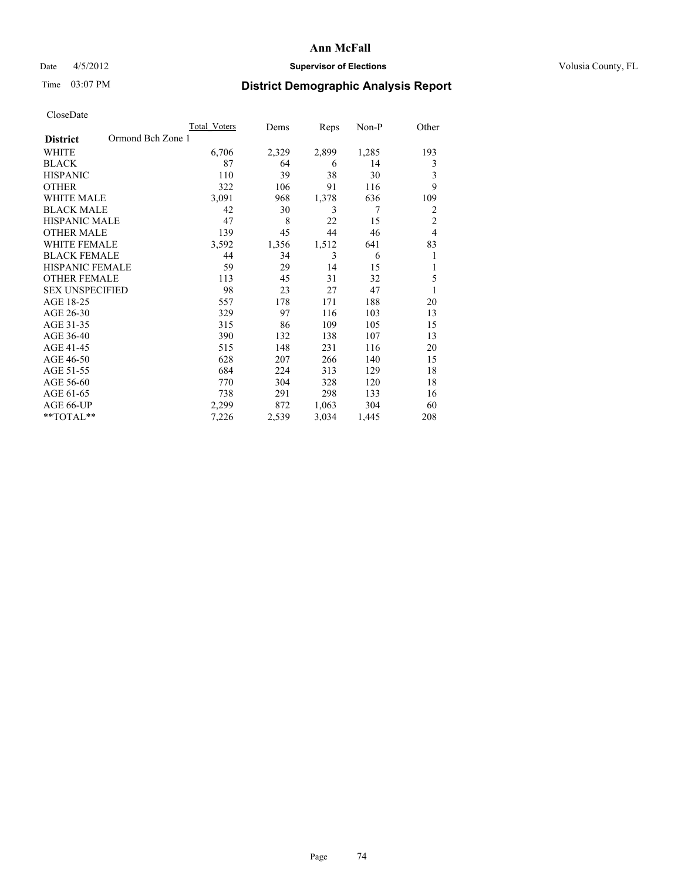**Ann McFall**

Date 4/5/2012 **Supervisor of Elections** Volusia County, FL

Time 03:07 PM

# District Demographic Analysis Report

CloseDate

| District | Ormond Bch Zone 1 | Total Voters | Dems | Reps | Non-P | Other |
|---|---|---|---|---|---|---|
| WHITE | | 6,706 | 2,329 | 2,899 | 1,285 | 193 |
| BLACK | | 87 | 64 | 6 | 14 | 3 |
| HISPANIC | | 110 | 39 | 38 | 30 | 3 |
| OTHER | | 322 | 106 | 91 | 116 | 9 |
| WHITE MALE | | 3,091 | 968 | 1,378 | 636 | 109 |
| BLACK MALE | | 42 | 30 | 3 | 7 | 2 |
| HISPANIC MALE | | 47 | 8 | 22 | 15 | 2 |
| OTHER MALE | | 139 | 45 | 44 | 46 | 4 |
| WHITE FEMALE | | 3,592 | 1,356 | 1,512 | 641 | 83 |
| BLACK FEMALE | | 44 | 34 | 3 | 6 | 1 |
| HISPANIC FEMALE | | 59 | 29 | 14 | 15 | 1 |
| OTHER FEMALE | | 113 | 45 | 31 | 32 | 5 |
| SEX UNSPECIFIED | | 98 | 23 | 27 | 47 | 1 |
| AGE 18-25 | | 557 | 178 | 171 | 188 | 20 |
| AGE 26-30 | | 329 | 97 | 116 | 103 | 13 |
| AGE 31-35 | | 315 | 86 | 109 | 105 | 15 |
| AGE 36-40 | | 390 | 132 | 138 | 107 | 13 |
| AGE 41-45 | | 515 | 148 | 231 | 116 | 20 |
| AGE 46-50 | | 628 | 207 | 266 | 140 | 15 |
| AGE 51-55 | | 684 | 224 | 313 | 129 | 18 |
| AGE 56-60 | | 770 | 304 | 328 | 120 | 18 |
| AGE 61-65 | | 738 | 291 | 298 | 133 | 16 |
| AGE 66-UP | | 2,299 | 872 | 1,063 | 304 | 60 |
| **TOTAL** | | 7,226 | 2,539 | 3,034 | 1,445 | 208 |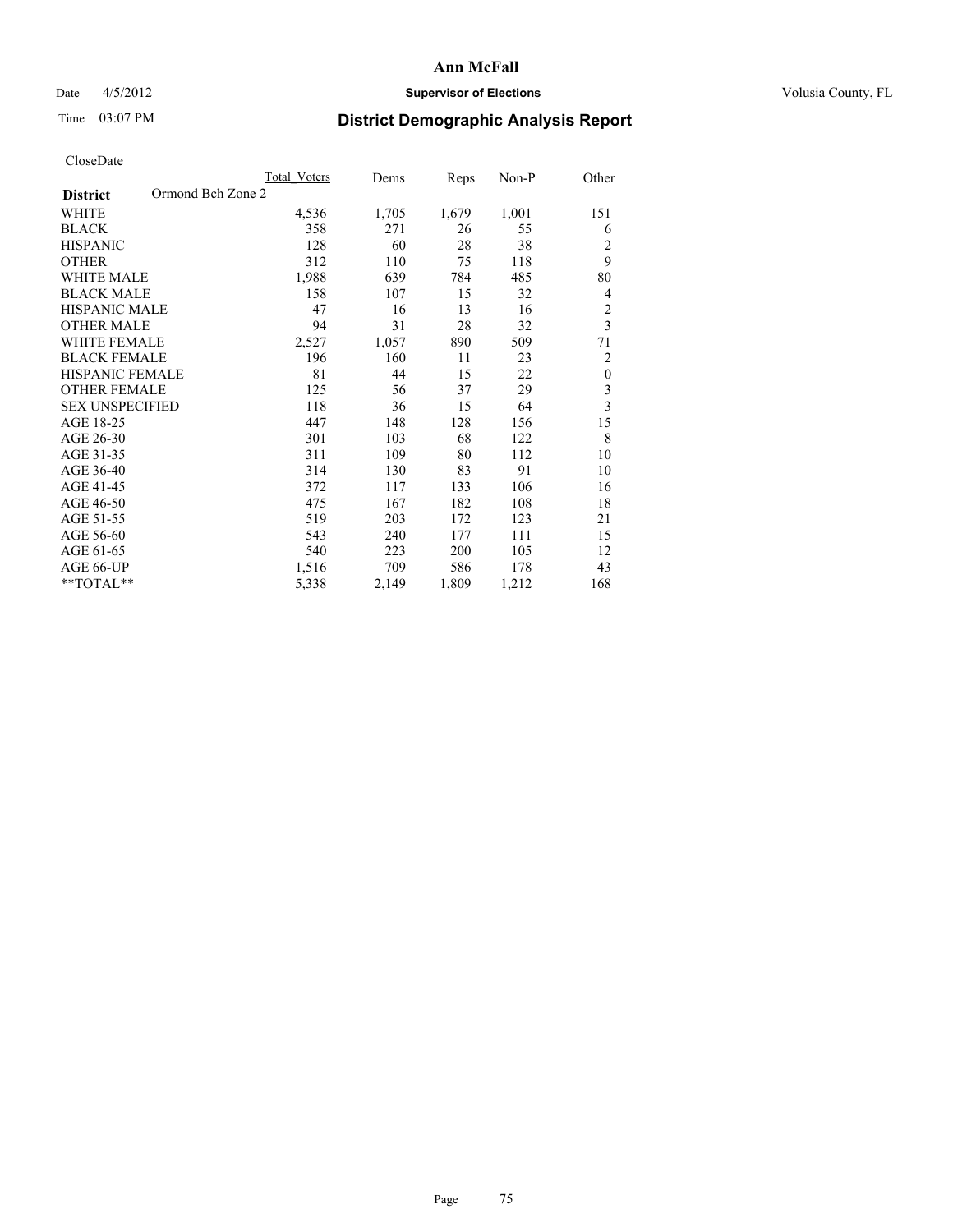**Ann McFall**

Date 4/5/2012 **Supervisor of Elections** Volusia County, FL

Time 03:07 PM

# District Demographic Analysis Report

CloseDate

| District | Ormond Bch Zone 2 | Total Voters | Dems | Reps | Non-P | Other |
|---|---|---|---|---|---|---|
| WHITE | | 4,536 | 1,705 | 1,679 | 1,001 | 151 |
| BLACK | | 358 | 271 | 26 | 55 | 6 |
| HISPANIC | | 128 | 60 | 28 | 38 | 2 |
| OTHER | | 312 | 110 | 75 | 118 | 9 |
| WHITE MALE | | 1,988 | 639 | 784 | 485 | 80 |
| BLACK MALE | | 158 | 107 | 15 | 32 | 4 |
| HISPANIC MALE | | 47 | 16 | 13 | 16 | 2 |
| OTHER MALE | | 94 | 31 | 28 | 32 | 3 |
| WHITE FEMALE | | 2,527 | 1,057 | 890 | 509 | 71 |
| BLACK FEMALE | | 196 | 160 | 11 | 23 | 2 |
| HISPANIC FEMALE | | 81 | 44 | 15 | 22 | 0 |
| OTHER FEMALE | | 125 | 56 | 37 | 29 | 3 |
| SEX UNSPECIFIED | | 118 | 36 | 15 | 64 | 3 |
| AGE 18-25 | | 447 | 148 | 128 | 156 | 15 |
| AGE 26-30 | | 301 | 103 | 68 | 122 | 8 |
| AGE 31-35 | | 311 | 109 | 80 | 112 | 10 |
| AGE 36-40 | | 314 | 130 | 83 | 91 | 10 |
| AGE 41-45 | | 372 | 117 | 133 | 106 | 16 |
| AGE 46-50 | | 475 | 167 | 182 | 108 | 18 |
| AGE 51-55 | | 519 | 203 | 172 | 123 | 21 |
| AGE 56-60 | | 543 | 240 | 177 | 111 | 15 |
| AGE 61-65 | | 540 | 223 | 200 | 105 | 12 |
| AGE 66-UP | | 1,516 | 709 | 586 | 178 | 43 |
| **TOTAL** | | 5,338 | 2,149 | 1,809 | 1,212 | 168 |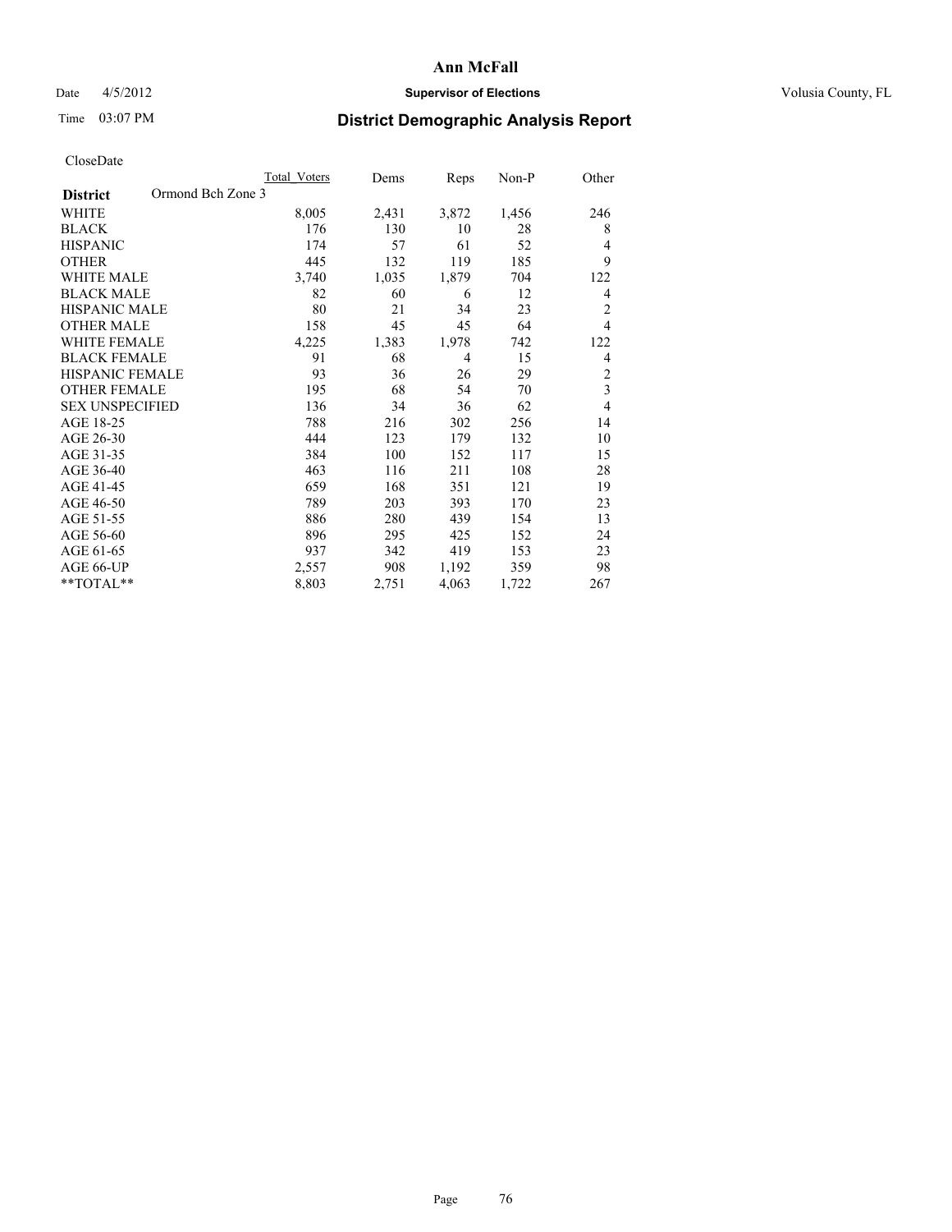# Ann McFall

Date 4/5/2012 **Supervisor of Elections** Volusia County, FL

Time 03:07 PM **District Demographic Analysis Report**

CloseDate

| **District** Ormond Bch Zone 3 | Total Voters | Dems | Reps | Non-P | Other |
|---|---|---|---|---|---|
| WHITE | 8,005 | 2,431 | 3,872 | 1,456 | 246 |
| BLACK | 176 | 130 | 10 | 28 | 8 |
| HISPANIC | 174 | 57 | 61 | 52 | 4 |
| OTHER | 445 | 132 | 119 | 185 | 9 |
| WHITE MALE | 3,740 | 1,035 | 1,879 | 704 | 122 |
| BLACK MALE | 82 | 60 | 6 | 12 | 4 |
| HISPANIC MALE | 80 | 21 | 34 | 23 | 2 |
| OTHER MALE | 158 | 45 | 45 | 64 | 4 |
| WHITE FEMALE | 4,225 | 1,383 | 1,978 | 742 | 122 |
| BLACK FEMALE | 91 | 68 | 4 | 15 | 4 |
| HISPANIC FEMALE | 93 | 36 | 26 | 29 | 2 |
| OTHER FEMALE | 195 | 68 | 54 | 70 | 3 |
| SEX UNSPECIFIED | 136 | 34 | 36 | 62 | 4 |
| AGE 18-25 | 788 | 216 | 302 | 256 | 14 |
| AGE 26-30 | 444 | 123 | 179 | 132 | 10 |
| AGE 31-35 | 384 | 100 | 152 | 117 | 15 |
| AGE 36-40 | 463 | 116 | 211 | 108 | 28 |
| AGE 41-45 | 659 | 168 | 351 | 121 | 19 |
| AGE 46-50 | 789 | 203 | 393 | 170 | 23 |
| AGE 51-55 | 886 | 280 | 439 | 154 | 13 |
| AGE 56-60 | 896 | 295 | 425 | 152 | 24 |
| AGE 61-65 | 937 | 342 | 419 | 153 | 23 |
| AGE 66-UP | 2,557 | 908 | 1,192 | 359 | 98 |
| **TOTAL** | 8,803 | 2,751 | 4,063 | 1,722 | 267 |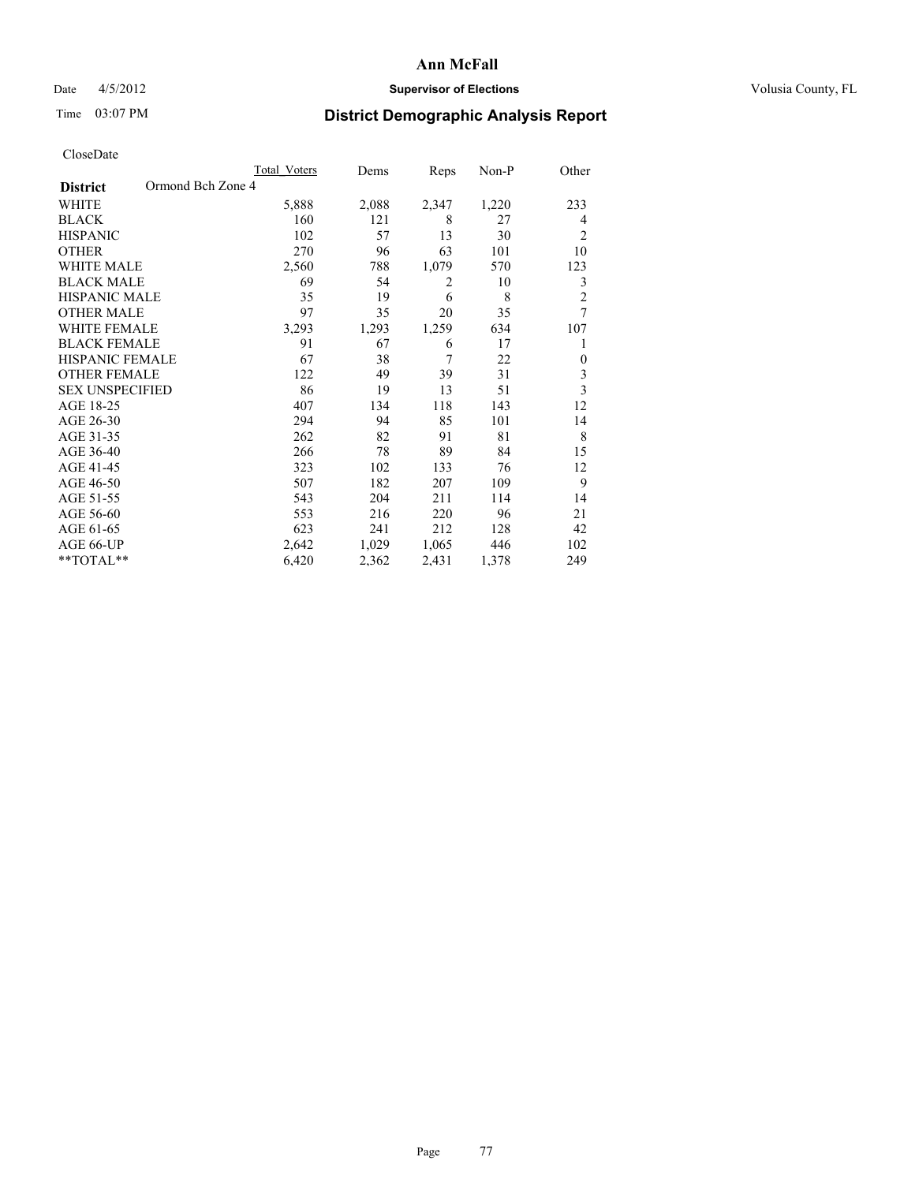# Ann McFall

Date 4/5/2012

**Supervisor of Elections**

Volusia County, FL

Time 03:07 PM

## District Demographic Analysis Report

CloseDate

| | Total_Voters | Dems | Reps | Non-P | Other |
|---|---|---|---|---|---|
| **District** Ormond Bch Zone 4 | | | | | |
| WHITE | 5,888 | 2,088 | 2,347 | 1,220 | 233 |
| BLACK | 160 | 121 | 8 | 27 | 4 |
| HISPANIC | 102 | 57 | 13 | 30 | 2 |
| OTHER | 270 | 96 | 63 | 101 | 10 |
| WHITE MALE | 2,560 | 788 | 1,079 | 570 | 123 |
| BLACK MALE | 69 | 54 | 2 | 10 | 3 |
| HISPANIC MALE | 35 | 19 | 6 | 8 | 2 |
| OTHER MALE | 97 | 35 | 20 | 35 | 7 |
| WHITE FEMALE | 3,293 | 1,293 | 1,259 | 634 | 107 |
| BLACK FEMALE | 91 | 67 | 6 | 17 | 1 |
| HISPANIC FEMALE | 67 | 38 | 7 | 22 | 0 |
| OTHER FEMALE | 122 | 49 | 39 | 31 | 3 |
| SEX UNSPECIFIED | 86 | 19 | 13 | 51 | 3 |
| AGE 18-25 | 407 | 134 | 118 | 143 | 12 |
| AGE 26-30 | 294 | 94 | 85 | 101 | 14 |
| AGE 31-35 | 262 | 82 | 91 | 81 | 8 |
| AGE 36-40 | 266 | 78 | 89 | 84 | 15 |
| AGE 41-45 | 323 | 102 | 133 | 76 | 12 |
| AGE 46-50 | 507 | 182 | 207 | 109 | 9 |
| AGE 51-55 | 543 | 204 | 211 | 114 | 14 |
| AGE 56-60 | 553 | 216 | 220 | 96 | 21 |
| AGE 61-65 | 623 | 241 | 212 | 128 | 42 |
| AGE 66-UP | 2,642 | 1,029 | 1,065 | 446 | 102 |
| **TOTAL** | 6,420 | 2,362 | 2,431 | 1,378 | 249 |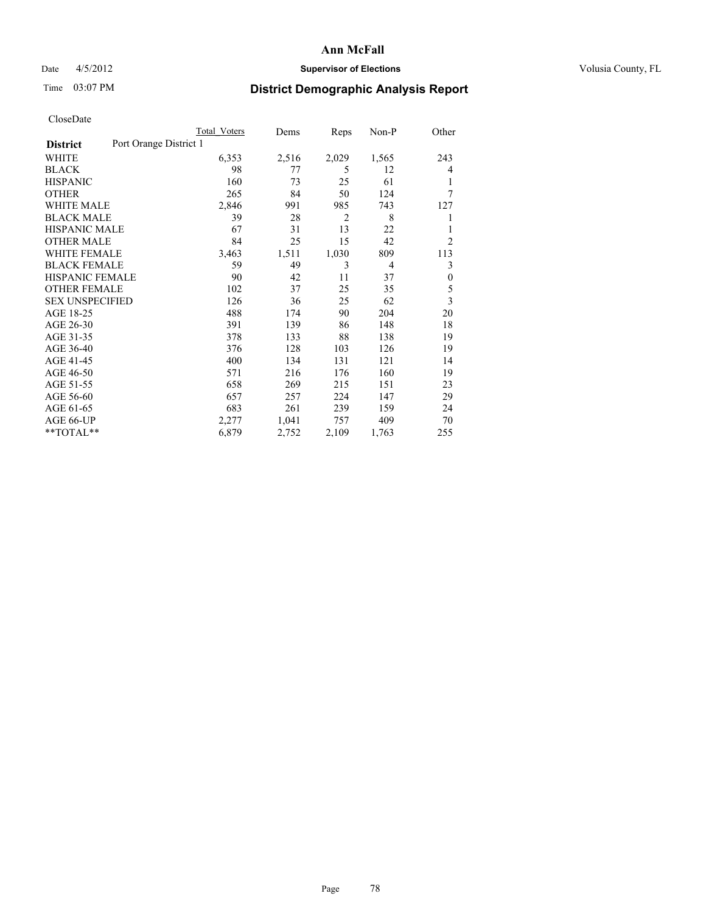# Ann McFall

Date 4/5/2012 **Supervisor of Elections** Volusia County, FL

Time 03:07 PM **District Demographic Analysis Report**

CloseDate

| | Total Voters | Dems | Reps | Non-P | Other |
|---|---|---|---|---|---|
| **District** Port Orange District 1 | | | | | |
| WHITE | 6,353 | 2,516 | 2,029 | 1,565 | 243 |
| BLACK | 98 | 77 | 5 | 12 | 4 |
| HISPANIC | 160 | 73 | 25 | 61 | 1 |
| OTHER | 265 | 84 | 50 | 124 | 7 |
| WHITE MALE | 2,846 | 991 | 985 | 743 | 127 |
| BLACK MALE | 39 | 28 | 2 | 8 | 1 |
| HISPANIC MALE | 67 | 31 | 13 | 22 | 1 |
| OTHER MALE | 84 | 25 | 15 | 42 | 2 |
| WHITE FEMALE | 3,463 | 1,511 | 1,030 | 809 | 113 |
| BLACK FEMALE | 59 | 49 | 3 | 4 | 3 |
| HISPANIC FEMALE | 90 | 42 | 11 | 37 | 0 |
| OTHER FEMALE | 102 | 37 | 25 | 35 | 5 |
| SEX UNSPECIFIED | 126 | 36 | 25 | 62 | 3 |
| AGE 18-25 | 488 | 174 | 90 | 204 | 20 |
| AGE 26-30 | 391 | 139 | 86 | 148 | 18 |
| AGE 31-35 | 378 | 133 | 88 | 138 | 19 |
| AGE 36-40 | 376 | 128 | 103 | 126 | 19 |
| AGE 41-45 | 400 | 134 | 131 | 121 | 14 |
| AGE 46-50 | 571 | 216 | 176 | 160 | 19 |
| AGE 51-55 | 658 | 269 | 215 | 151 | 23 |
| AGE 56-60 | 657 | 257 | 224 | 147 | 29 |
| AGE 61-65 | 683 | 261 | 239 | 159 | 24 |
| AGE 66-UP | 2,277 | 1,041 | 757 | 409 | 70 |
| **TOTAL** | 6,879 | 2,752 | 2,109 | 1,763 | 255 |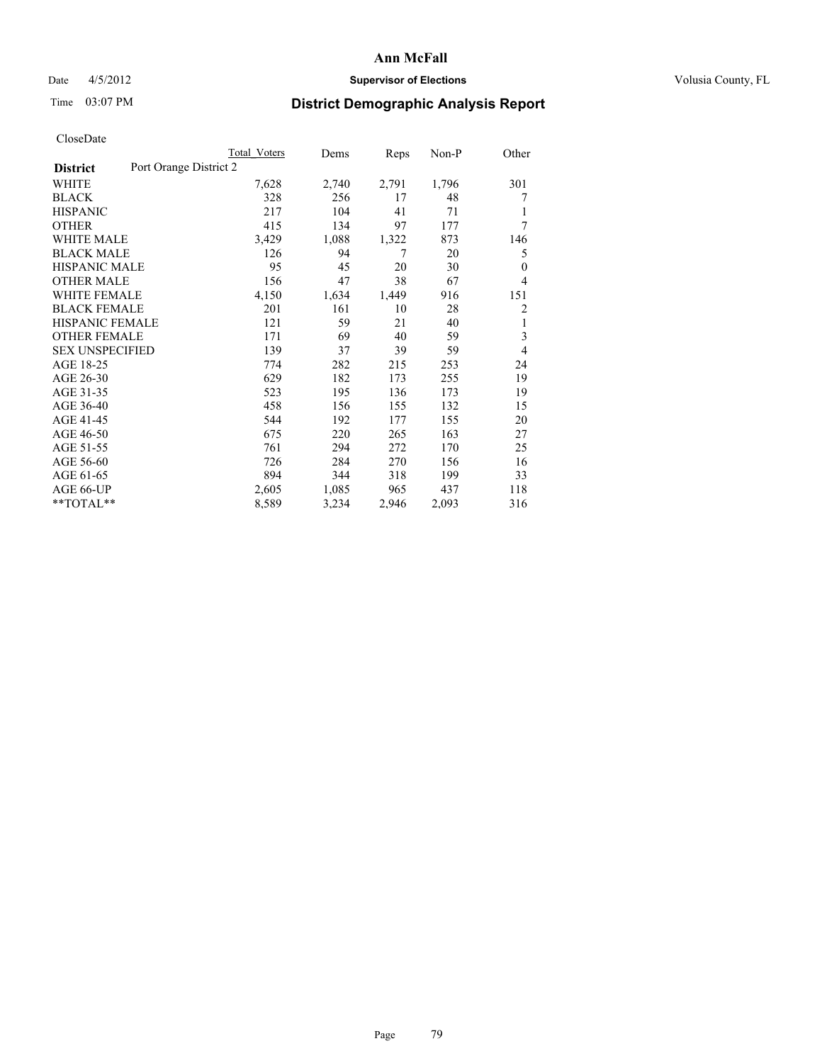# Ann McFall

Date 4/5/2012 **Supervisor of Elections** Volusia County, FL

Time 03:07 PM **District Demographic Analysis Report**

CloseDate

| **District** Port Orange District 2 | Total Voters | Dems | Reps | Non-P | Other |
|---|---|---|---|---|---|
| WHITE | 7,628 | 2,740 | 2,791 | 1,796 | 301 |
| BLACK | 328 | 256 | 17 | 48 | 7 |
| HISPANIC | 217 | 104 | 41 | 71 | 1 |
| OTHER | 415 | 134 | 97 | 177 | 7 |
| WHITE MALE | 3,429 | 1,088 | 1,322 | 873 | 146 |
| BLACK MALE | 126 | 94 | 7 | 20 | 5 |
| HISPANIC MALE | 95 | 45 | 20 | 30 | 0 |
| OTHER MALE | 156 | 47 | 38 | 67 | 4 |
| WHITE FEMALE | 4,150 | 1,634 | 1,449 | 916 | 151 |
| BLACK FEMALE | 201 | 161 | 10 | 28 | 2 |
| HISPANIC FEMALE | 121 | 59 | 21 | 40 | 1 |
| OTHER FEMALE | 171 | 69 | 40 | 59 | 3 |
| SEX UNSPECIFIED | 139 | 37 | 39 | 59 | 4 |
| AGE 18-25 | 774 | 282 | 215 | 253 | 24 |
| AGE 26-30 | 629 | 182 | 173 | 255 | 19 |
| AGE 31-35 | 523 | 195 | 136 | 173 | 19 |
| AGE 36-40 | 458 | 156 | 155 | 132 | 15 |
| AGE 41-45 | 544 | 192 | 177 | 155 | 20 |
| AGE 46-50 | 675 | 220 | 265 | 163 | 27 |
| AGE 51-55 | 761 | 294 | 272 | 170 | 25 |
| AGE 56-60 | 726 | 284 | 270 | 156 | 16 |
| AGE 61-65 | 894 | 344 | 318 | 199 | 33 |
| AGE 66-UP | 2,605 | 1,085 | 965 | 437 | 118 |
| **TOTAL** | 8,589 | 3,234 | 2,946 | 2,093 | 316 |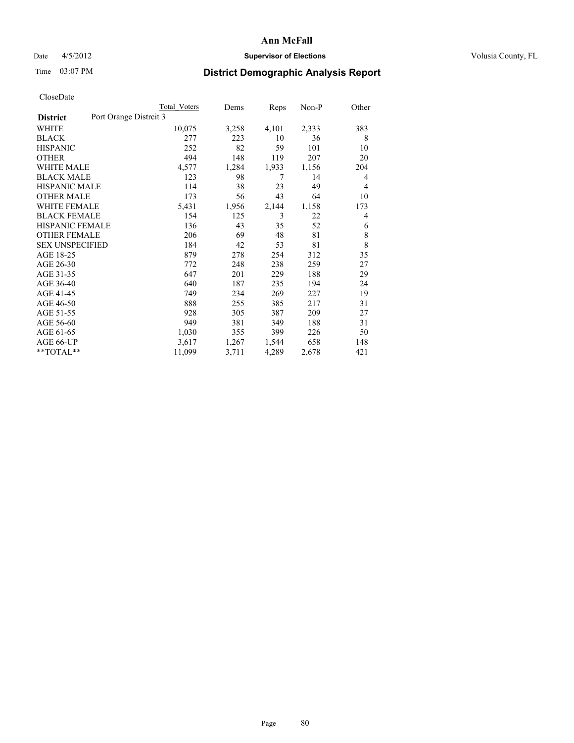CloseDate

| District | Port Orange Distrcit 3 | Total Voters | Dems | Reps | Non-P | Other |
|---|---|---|---|---|---|---|
| WHITE | | 10,075 | 3,258 | 4,101 | 2,333 | 383 |
| BLACK | | 277 | 223 | 10 | 36 | 8 |
| HISPANIC | | 252 | 82 | 59 | 101 | 10 |
| OTHER | | 494 | 148 | 119 | 207 | 20 |
| WHITE MALE | | 4,577 | 1,284 | 1,933 | 1,156 | 204 |
| BLACK MALE | | 123 | 98 | 7 | 14 | 4 |
| HISPANIC MALE | | 114 | 38 | 23 | 49 | 4 |
| OTHER MALE | | 173 | 56 | 43 | 64 | 10 |
| WHITE FEMALE | | 5,431 | 1,956 | 2,144 | 1,158 | 173 |
| BLACK FEMALE | | 154 | 125 | 3 | 22 | 4 |
| HISPANIC FEMALE | | 136 | 43 | 35 | 52 | 6 |
| OTHER FEMALE | | 206 | 69 | 48 | 81 | 8 |
| SEX UNSPECIFIED | | 184 | 42 | 53 | 81 | 8 |
| AGE 18-25 | | 879 | 278 | 254 | 312 | 35 |
| AGE 26-30 | | 772 | 248 | 238 | 259 | 27 |
| AGE 31-35 | | 647 | 201 | 229 | 188 | 29 |
| AGE 36-40 | | 640 | 187 | 235 | 194 | 24 |
| AGE 41-45 | | 749 | 234 | 269 | 227 | 19 |
| AGE 46-50 | | 888 | 255 | 385 | 217 | 31 |
| AGE 51-55 | | 928 | 305 | 387 | 209 | 27 |
| AGE 56-60 | | 949 | 381 | 349 | 188 | 31 |
| AGE 61-65 | | 1,030 | 355 | 399 | 226 | 50 |
| AGE 66-UP | | 3,617 | 1,267 | 1,544 | 658 | 148 |
| **TOTAL** | | 11,099 | 3,711 | 4,289 | 2,678 | 421 |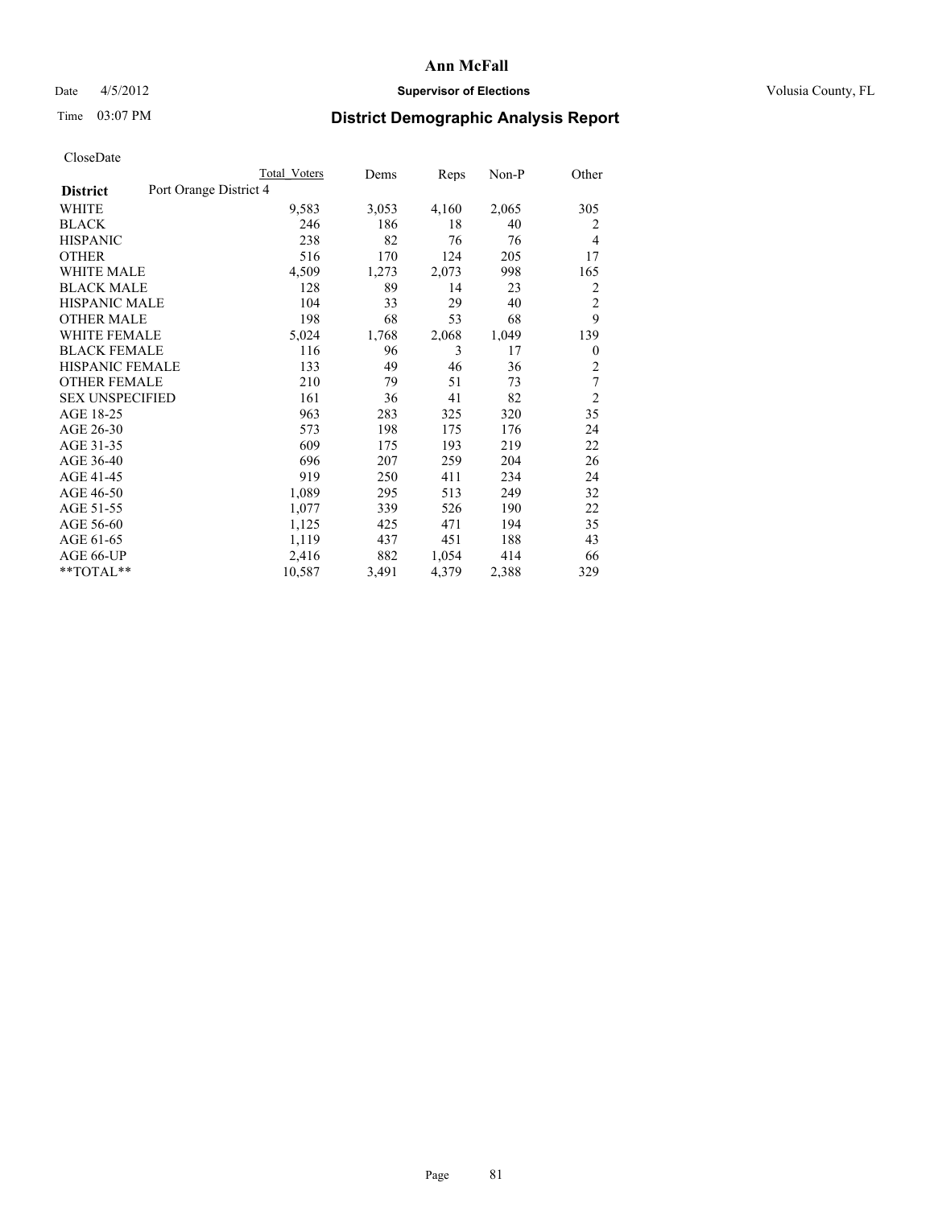# Ann McFall

Date 4/5/2012 **Supervisor of Elections** Volusia County, FL

Time 03:07 PM **District Demographic Analysis Report**

CloseDate

| **District** Port Orange District 4 | Total Voters | Dems | Reps | Non-P | Other |
|---|---|---|---|---|---|
| WHITE | 9,583 | 3,053 | 4,160 | 2,065 | 305 |
| BLACK | 246 | 186 | 18 | 40 | 2 |
| HISPANIC | 238 | 82 | 76 | 76 | 4 |
| OTHER | 516 | 170 | 124 | 205 | 17 |
| WHITE MALE | 4,509 | 1,273 | 2,073 | 998 | 165 |
| BLACK MALE | 128 | 89 | 14 | 23 | 2 |
| HISPANIC MALE | 104 | 33 | 29 | 40 | 2 |
| OTHER MALE | 198 | 68 | 53 | 68 | 9 |
| WHITE FEMALE | 5,024 | 1,768 | 2,068 | 1,049 | 139 |
| BLACK FEMALE | 116 | 96 | 3 | 17 | 0 |
| HISPANIC FEMALE | 133 | 49 | 46 | 36 | 2 |
| OTHER FEMALE | 210 | 79 | 51 | 73 | 7 |
| SEX UNSPECIFIED | 161 | 36 | 41 | 82 | 2 |
| AGE 18-25 | 963 | 283 | 325 | 320 | 35 |
| AGE 26-30 | 573 | 198 | 175 | 176 | 24 |
| AGE 31-35 | 609 | 175 | 193 | 219 | 22 |
| AGE 36-40 | 696 | 207 | 259 | 204 | 26 |
| AGE 41-45 | 919 | 250 | 411 | 234 | 24 |
| AGE 46-50 | 1,089 | 295 | 513 | 249 | 32 |
| AGE 51-55 | 1,077 | 339 | 526 | 190 | 22 |
| AGE 56-60 | 1,125 | 425 | 471 | 194 | 35 |
| AGE 61-65 | 1,119 | 437 | 451 | 188 | 43 |
| AGE 66-UP | 2,416 | 882 | 1,054 | 414 | 66 |
| **TOTAL** | 10,587 | 3,491 | 4,379 | 2,388 | 329 |